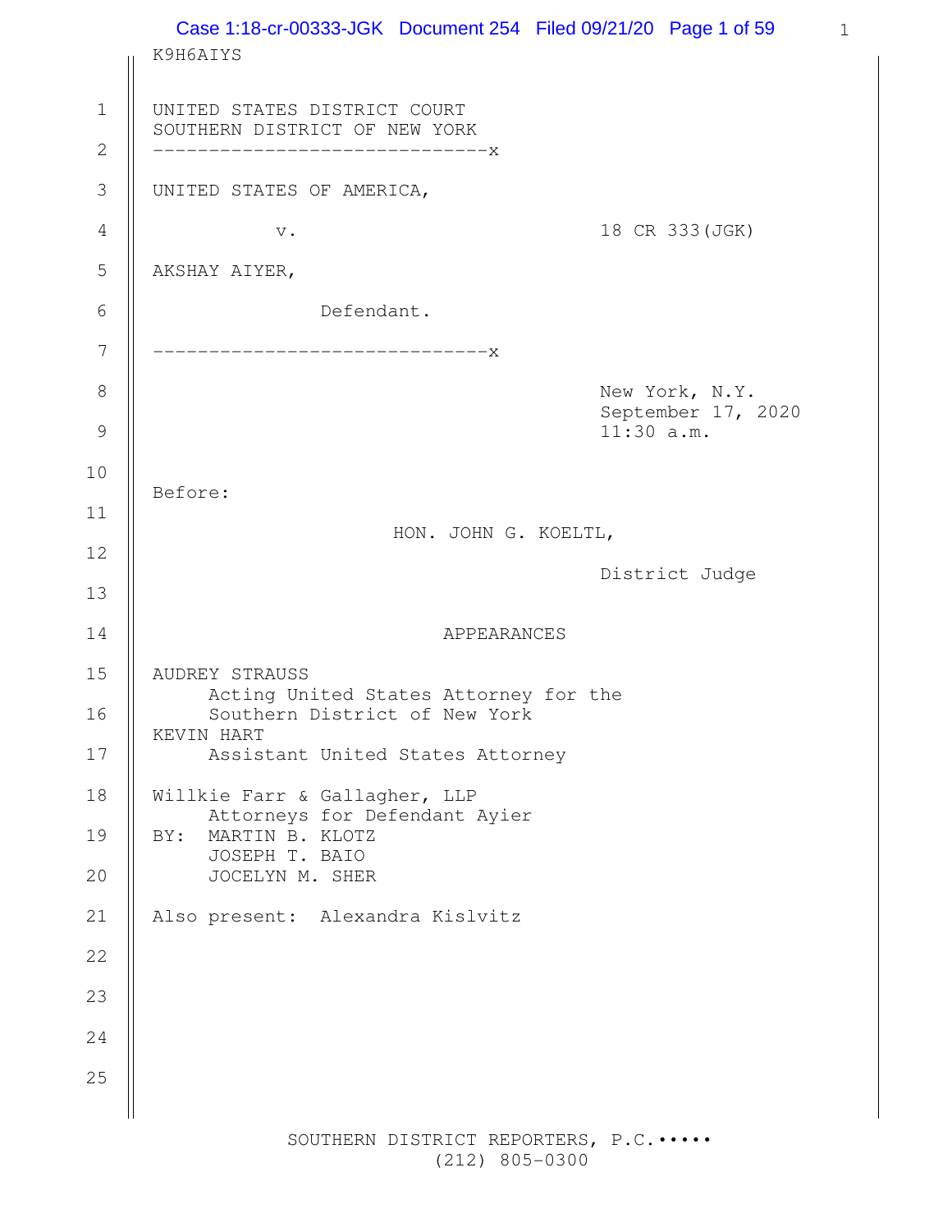K9H6AIYS

UNITED STATES DISTRICT COURT
SOUTHERN DISTRICT OF NEW YORK

------------------------------x

UNITED STATES OF AMERICA,

v. 18 CR 333(JGK)

AKSHAY AIYER,

Defendant.

------------------------------x

New York, N.Y.
September 17, 2020
11:30 a.m.

Before:

HON. JOHN G. KOELTL,

District Judge

APPEARANCES

AUDREY STRAUSS
Acting United States Attorney for the
Southern District of New York
KEVIN HART
Assistant United States Attorney

Willkie Farr & Gallagher, LLP
Attorneys for Defendant Ayier
BY: MARTIN B. KLOTZ
JOSEPH T. BAIO
JOCELYN M. SHER

Also present: Alexandra Kislvitz

SOUTHERN DISTRICT REPORTERS, P.C.
(212) 805-0300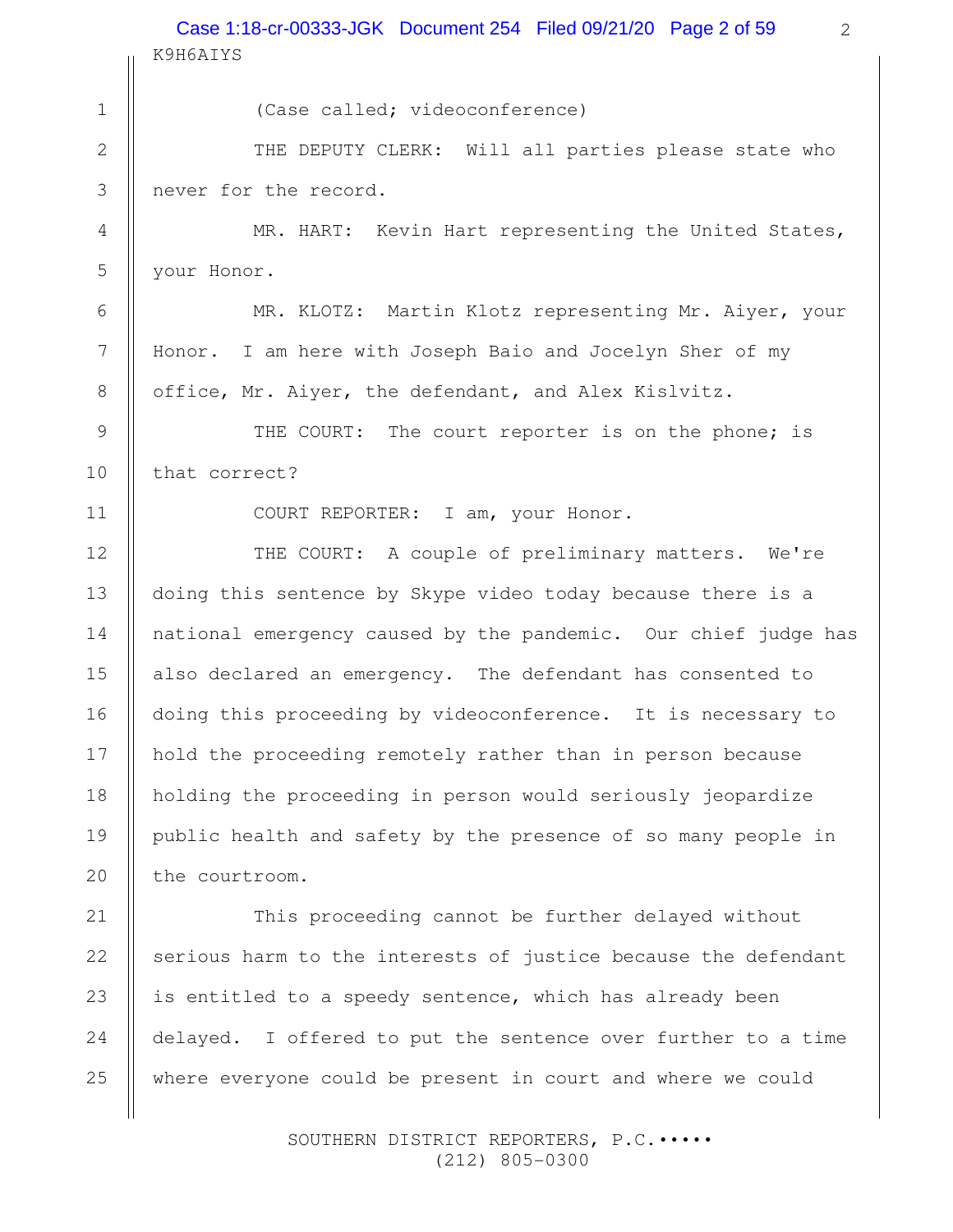(Case called; videoconference)

THE DEPUTY CLERK: Will all parties please state who never for the record.

MR. HART: Kevin Hart representing the United States, your Honor.

MR. KLOTZ: Martin Klotz representing Mr. Aiyer, your Honor. I am here with Joseph Baio and Jocelyn Sher of my office, Mr. Aiyer, the defendant, and Alex Kislvitz.

THE COURT: The court reporter is on the phone; is that correct?

COURT REPORTER: I am, your Honor.

THE COURT: A couple of preliminary matters. We're doing this sentence by Skype video today because there is a national emergency caused by the pandemic. Our chief judge has also declared an emergency. The defendant has consented to doing this proceeding by videoconference. It is necessary to hold the proceeding remotely rather than in person because holding the proceeding in person would seriously jeopardize public health and safety by the presence of so many people in the courtroom.

This proceeding cannot be further delayed without serious harm to the interests of justice because the defendant is entitled to a speedy sentence, which has already been delayed. I offered to put the sentence over further to a time where everyone could be present in court and where we could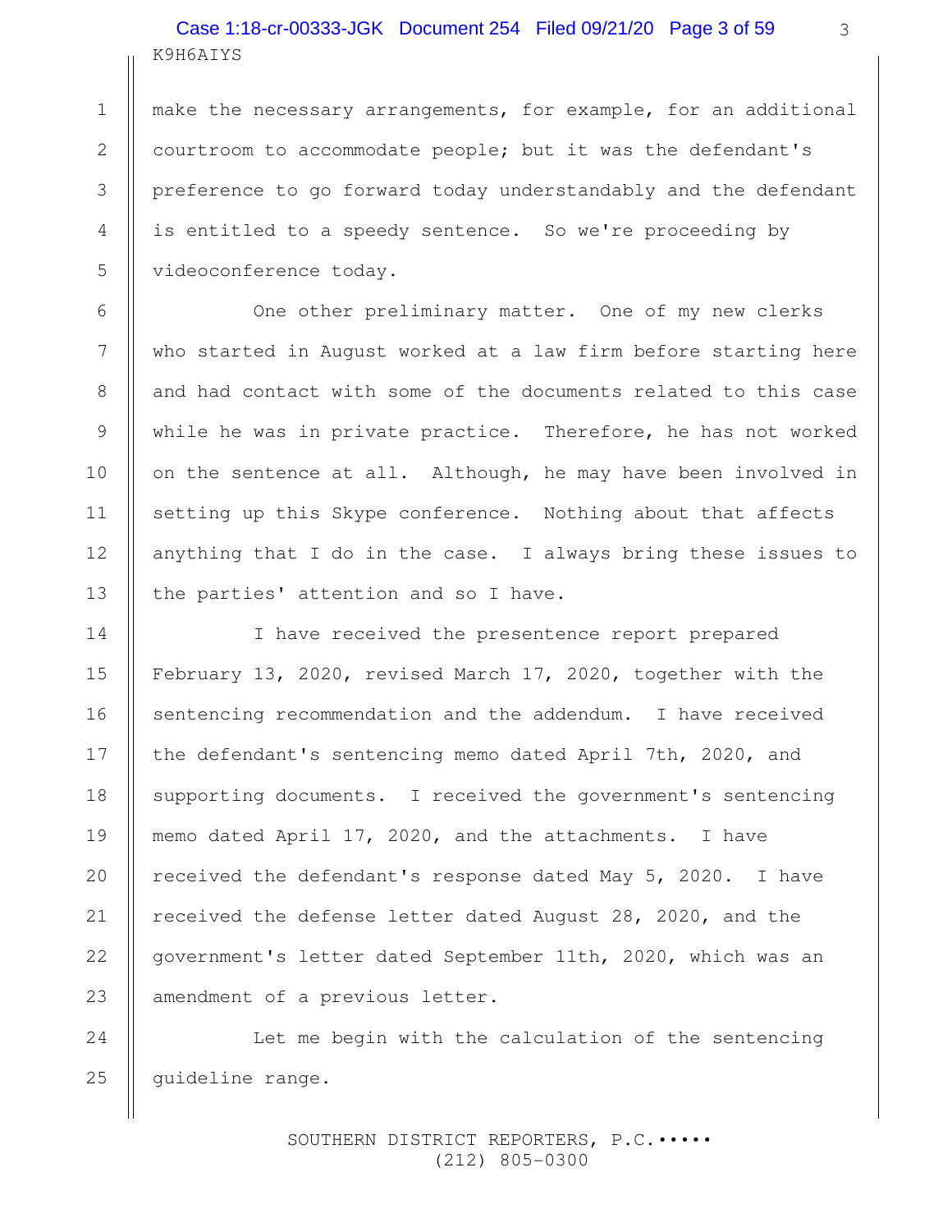make the necessary arrangements, for example, for an additional courtroom to accommodate people; but it was the defendant's preference to go forward today understandably and the defendant is entitled to a speedy sentence. So we're proceeding by videoconference today.

One other preliminary matter. One of my new clerks who started in August worked at a law firm before starting here and had contact with some of the documents related to this case while he was in private practice. Therefore, he has not worked on the sentence at all. Although, he may have been involved in setting up this Skype conference. Nothing about that affects anything that I do in the case. I always bring these issues to the parties' attention and so I have.

I have received the presentence report prepared February 13, 2020, revised March 17, 2020, together with the sentencing recommendation and the addendum. I have received the defendant's sentencing memo dated April 7th, 2020, and supporting documents. I received the government's sentencing memo dated April 17, 2020, and the attachments. I have received the defendant's response dated May 5, 2020. I have received the defense letter dated August 28, 2020, and the government's letter dated September 11th, 2020, which was an amendment of a previous letter.

Let me begin with the calculation of the sentencing guideline range.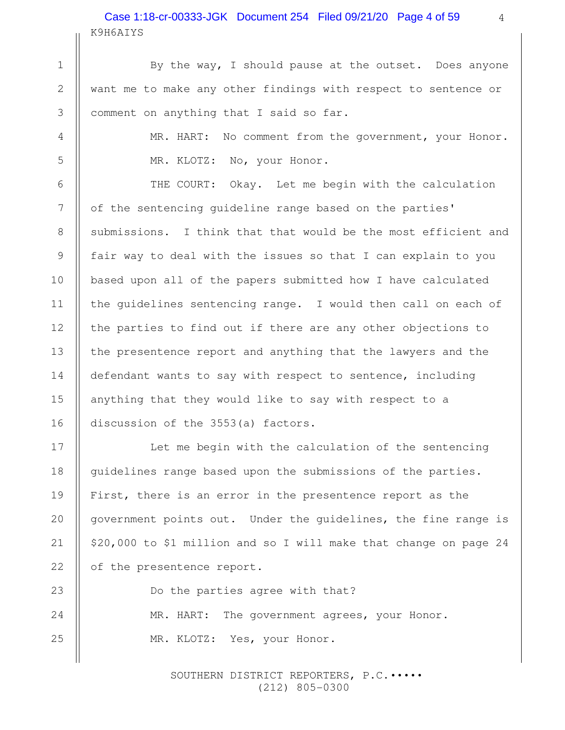By the way, I should pause at the outset. Does anyone want me to make any other findings with respect to sentence or comment on anything that I said so far.

MR. HART: No comment from the government, your Honor.

MR. KLOTZ: No, your Honor.

THE COURT: Okay. Let me begin with the calculation of the sentencing guideline range based on the parties' submissions. I think that that would be the most efficient and fair way to deal with the issues so that I can explain to you based upon all of the papers submitted how I have calculated the guidelines sentencing range. I would then call on each of the parties to find out if there are any other objections to the presentence report and anything that the lawyers and the defendant wants to say with respect to sentence, including anything that they would like to say with respect to a discussion of the 3553(a) factors.

Let me begin with the calculation of the sentencing guidelines range based upon the submissions of the parties. First, there is an error in the presentence report as the government points out. Under the guidelines, the fine range is $20,000 to $1 million and so I will make that change on page 24 of the presentence report.

Do the parties agree with that?

MR. HART: The government agrees, your Honor.

MR. KLOTZ: Yes, your Honor.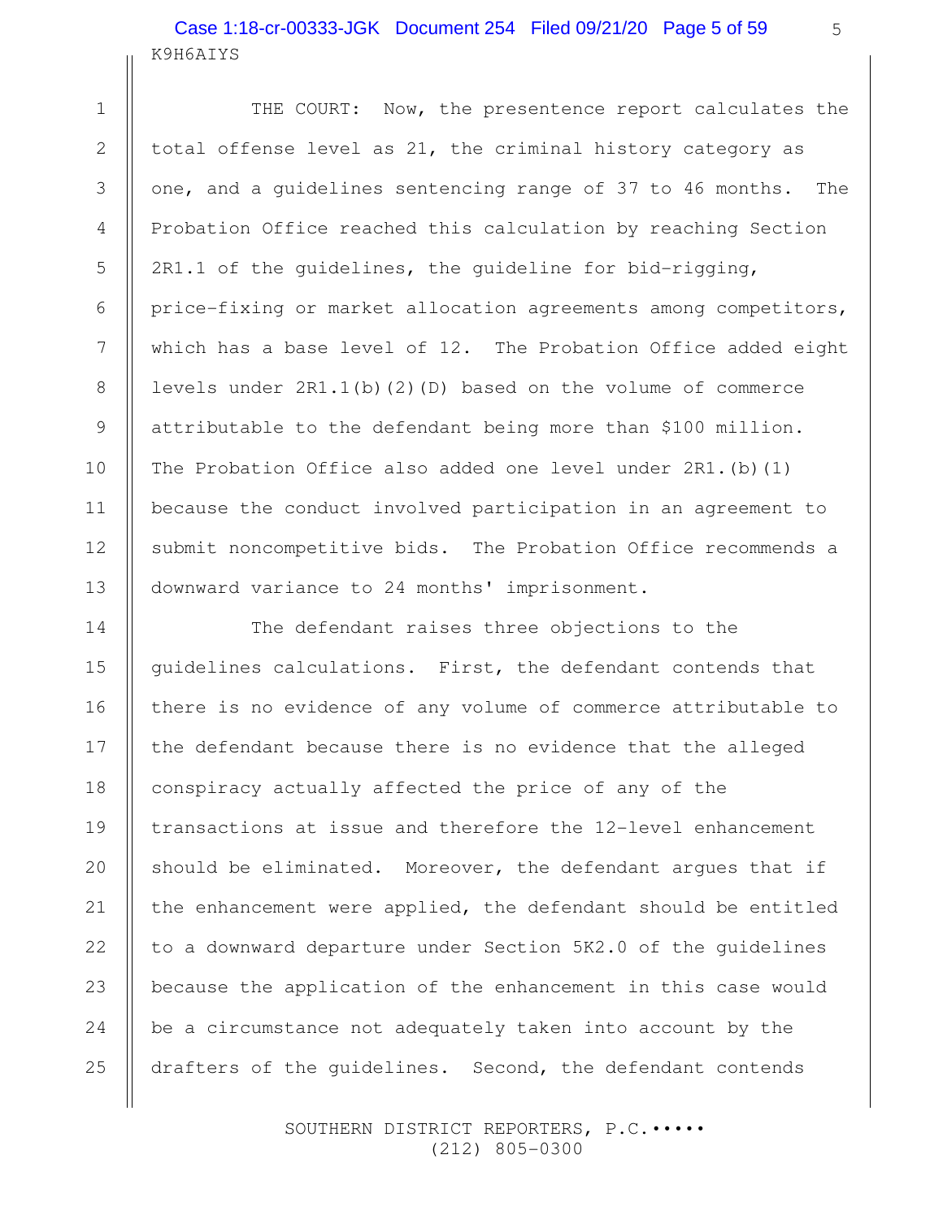THE COURT: Now, the presentence report calculates the total offense level as 21, the criminal history category as one, and a guidelines sentencing range of 37 to 46 months. The Probation Office reached this calculation by reaching Section 2R1.1 of the guidelines, the guideline for bid-rigging, price-fixing or market allocation agreements among competitors, which has a base level of 12. The Probation Office added eight levels under 2R1.1(b)(2)(D) based on the volume of commerce attributable to the defendant being more than $100 million. The Probation Office also added one level under 2R1.(b)(1) because the conduct involved participation in an agreement to submit noncompetitive bids. The Probation Office recommends a downward variance to 24 months' imprisonment.

The defendant raises three objections to the guidelines calculations. First, the defendant contends that there is no evidence of any volume of commerce attributable to the defendant because there is no evidence that the alleged conspiracy actually affected the price of any of the transactions at issue and therefore the 12-level enhancement should be eliminated. Moreover, the defendant argues that if the enhancement were applied, the defendant should be entitled to a downward departure under Section 5K2.0 of the guidelines because the application of the enhancement in this case would be a circumstance not adequately taken into account by the drafters of the guidelines. Second, the defendant contends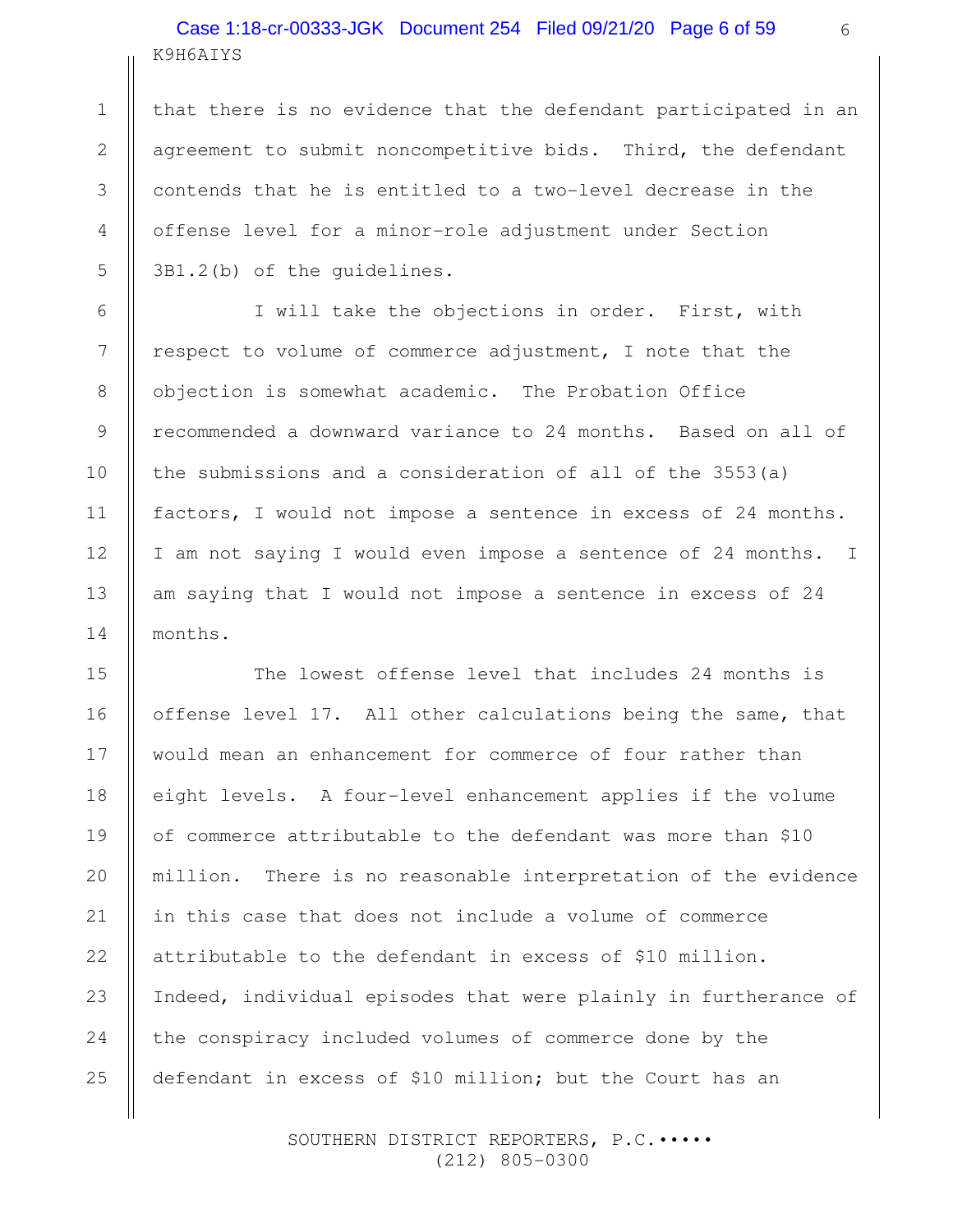that there is no evidence that the defendant participated in an agreement to submit noncompetitive bids. Third, the defendant contends that he is entitled to a two-level decrease in the offense level for a minor-role adjustment under Section 3B1.2(b) of the guidelines.

I will take the objections in order. First, with respect to volume of commerce adjustment, I note that the objection is somewhat academic. The Probation Office recommended a downward variance to 24 months. Based on all of the submissions and a consideration of all of the 3553(a) factors, I would not impose a sentence in excess of 24 months. I am not saying I would even impose a sentence of 24 months. I am saying that I would not impose a sentence in excess of 24 months.

The lowest offense level that includes 24 months is offense level 17. All other calculations being the same, that would mean an enhancement for commerce of four rather than eight levels. A four-level enhancement applies if the volume of commerce attributable to the defendant was more than $10 million. There is no reasonable interpretation of the evidence in this case that does not include a volume of commerce attributable to the defendant in excess of $10 million. Indeed, individual episodes that were plainly in furtherance of the conspiracy included volumes of commerce done by the defendant in excess of $10 million; but the Court has an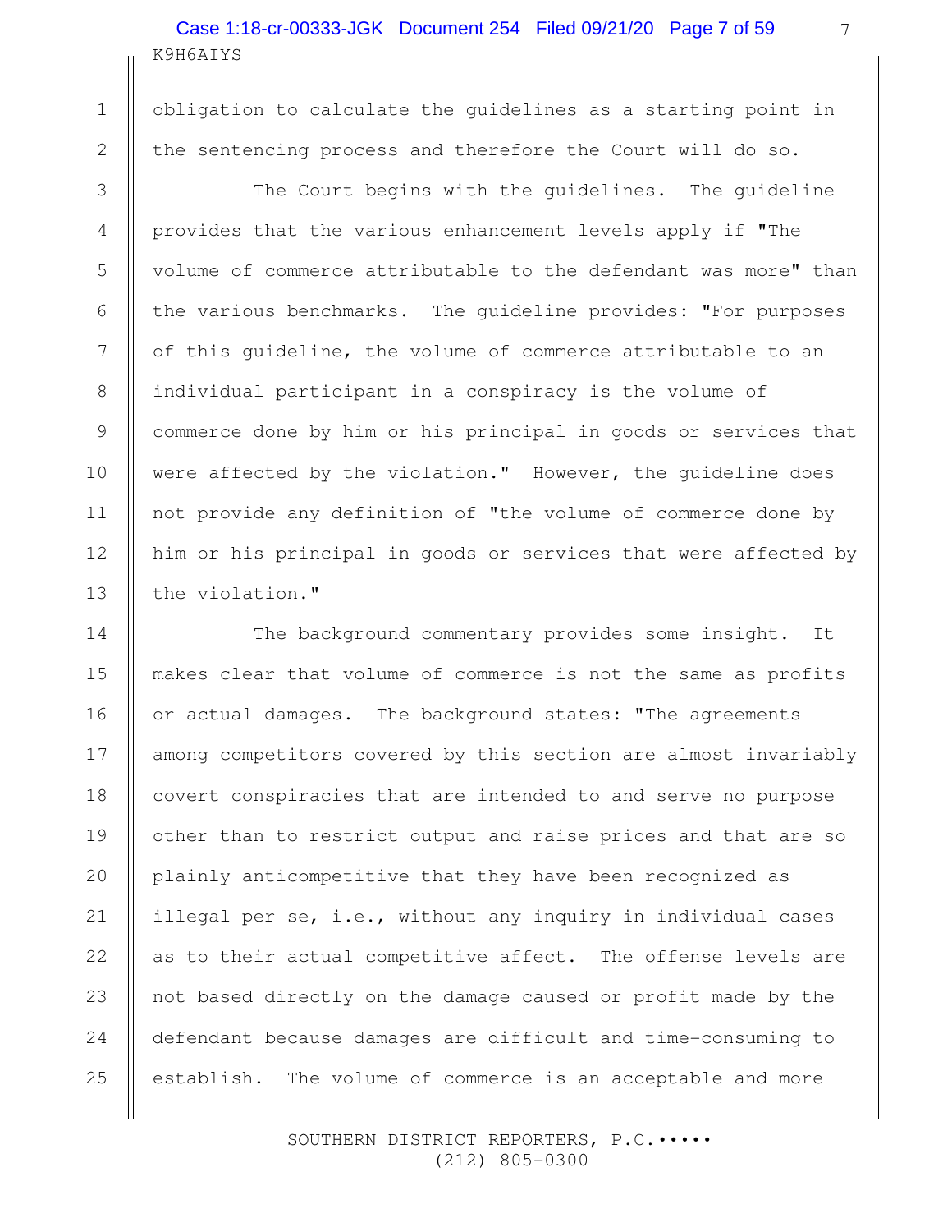obligation to calculate the guidelines as a starting point in the sentencing process and therefore the Court will do so.

The Court begins with the guidelines. The guideline provides that the various enhancement levels apply if "The volume of commerce attributable to the defendant was more" than the various benchmarks. The guideline provides: "For purposes of this guideline, the volume of commerce attributable to an individual participant in a conspiracy is the volume of commerce done by him or his principal in goods or services that were affected by the violation." However, the guideline does not provide any definition of "the volume of commerce done by him or his principal in goods or services that were affected by the violation."

The background commentary provides some insight. It makes clear that volume of commerce is not the same as profits or actual damages. The background states: "The agreements among competitors covered by this section are almost invariably covert conspiracies that are intended to and serve no purpose other than to restrict output and raise prices and that are so plainly anticompetitive that they have been recognized as illegal per se, i.e., without any inquiry in individual cases as to their actual competitive affect. The offense levels are not based directly on the damage caused or profit made by the defendant because damages are difficult and time-consuming to establish. The volume of commerce is an acceptable and more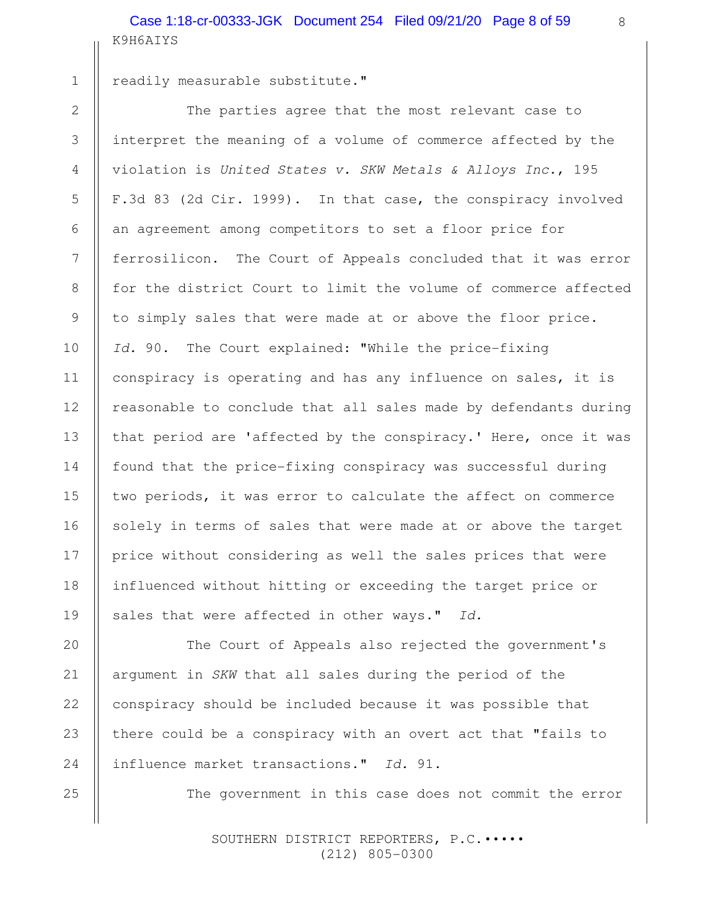readily measurable substitute."

The parties agree that the most relevant case to interpret the meaning of a volume of commerce affected by the violation is *United States v. SKW Metals & Alloys Inc.*, 195 F.3d 83 (2d Cir. 1999). In that case, the conspiracy involved an agreement among competitors to set a floor price for ferrosilicon. The Court of Appeals concluded that it was error for the district Court to limit the volume of commerce affected to simply sales that were made at or above the floor price. *Id.* 90. The Court explained: "While the price-fixing conspiracy is operating and has any influence on sales, it is reasonable to conclude that all sales made by defendants during that period are 'affected by the conspiracy.' Here, once it was found that the price-fixing conspiracy was successful during two periods, it was error to calculate the affect on commerce solely in terms of sales that were made at or above the target price without considering as well the sales prices that were influenced without hitting or exceeding the target price or sales that were affected in other ways." *Id.*

The Court of Appeals also rejected the government's argument in *SKW* that all sales during the period of the conspiracy should be included because it was possible that there could be a conspiracy with an overt act that "fails to influence market transactions." *Id.* 91.

The government in this case does not commit the error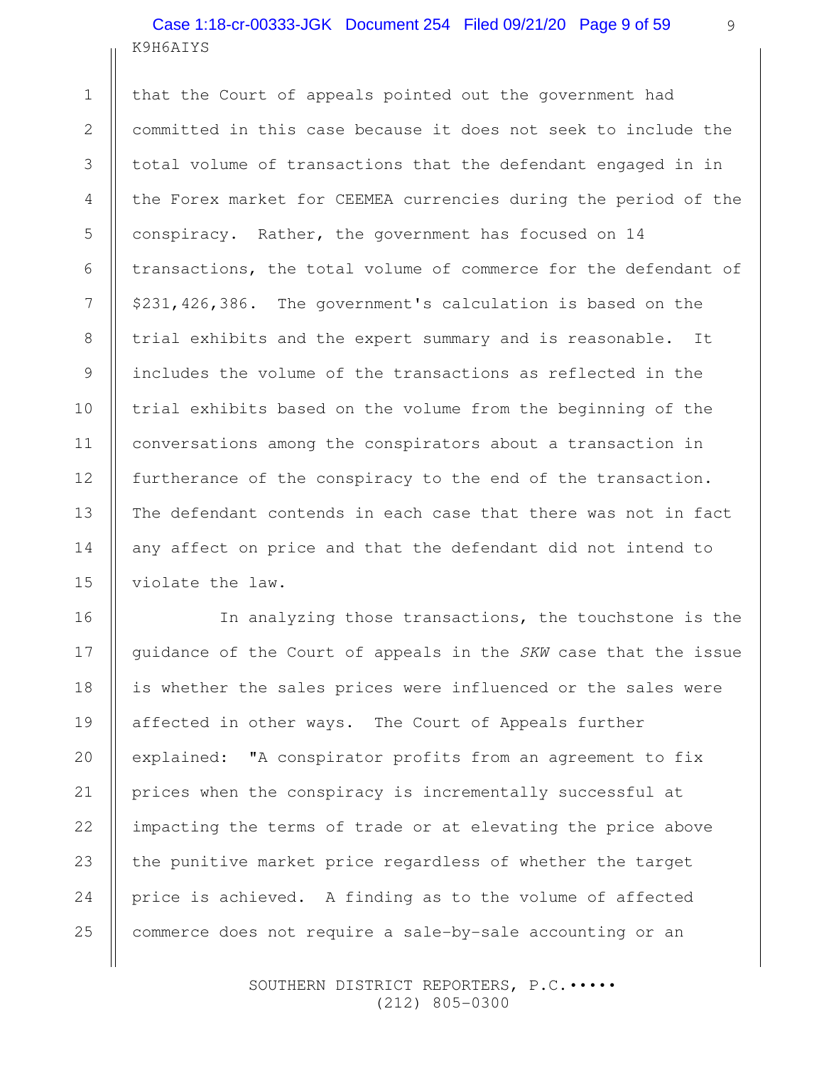that the Court of appeals pointed out the government had committed in this case because it does not seek to include the total volume of transactions that the defendant engaged in in the Forex market for CEEMEA currencies during the period of the conspiracy. Rather, the government has focused on 14 transactions, the total volume of commerce for the defendant of $231,426,386. The government's calculation is based on the trial exhibits and the expert summary and is reasonable. It includes the volume of the transactions as reflected in the trial exhibits based on the volume from the beginning of the conversations among the conspirators about a transaction in furtherance of the conspiracy to the end of the transaction. The defendant contends in each case that there was not in fact any affect on price and that the defendant did not intend to violate the law.

In analyzing those transactions, the touchstone is the guidance of the Court of appeals in the *SKW* case that the issue is whether the sales prices were influenced or the sales were affected in other ways. The Court of Appeals further explained: "A conspirator profits from an agreement to fix prices when the conspiracy is incrementally successful at impacting the terms of trade or at elevating the price above the punitive market price regardless of whether the target price is achieved. A finding as to the volume of affected commerce does not require a sale-by-sale accounting or an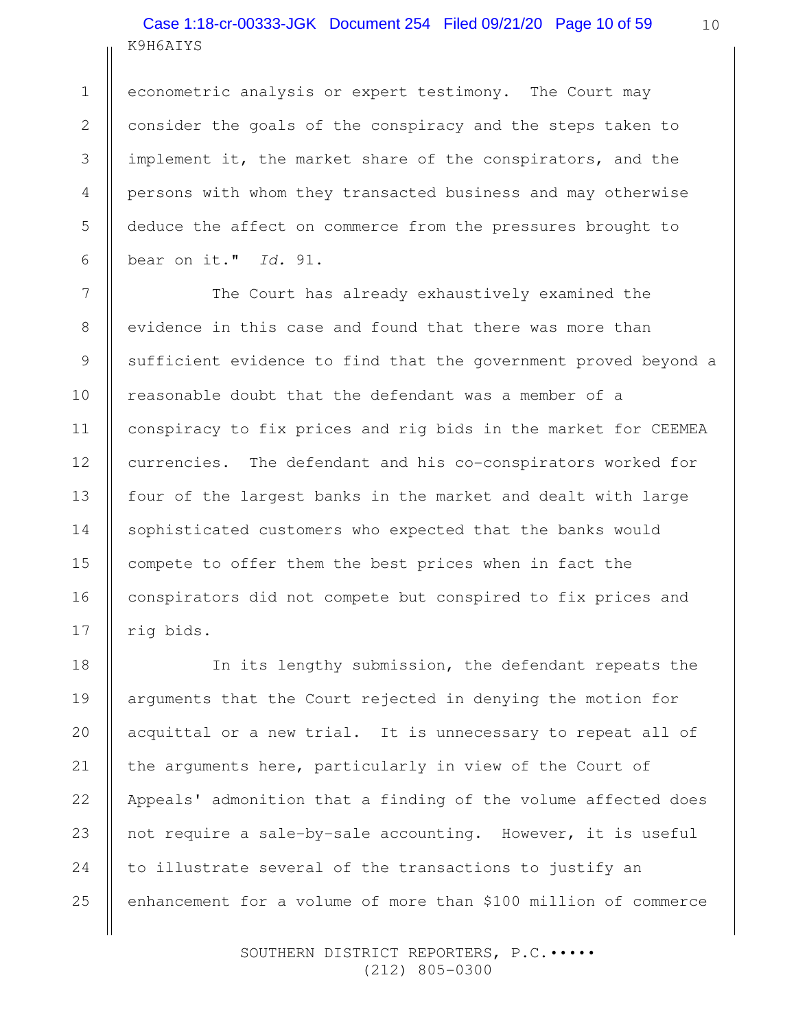econometric analysis or expert testimony. The Court may consider the goals of the conspiracy and the steps taken to implement it, the market share of the conspirators, and the persons with whom they transacted business and may otherwise deduce the affect on commerce from the pressures brought to bear on it." *Id.* 91.

The Court has already exhaustively examined the evidence in this case and found that there was more than sufficient evidence to find that the government proved beyond a reasonable doubt that the defendant was a member of a conspiracy to fix prices and rig bids in the market for CEEMEA currencies. The defendant and his co-conspirators worked for four of the largest banks in the market and dealt with large sophisticated customers who expected that the banks would compete to offer them the best prices when in fact the conspirators did not compete but conspired to fix prices and rig bids.

In its lengthy submission, the defendant repeats the arguments that the Court rejected in denying the motion for acquittal or a new trial. It is unnecessary to repeat all of the arguments here, particularly in view of the Court of Appeals' admonition that a finding of the volume affected does not require a sale-by-sale accounting. However, it is useful to illustrate several of the transactions to justify an enhancement for a volume of more than $100 million of commerce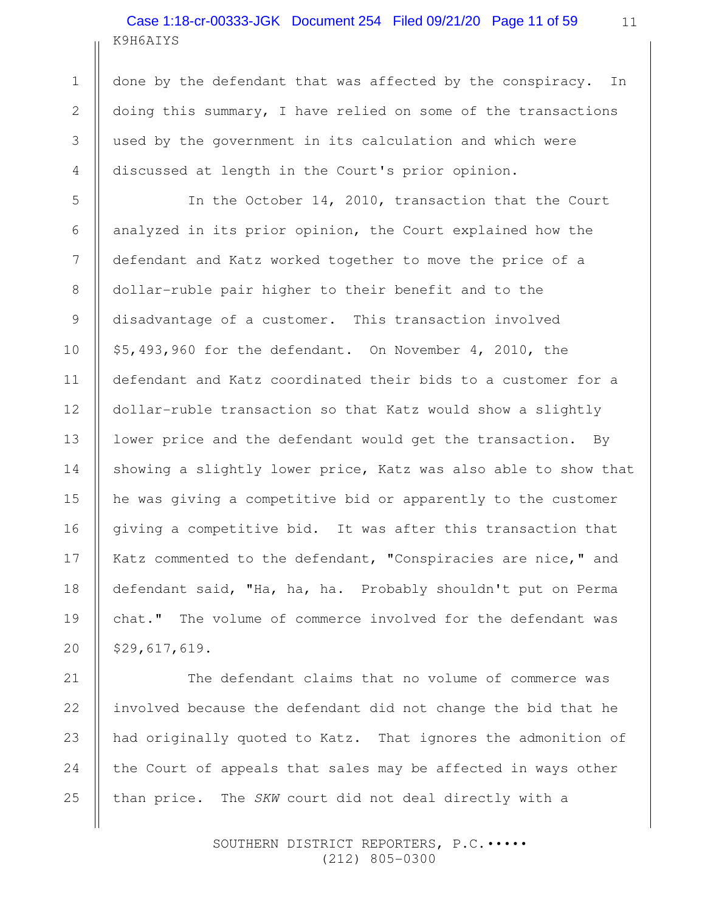done by the defendant that was affected by the conspiracy. In doing this summary, I have relied on some of the transactions used by the government in its calculation and which were discussed at length in the Court's prior opinion.

In the October 14, 2010, transaction that the Court analyzed in its prior opinion, the Court explained how the defendant and Katz worked together to move the price of a dollar-ruble pair higher to their benefit and to the disadvantage of a customer. This transaction involved $5,493,960 for the defendant. On November 4, 2010, the defendant and Katz coordinated their bids to a customer for a dollar-ruble transaction so that Katz would show a slightly lower price and the defendant would get the transaction. By showing a slightly lower price, Katz was also able to show that he was giving a competitive bid or apparently to the customer giving a competitive bid. It was after this transaction that Katz commented to the defendant, "Conspiracies are nice," and defendant said, "Ha, ha, ha. Probably shouldn't put on Perma chat." The volume of commerce involved for the defendant was $29,617,619.

The defendant claims that no volume of commerce was involved because the defendant did not change the bid that he had originally quoted to Katz. That ignores the admonition of the Court of appeals that sales may be affected in ways other than price. The *SKW* court did not deal directly with a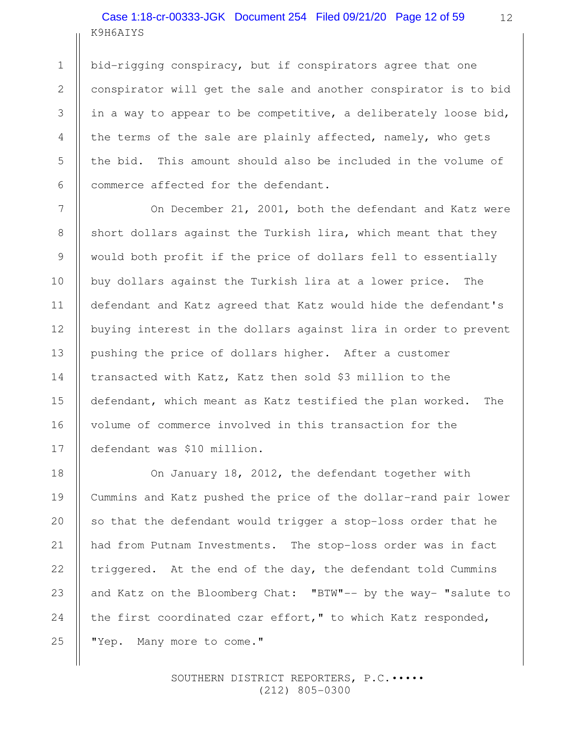bid-rigging conspiracy, but if conspirators agree that one conspirator will get the sale and another conspirator is to bid in a way to appear to be competitive, a deliberately loose bid, the terms of the sale are plainly affected, namely, who gets the bid. This amount should also be included in the volume of commerce affected for the defendant.

On December 21, 2001, both the defendant and Katz were short dollars against the Turkish lira, which meant that they would both profit if the price of dollars fell to essentially buy dollars against the Turkish lira at a lower price. The defendant and Katz agreed that Katz would hide the defendant's buying interest in the dollars against lira in order to prevent pushing the price of dollars higher. After a customer transacted with Katz, Katz then sold $3 million to the defendant, which meant as Katz testified the plan worked. The volume of commerce involved in this transaction for the defendant was $10 million.

On January 18, 2012, the defendant together with Cummins and Katz pushed the price of the dollar-rand pair lower so that the defendant would trigger a stop-loss order that he had from Putnam Investments. The stop-loss order was in fact triggered. At the end of the day, the defendant told Cummins and Katz on the Bloomberg Chat: "BTW"-- by the way- "salute to the first coordinated czar effort," to which Katz responded, "Yep. Many more to come."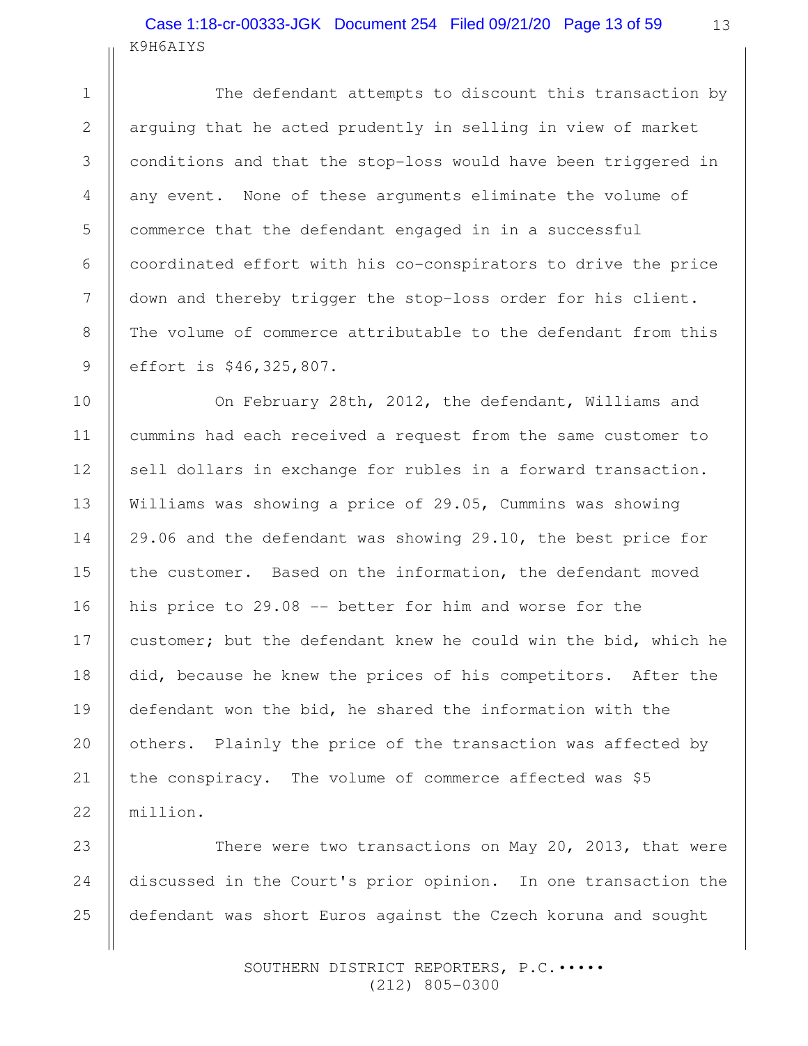The defendant attempts to discount this transaction by arguing that he acted prudently in selling in view of market conditions and that the stop-loss would have been triggered in any event. None of these arguments eliminate the volume of commerce that the defendant engaged in in a successful coordinated effort with his co-conspirators to drive the price down and thereby trigger the stop-loss order for his client. The volume of commerce attributable to the defendant from this effort is $46,325,807.

On February 28th, 2012, the defendant, Williams and cummins had each received a request from the same customer to sell dollars in exchange for rubles in a forward transaction. Williams was showing a price of 29.05, Cummins was showing 29.06 and the defendant was showing 29.10, the best price for the customer. Based on the information, the defendant moved his price to 29.08 -- better for him and worse for the customer; but the defendant knew he could win the bid, which he did, because he knew the prices of his competitors. After the defendant won the bid, he shared the information with the others. Plainly the price of the transaction was affected by the conspiracy. The volume of commerce affected was $5 million.

There were two transactions on May 20, 2013, that were discussed in the Court's prior opinion. In one transaction the defendant was short Euros against the Czech koruna and sought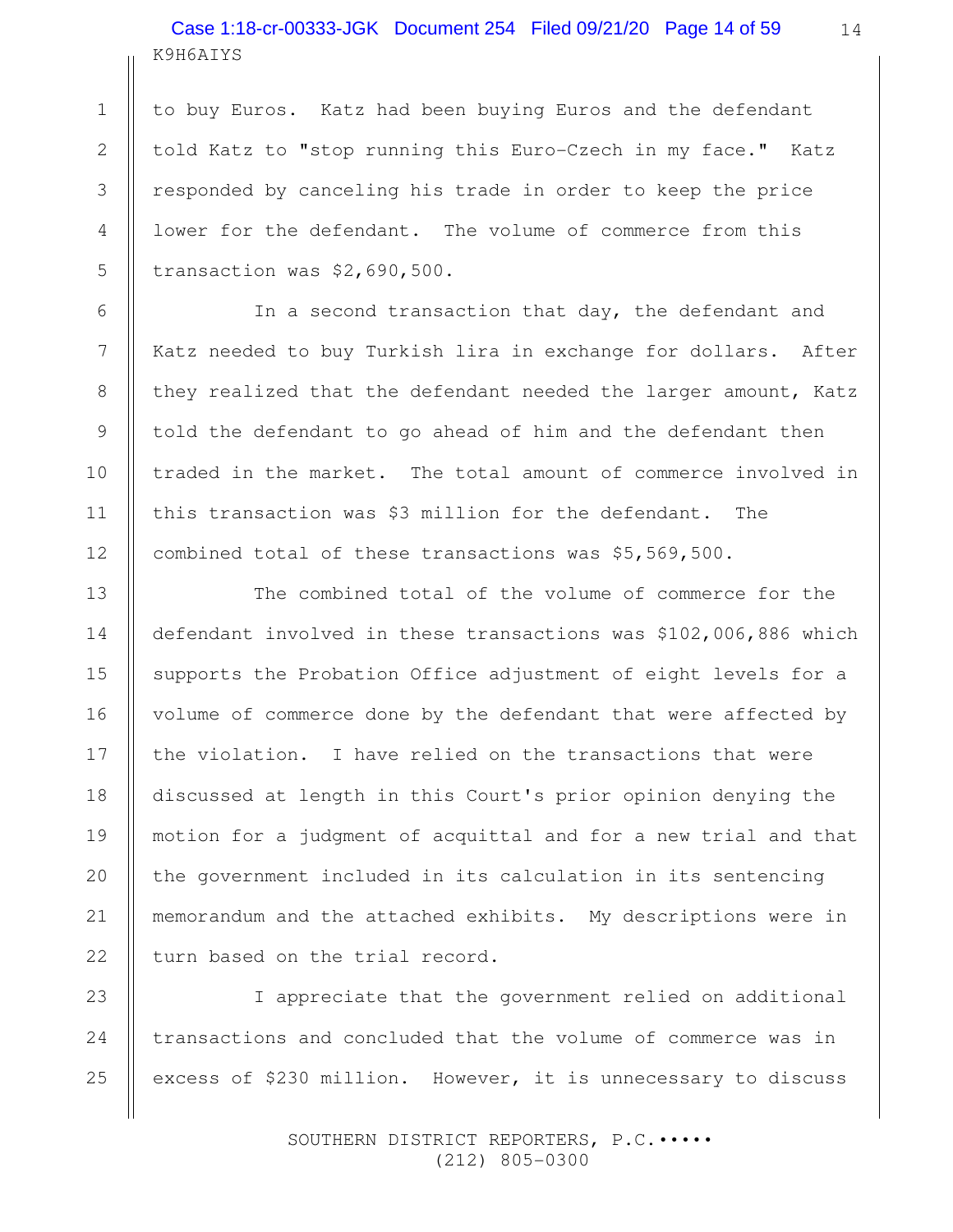to buy Euros. Katz had been buying Euros and the defendant told Katz to "stop running this Euro-Czech in my face." Katz responded by canceling his trade in order to keep the price lower for the defendant. The volume of commerce from this transaction was $2,690,500.

In a second transaction that day, the defendant and Katz needed to buy Turkish lira in exchange for dollars. After they realized that the defendant needed the larger amount, Katz told the defendant to go ahead of him and the defendant then traded in the market. The total amount of commerce involved in this transaction was $3 million for the defendant. The combined total of these transactions was $5,569,500.

The combined total of the volume of commerce for the defendant involved in these transactions was $102,006,886 which supports the Probation Office adjustment of eight levels for a volume of commerce done by the defendant that were affected by the violation. I have relied on the transactions that were discussed at length in this Court's prior opinion denying the motion for a judgment of acquittal and for a new trial and that the government included in its calculation in its sentencing memorandum and the attached exhibits. My descriptions were in turn based on the trial record.

I appreciate that the government relied on additional transactions and concluded that the volume of commerce was in excess of $230 million. However, it is unnecessary to discuss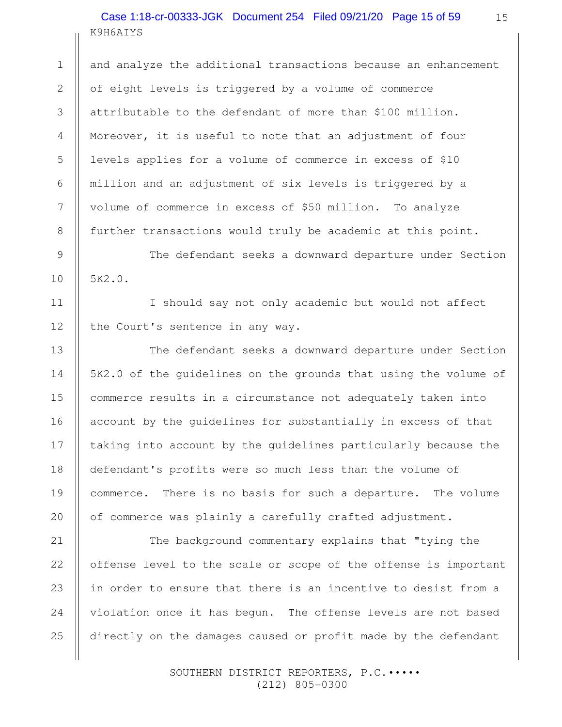and analyze the additional transactions because an enhancement of eight levels is triggered by a volume of commerce attributable to the defendant of more than $100 million. Moreover, it is useful to note that an adjustment of four levels applies for a volume of commerce in excess of $10 million and an adjustment of six levels is triggered by a volume of commerce in excess of $50 million. To analyze further transactions would truly be academic at this point.

The defendant seeks a downward departure under Section 5K2.0.

I should say not only academic but would not affect the Court's sentence in any way.

The defendant seeks a downward departure under Section 5K2.0 of the guidelines on the grounds that using the volume of commerce results in a circumstance not adequately taken into account by the guidelines for substantially in excess of that taking into account by the guidelines particularly because the defendant's profits were so much less than the volume of commerce. There is no basis for such a departure. The volume of commerce was plainly a carefully crafted adjustment.

The background commentary explains that "tying the offense level to the scale or scope of the offense is important in order to ensure that there is an incentive to desist from a violation once it has begun. The offense levels are not based directly on the damages caused or profit made by the defendant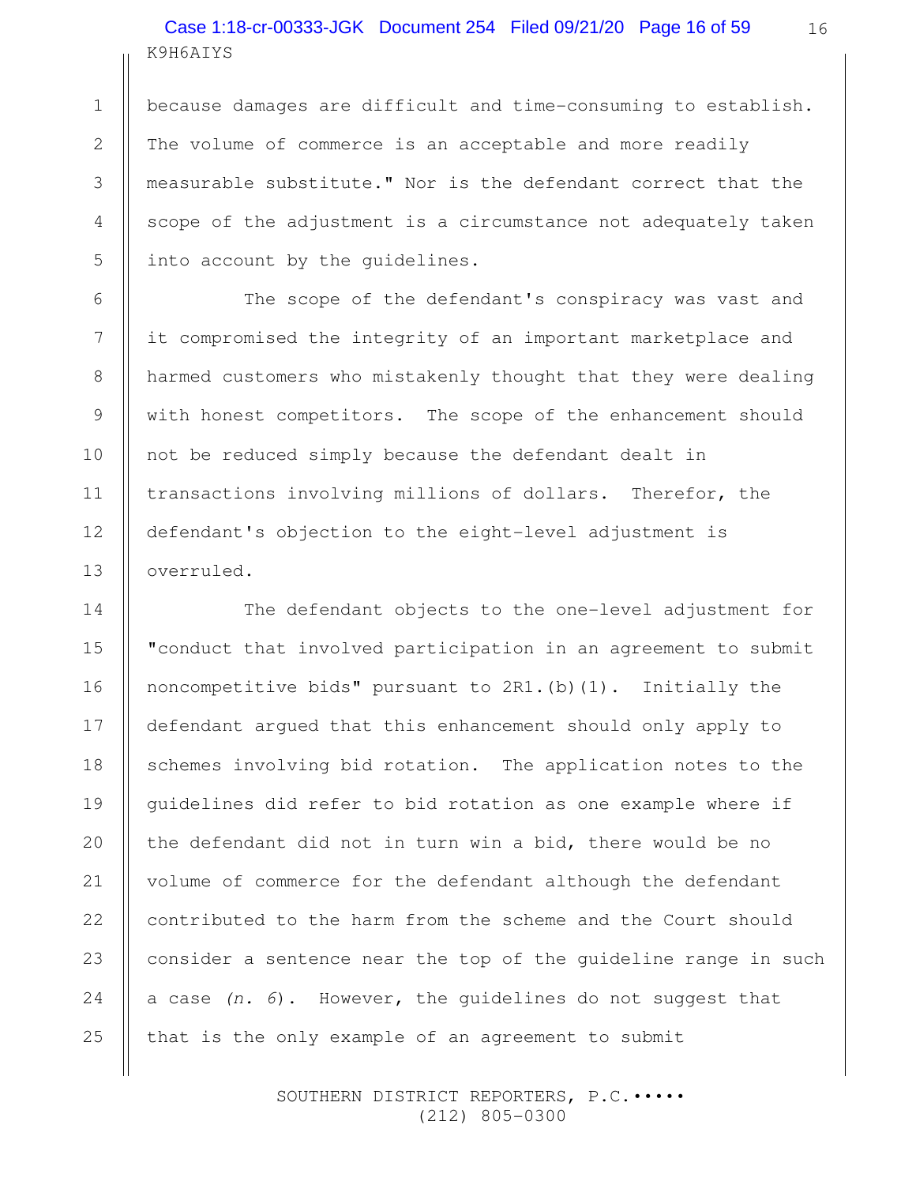because damages are difficult and time-consuming to establish. The volume of commerce is an acceptable and more readily measurable substitute." Nor is the defendant correct that the scope of the adjustment is a circumstance not adequately taken into account by the guidelines.

The scope of the defendant's conspiracy was vast and it compromised the integrity of an important marketplace and harmed customers who mistakenly thought that they were dealing with honest competitors. The scope of the enhancement should not be reduced simply because the defendant dealt in transactions involving millions of dollars. Therefor, the defendant's objection to the eight-level adjustment is overruled.

The defendant objects to the one-level adjustment for "conduct that involved participation in an agreement to submit noncompetitive bids" pursuant to 2R1.(b)(1). Initially the defendant argued that this enhancement should only apply to schemes involving bid rotation. The application notes to the guidelines did refer to bid rotation as one example where if the defendant did not in turn win a bid, there would be no volume of commerce for the defendant although the defendant contributed to the harm from the scheme and the Court should consider a sentence near the top of the guideline range in such a case *(n. 6)*. However, the guidelines do not suggest that that is the only example of an agreement to submit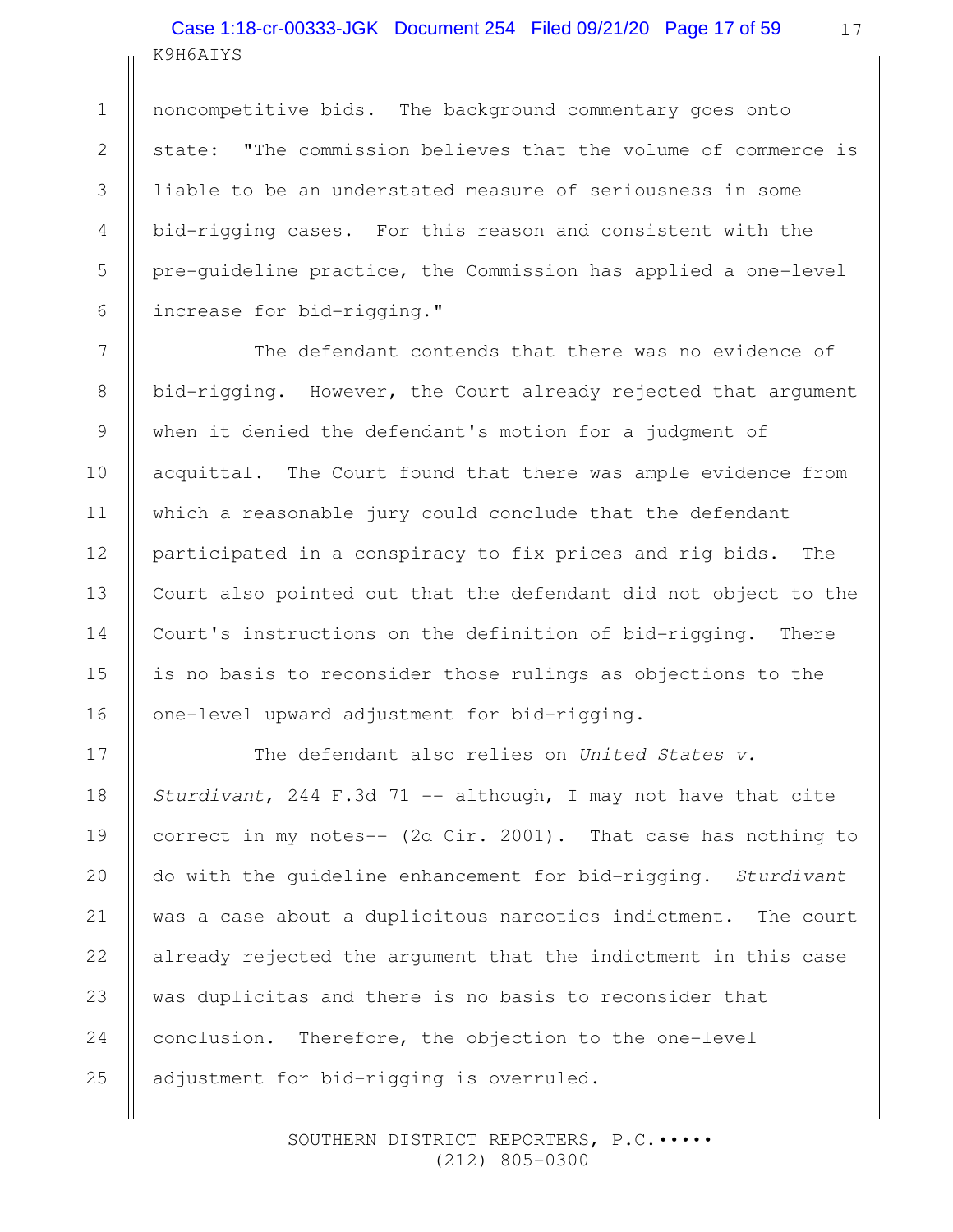noncompetitive bids. The background commentary goes onto state: "The commission believes that the volume of commerce is liable to be an understated measure of seriousness in some bid-rigging cases. For this reason and consistent with the pre-guideline practice, the Commission has applied a one-level increase for bid-rigging."

The defendant contends that there was no evidence of bid-rigging. However, the Court already rejected that argument when it denied the defendant's motion for a judgment of acquittal. The Court found that there was ample evidence from which a reasonable jury could conclude that the defendant participated in a conspiracy to fix prices and rig bids. The Court also pointed out that the defendant did not object to the Court's instructions on the definition of bid-rigging. There is no basis to reconsider those rulings as objections to the one-level upward adjustment for bid-rigging.

The defendant also relies on *United States v. Sturdivant*, 244 F.3d 71 -- although, I may not have that cite correct in my notes-- (2d Cir. 2001). That case has nothing to do with the guideline enhancement for bid-rigging. *Sturdivant* was a case about a duplicitous narcotics indictment. The court already rejected the argument that the indictment in this case was duplicitas and there is no basis to reconsider that conclusion. Therefore, the objection to the one-level adjustment for bid-rigging is overruled.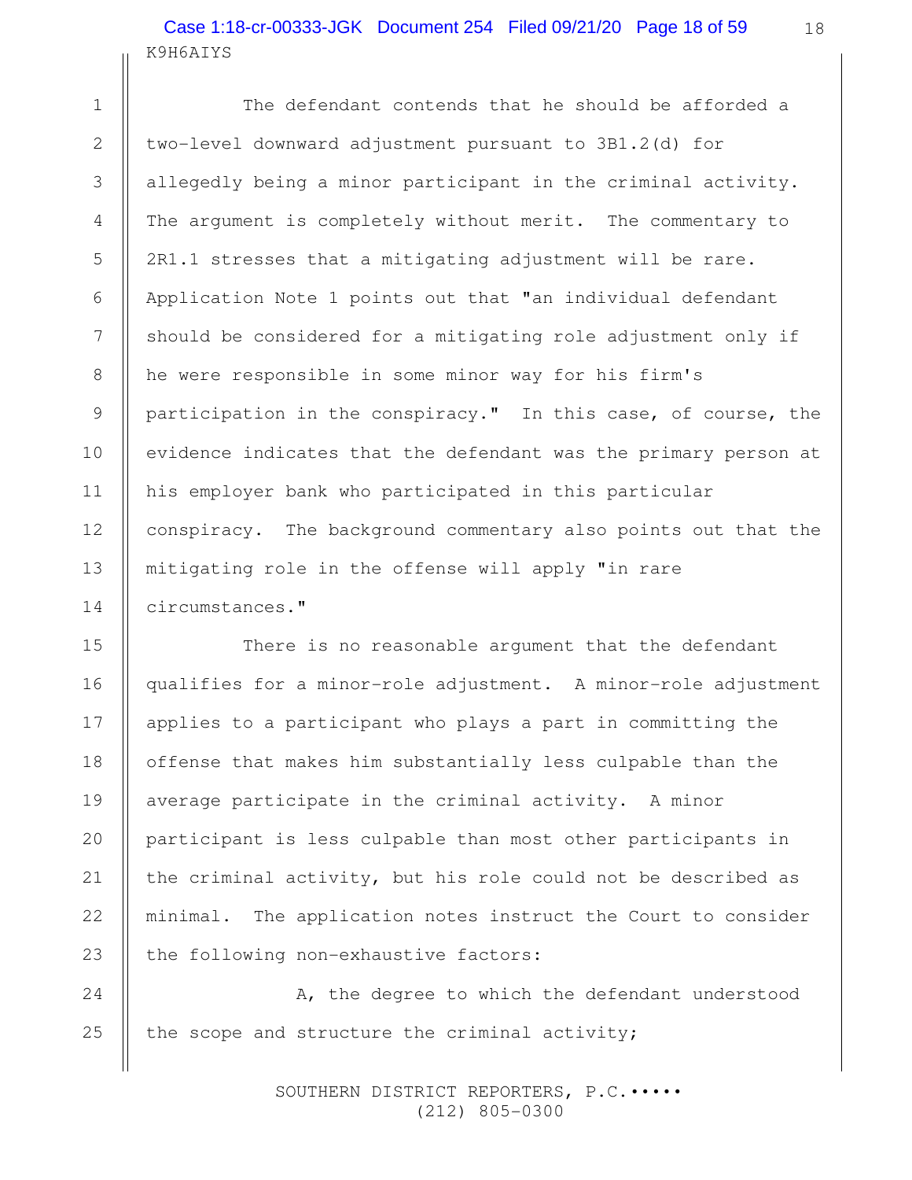The defendant contends that he should be afforded a two-level downward adjustment pursuant to 3B1.2(d) for allegedly being a minor participant in the criminal activity. The argument is completely without merit. The commentary to 2R1.1 stresses that a mitigating adjustment will be rare. Application Note 1 points out that "an individual defendant should be considered for a mitigating role adjustment only if he were responsible in some minor way for his firm's participation in the conspiracy." In this case, of course, the evidence indicates that the defendant was the primary person at his employer bank who participated in this particular conspiracy. The background commentary also points out that the mitigating role in the offense will apply "in rare circumstances."

There is no reasonable argument that the defendant qualifies for a minor-role adjustment. A minor-role adjustment applies to a participant who plays a part in committing the offense that makes him substantially less culpable than the average participate in the criminal activity. A minor participant is less culpable than most other participants in the criminal activity, but his role could not be described as minimal. The application notes instruct the Court to consider the following non-exhaustive factors:

A, the degree to which the defendant understood the scope and structure the criminal activity;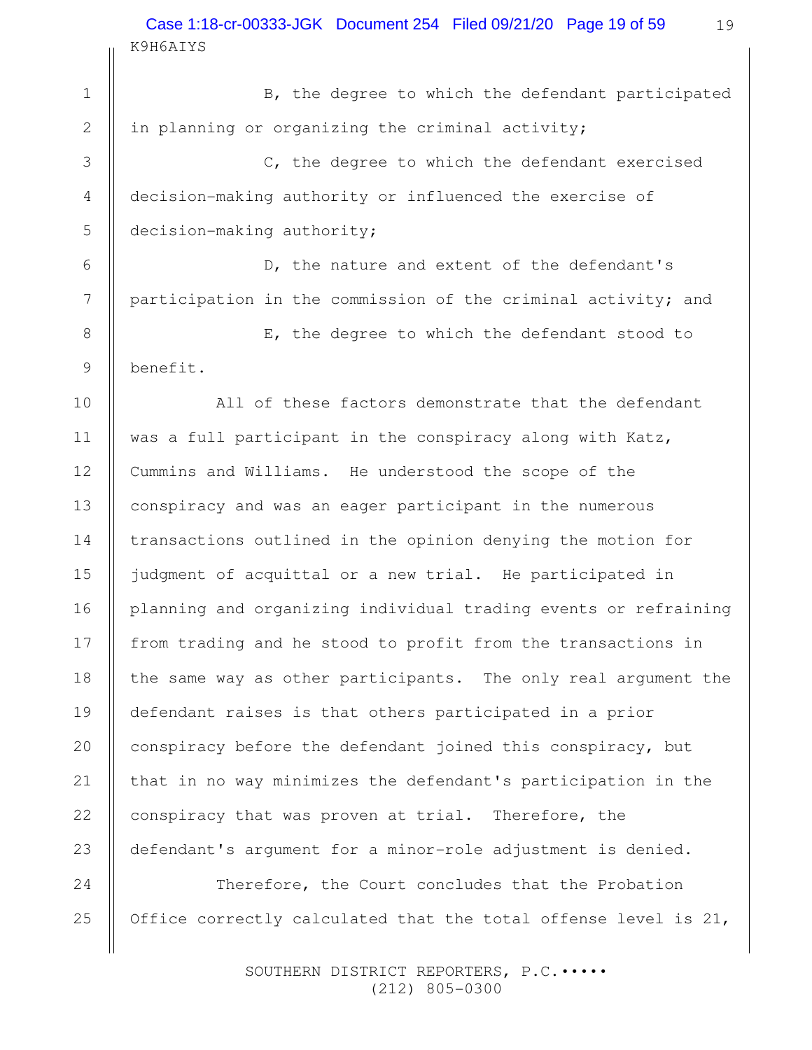B, the degree to which the defendant participated in planning or organizing the criminal activity;

C, the degree to which the defendant exercised decision-making authority or influenced the exercise of decision-making authority;

D, the nature and extent of the defendant's participation in the commission of the criminal activity; and

E, the degree to which the defendant stood to benefit.

All of these factors demonstrate that the defendant was a full participant in the conspiracy along with Katz, Cummins and Williams. He understood the scope of the conspiracy and was an eager participant in the numerous transactions outlined in the opinion denying the motion for judgment of acquittal or a new trial. He participated in planning and organizing individual trading events or refraining from trading and he stood to profit from the transactions in the same way as other participants. The only real argument the defendant raises is that others participated in a prior conspiracy before the defendant joined this conspiracy, but that in no way minimizes the defendant's participation in the conspiracy that was proven at trial. Therefore, the defendant's argument for a minor-role adjustment is denied.

Therefore, the Court concludes that the Probation Office correctly calculated that the total offense level is 21,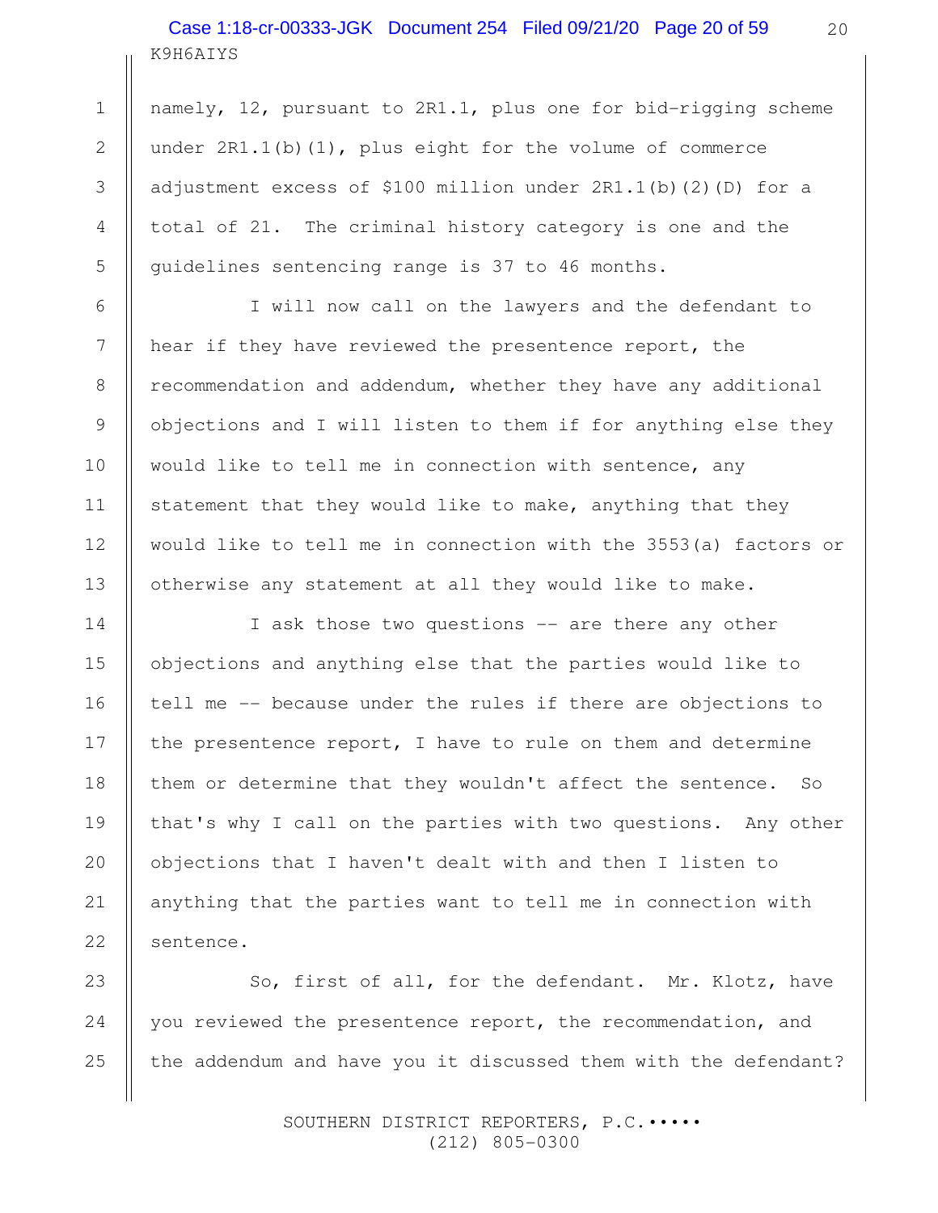namely, 12, pursuant to 2R1.1, plus one for bid-rigging scheme under 2R1.1(b)(1), plus eight for the volume of commerce adjustment excess of $100 million under 2R1.1(b)(2)(D) for a total of 21. The criminal history category is one and the guidelines sentencing range is 37 to 46 months.

I will now call on the lawyers and the defendant to hear if they have reviewed the presentence report, the recommendation and addendum, whether they have any additional objections and I will listen to them if for anything else they would like to tell me in connection with sentence, any statement that they would like to make, anything that they would like to tell me in connection with the 3553(a) factors or otherwise any statement at all they would like to make.

I ask those two questions -- are there any other objections and anything else that the parties would like to tell me -- because under the rules if there are objections to the presentence report, I have to rule on them and determine them or determine that they wouldn't affect the sentence. So that's why I call on the parties with two questions. Any other objections that I haven't dealt with and then I listen to anything that the parties want to tell me in connection with sentence.

So, first of all, for the defendant. Mr. Klotz, have you reviewed the presentence report, the recommendation, and the addendum and have you it discussed them with the defendant?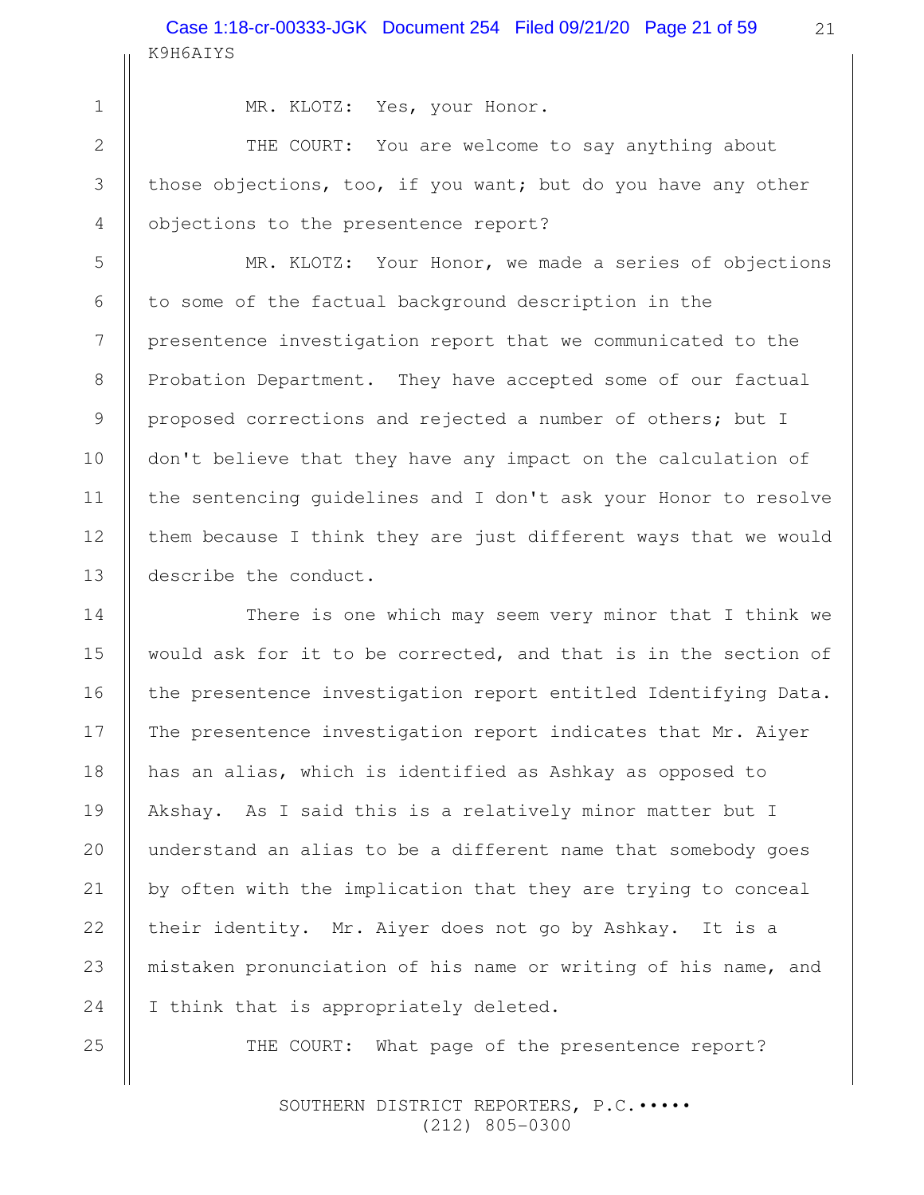MR. KLOTZ: Yes, your Honor.

THE COURT: You are welcome to say anything about those objections, too, if you want; but do you have any other objections to the presentence report?

MR. KLOTZ: Your Honor, we made a series of objections to some of the factual background description in the presentence investigation report that we communicated to the Probation Department. They have accepted some of our factual proposed corrections and rejected a number of others; but I don't believe that they have any impact on the calculation of the sentencing guidelines and I don't ask your Honor to resolve them because I think they are just different ways that we would describe the conduct.

There is one which may seem very minor that I think we would ask for it to be corrected, and that is in the section of the presentence investigation report entitled Identifying Data. The presentence investigation report indicates that Mr. Aiyer has an alias, which is identified as Ashkay as opposed to Akshay. As I said this is a relatively minor matter but I understand an alias to be a different name that somebody goes by often with the implication that they are trying to conceal their identity. Mr. Aiyer does not go by Ashkay. It is a mistaken pronunciation of his name or writing of his name, and I think that is appropriately deleted.

THE COURT: What page of the presentence report?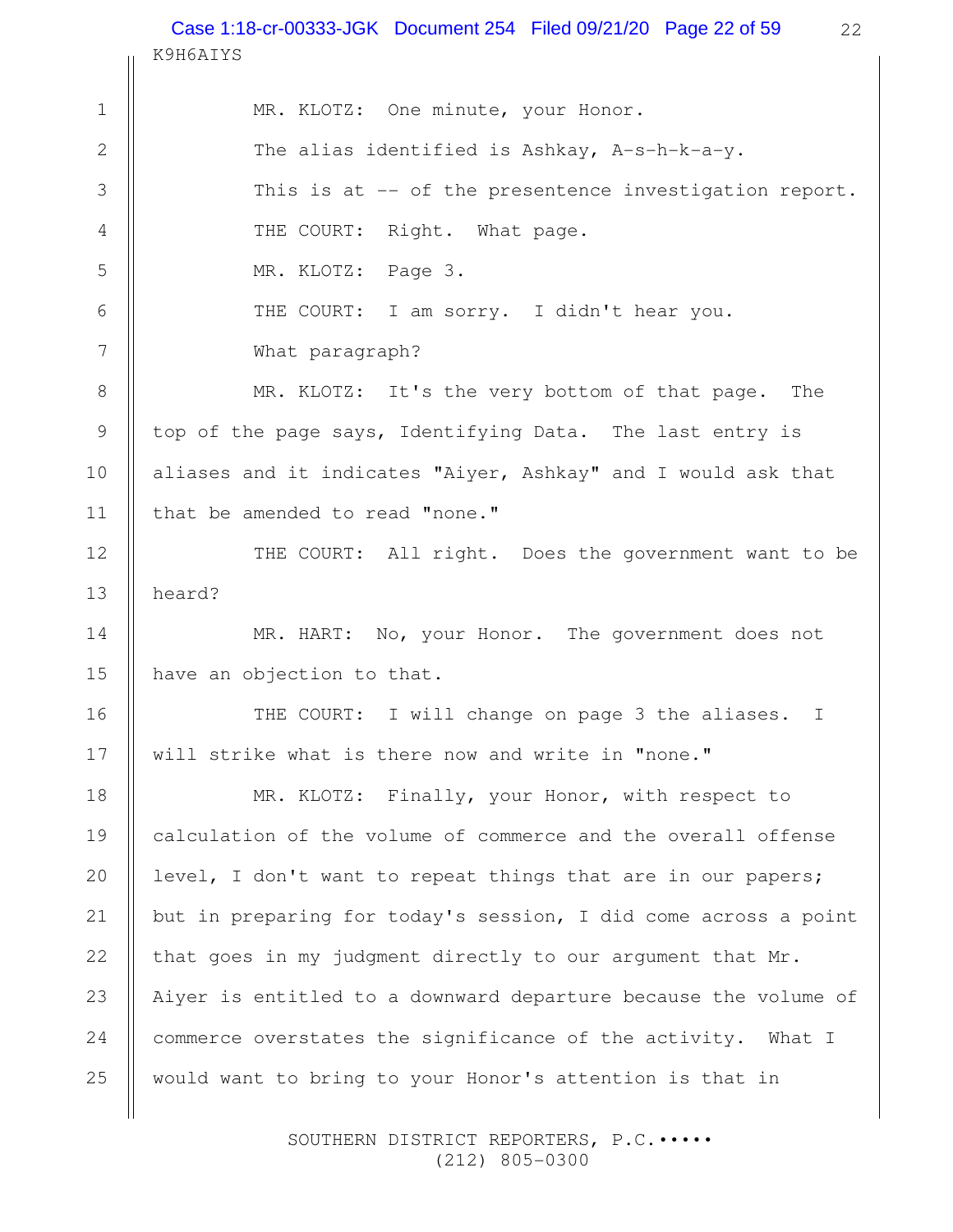MR. KLOTZ: One minute, your Honor.

The alias identified is Ashkay, A-s-h-k-a-y.

This is at -- of the presentence investigation report.

THE COURT: Right. What page.

MR. KLOTZ: Page 3.

THE COURT: I am sorry. I didn't hear you.

What paragraph?

MR. KLOTZ: It's the very bottom of that page. The top of the page says, Identifying Data. The last entry is aliases and it indicates "Aiyer, Ashkay" and I would ask that that be amended to read "none."

THE COURT: All right. Does the government want to be heard?

MR. HART: No, your Honor. The government does not have an objection to that.

THE COURT: I will change on page 3 the aliases. I will strike what is there now and write in "none."

MR. KLOTZ: Finally, your Honor, with respect to calculation of the volume of commerce and the overall offense level, I don't want to repeat things that are in our papers; but in preparing for today's session, I did come across a point that goes in my judgment directly to our argument that Mr. Aiyer is entitled to a downward departure because the volume of commerce overstates the significance of the activity. What I would want to bring to your Honor's attention is that in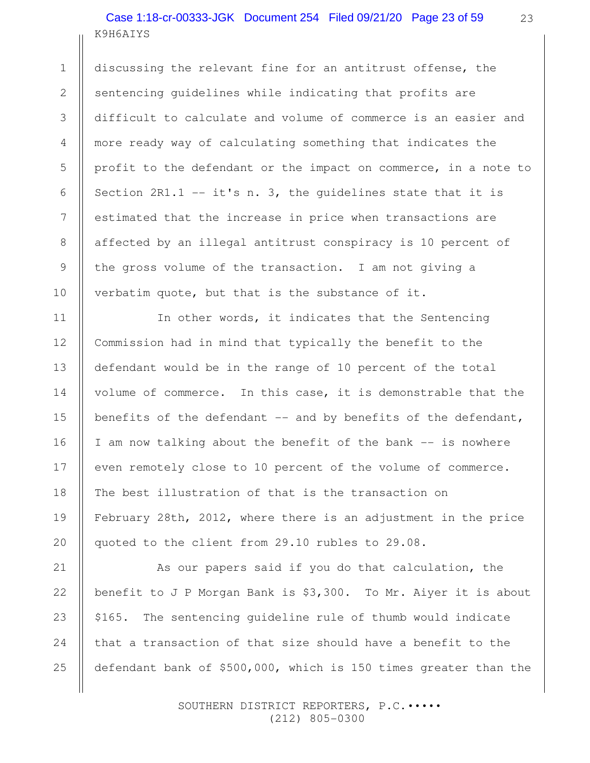discussing the relevant fine for an antitrust offense, the sentencing guidelines while indicating that profits are difficult to calculate and volume of commerce is an easier and more ready way of calculating something that indicates the profit to the defendant or the impact on commerce, in a note to Section 2R1.1 -- it's n. 3, the guidelines state that it is estimated that the increase in price when transactions are affected by an illegal antitrust conspiracy is 10 percent of the gross volume of the transaction. I am not giving a verbatim quote, but that is the substance of it.

In other words, it indicates that the Sentencing Commission had in mind that typically the benefit to the defendant would be in the range of 10 percent of the total volume of commerce. In this case, it is demonstrable that the benefits of the defendant -- and by benefits of the defendant, I am now talking about the benefit of the bank -- is nowhere even remotely close to 10 percent of the volume of commerce. The best illustration of that is the transaction on February 28th, 2012, where there is an adjustment in the price quoted to the client from 29.10 rubles to 29.08.

As our papers said if you do that calculation, the benefit to J P Morgan Bank is $3,300. To Mr. Aiyer it is about $165. The sentencing guideline rule of thumb would indicate that a transaction of that size should have a benefit to the defendant bank of $500,000, which is 150 times greater than the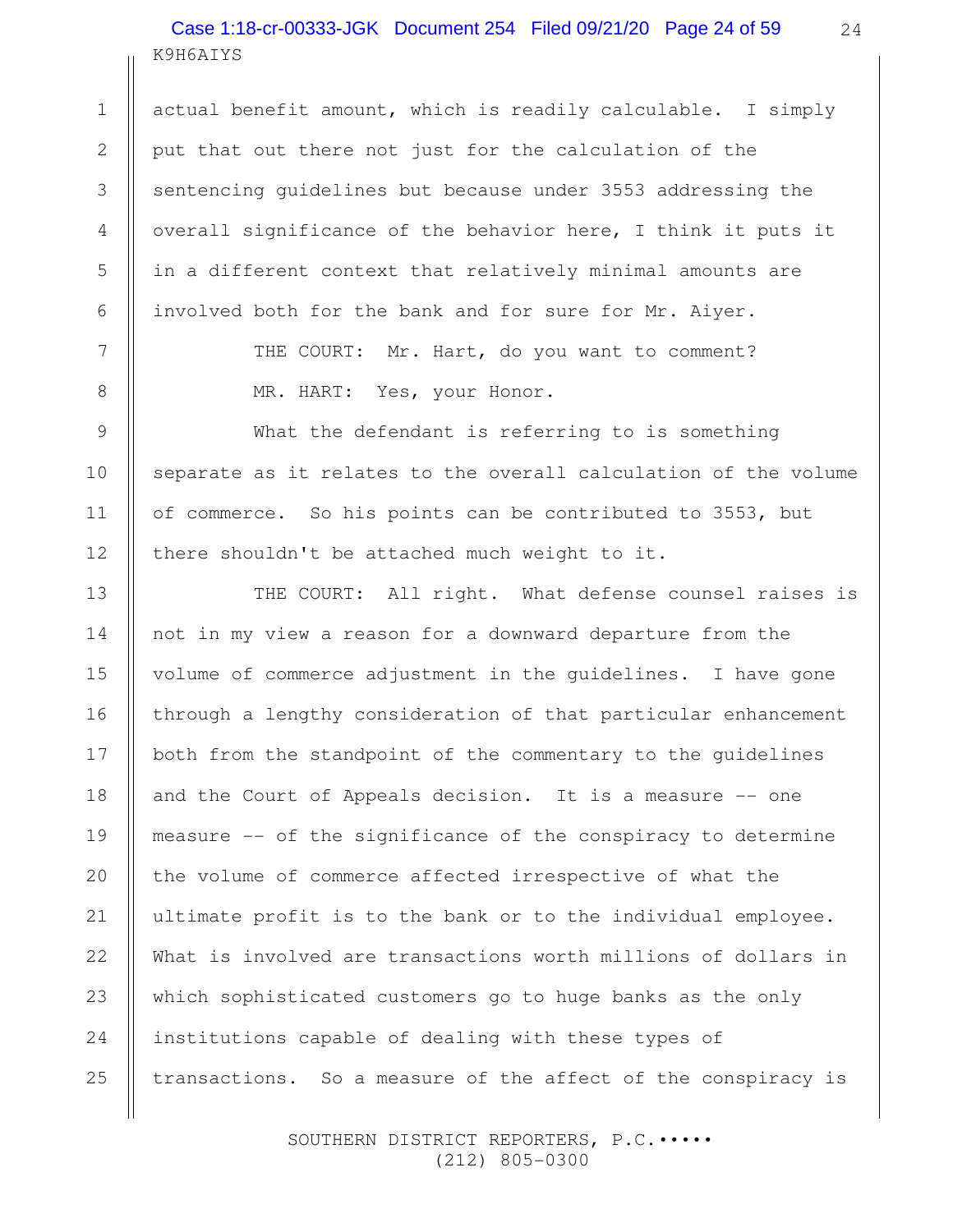actual benefit amount, which is readily calculable. I simply put that out there not just for the calculation of the sentencing guidelines but because under 3553 addressing the overall significance of the behavior here, I think it puts it in a different context that relatively minimal amounts are involved both for the bank and for sure for Mr. Aiyer.

THE COURT: Mr. Hart, do you want to comment?

MR. HART: Yes, your Honor.

What the defendant is referring to is something separate as it relates to the overall calculation of the volume of commerce. So his points can be contributed to 3553, but there shouldn't be attached much weight to it.

THE COURT: All right. What defense counsel raises is not in my view a reason for a downward departure from the volume of commerce adjustment in the guidelines. I have gone through a lengthy consideration of that particular enhancement both from the standpoint of the commentary to the guidelines and the Court of Appeals decision. It is a measure -- one measure -- of the significance of the conspiracy to determine the volume of commerce affected irrespective of what the ultimate profit is to the bank or to the individual employee. What is involved are transactions worth millions of dollars in which sophisticated customers go to huge banks as the only institutions capable of dealing with these types of transactions. So a measure of the affect of the conspiracy is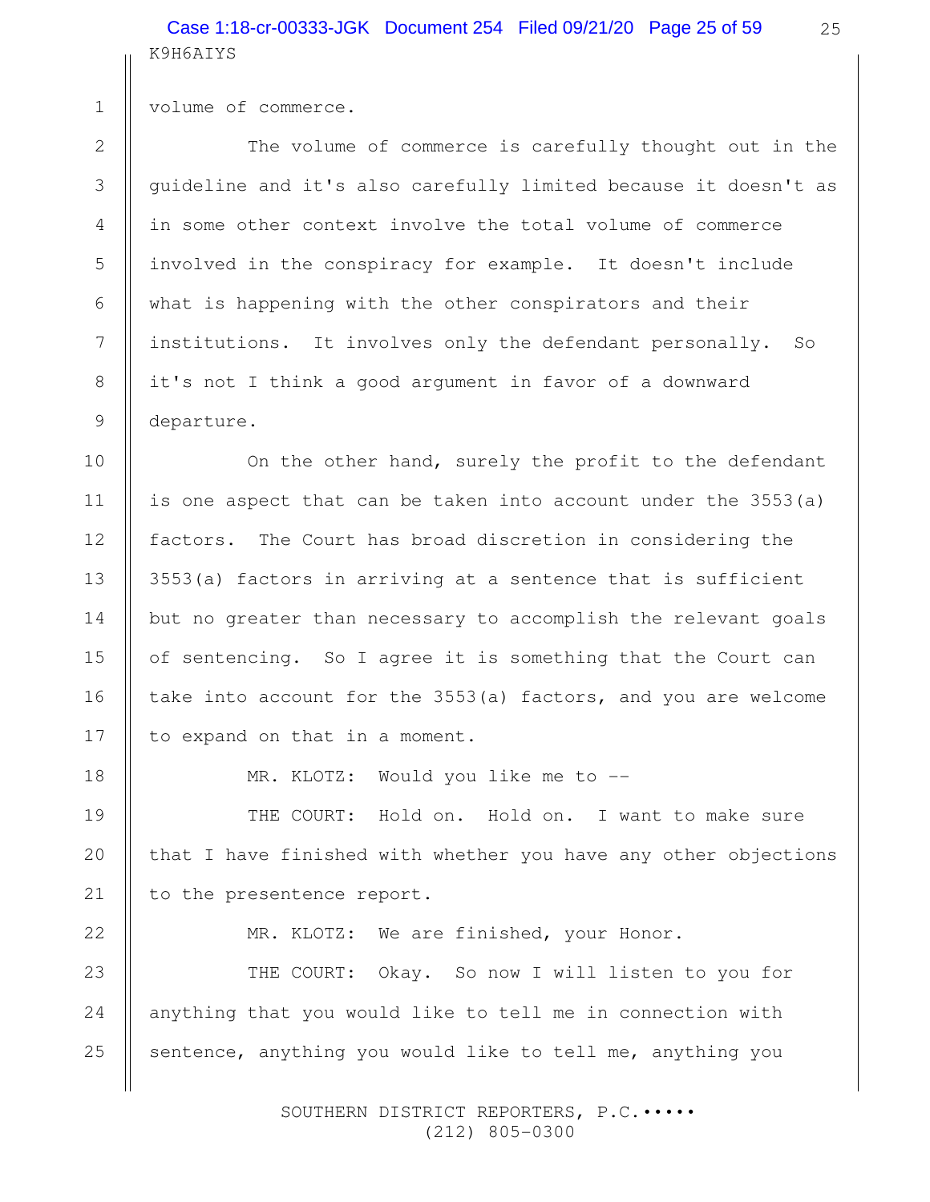volume of commerce.

The volume of commerce is carefully thought out in the guideline and it's also carefully limited because it doesn't as in some other context involve the total volume of commerce involved in the conspiracy for example. It doesn't include what is happening with the other conspirators and their institutions. It involves only the defendant personally. So it's not I think a good argument in favor of a downward departure.

On the other hand, surely the profit to the defendant is one aspect that can be taken into account under the 3553(a) factors. The Court has broad discretion in considering the 3553(a) factors in arriving at a sentence that is sufficient but no greater than necessary to accomplish the relevant goals of sentencing. So I agree it is something that the Court can take into account for the 3553(a) factors, and you are welcome to expand on that in a moment.

MR. KLOTZ: Would you like me to --

THE COURT: Hold on. Hold on. I want to make sure that I have finished with whether you have any other objections to the presentence report.

MR. KLOTZ: We are finished, your Honor.

THE COURT: Okay. So now I will listen to you for anything that you would like to tell me in connection with sentence, anything you would like to tell me, anything you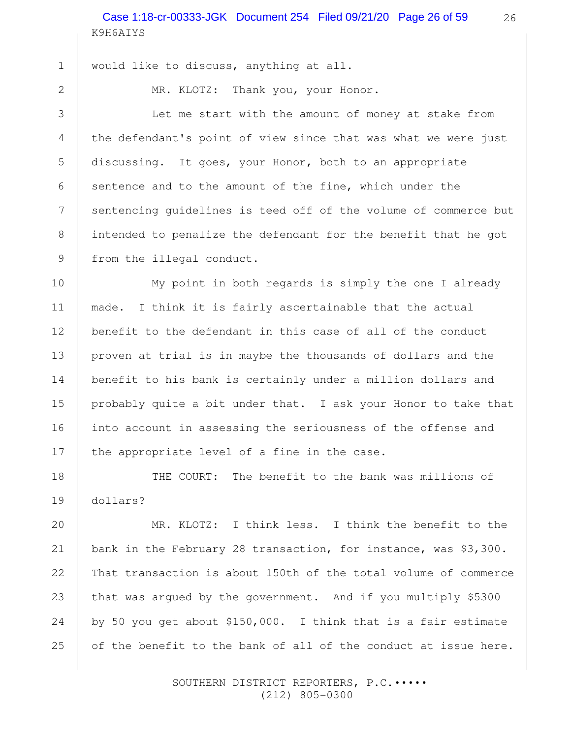would like to discuss, anything at all.

MR. KLOTZ: Thank you, your Honor.

Let me start with the amount of money at stake from the defendant's point of view since that was what we were just discussing. It goes, your Honor, both to an appropriate sentence and to the amount of the fine, which under the sentencing guidelines is teed off of the volume of commerce but intended to penalize the defendant for the benefit that he got from the illegal conduct.

My point in both regards is simply the one I already made. I think it is fairly ascertainable that the actual benefit to the defendant in this case of all of the conduct proven at trial is in maybe the thousands of dollars and the benefit to his bank is certainly under a million dollars and probably quite a bit under that. I ask your Honor to take that into account in assessing the seriousness of the offense and the appropriate level of a fine in the case.

THE COURT: The benefit to the bank was millions of dollars?

MR. KLOTZ: I think less. I think the benefit to the bank in the February 28 transaction, for instance, was $3,300. That transaction is about 150th of the total volume of commerce that was argued by the government. And if you multiply $5300 by 50 you get about $150,000. I think that is a fair estimate of the benefit to the bank of all of the conduct at issue here.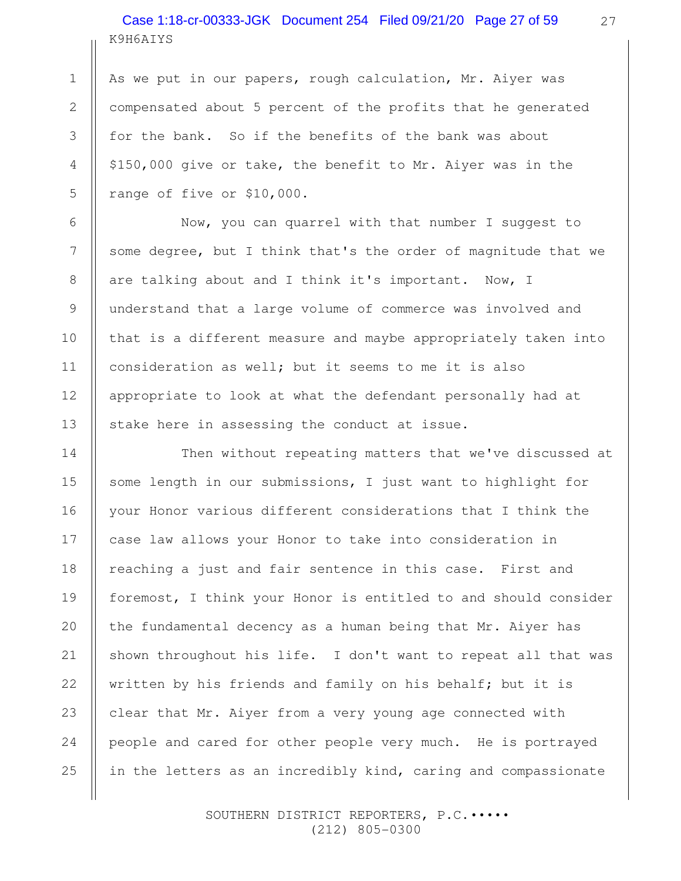As we put in our papers, rough calculation, Mr. Aiyer was compensated about 5 percent of the profits that he generated for the bank. So if the benefits of the bank was about $150,000 give or take, the benefit to Mr. Aiyer was in the range of five or $10,000.

Now, you can quarrel with that number I suggest to some degree, but I think that's the order of magnitude that we are talking about and I think it's important. Now, I understand that a large volume of commerce was involved and that is a different measure and maybe appropriately taken into consideration as well; but it seems to me it is also appropriate to look at what the defendant personally had at stake here in assessing the conduct at issue.

Then without repeating matters that we've discussed at some length in our submissions, I just want to highlight for your Honor various different considerations that I think the case law allows your Honor to take into consideration in reaching a just and fair sentence in this case. First and foremost, I think your Honor is entitled to and should consider the fundamental decency as a human being that Mr. Aiyer has shown throughout his life. I don't want to repeat all that was written by his friends and family on his behalf; but it is clear that Mr. Aiyer from a very young age connected with people and cared for other people very much. He is portrayed in the letters as an incredibly kind, caring and compassionate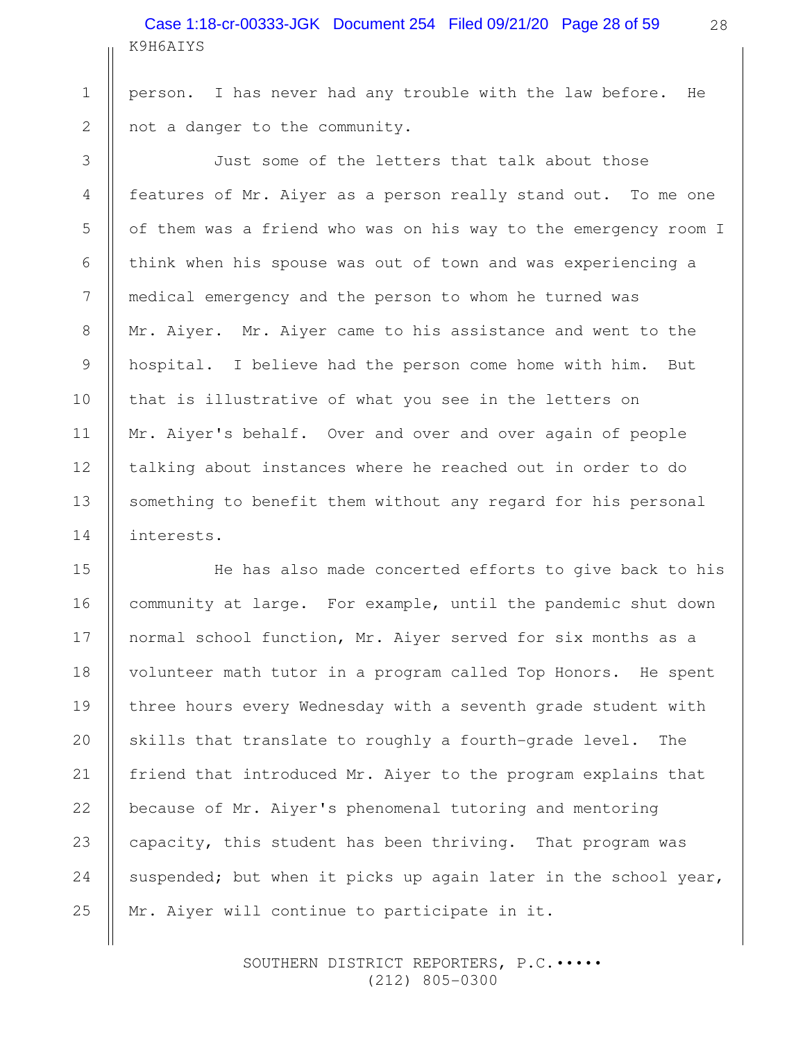person. I has never had any trouble with the law before. He not a danger to the community.

Just some of the letters that talk about those features of Mr. Aiyer as a person really stand out. To me one of them was a friend who was on his way to the emergency room I think when his spouse was out of town and was experiencing a medical emergency and the person to whom he turned was Mr. Aiyer. Mr. Aiyer came to his assistance and went to the hospital. I believe had the person come home with him. But that is illustrative of what you see in the letters on Mr. Aiyer's behalf. Over and over and over again of people talking about instances where he reached out in order to do something to benefit them without any regard for his personal interests.

He has also made concerted efforts to give back to his community at large. For example, until the pandemic shut down normal school function, Mr. Aiyer served for six months as a volunteer math tutor in a program called Top Honors. He spent three hours every Wednesday with a seventh grade student with skills that translate to roughly a fourth-grade level. The friend that introduced Mr. Aiyer to the program explains that because of Mr. Aiyer's phenomenal tutoring and mentoring capacity, this student has been thriving. That program was suspended; but when it picks up again later in the school year, Mr. Aiyer will continue to participate in it.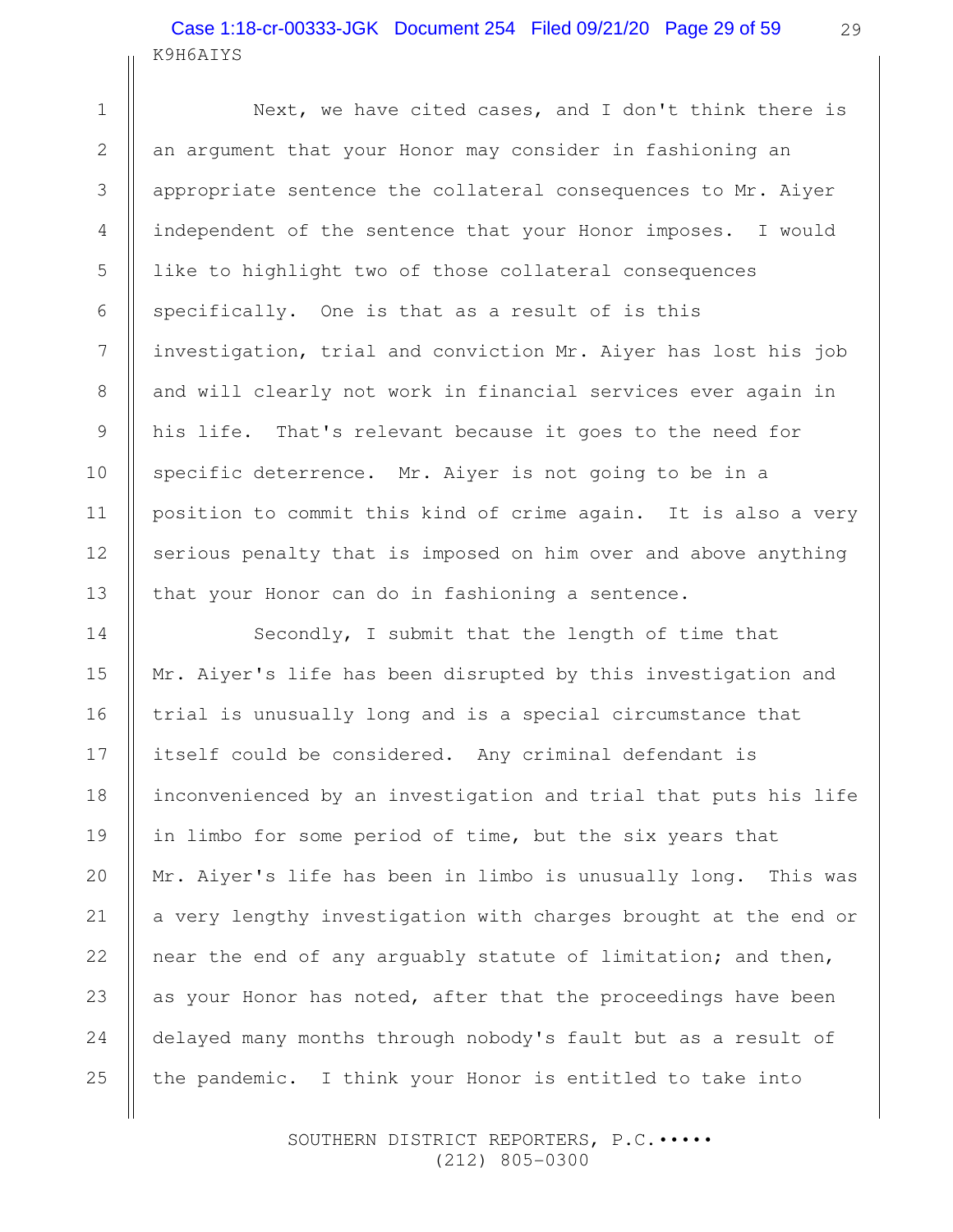Next, we have cited cases, and I don't think there is an argument that your Honor may consider in fashioning an appropriate sentence the collateral consequences to Mr. Aiyer independent of the sentence that your Honor imposes. I would like to highlight two of those collateral consequences specifically. One is that as a result of is this investigation, trial and conviction Mr. Aiyer has lost his job and will clearly not work in financial services ever again in his life. That's relevant because it goes to the need for specific deterrence. Mr. Aiyer is not going to be in a position to commit this kind of crime again. It is also a very serious penalty that is imposed on him over and above anything that your Honor can do in fashioning a sentence.

Secondly, I submit that the length of time that Mr. Aiyer's life has been disrupted by this investigation and trial is unusually long and is a special circumstance that itself could be considered. Any criminal defendant is inconvenienced by an investigation and trial that puts his life in limbo for some period of time, but the six years that Mr. Aiyer's life has been in limbo is unusually long. This was a very lengthy investigation with charges brought at the end or near the end of any arguably statute of limitation; and then, as your Honor has noted, after that the proceedings have been delayed many months through nobody's fault but as a result of the pandemic. I think your Honor is entitled to take into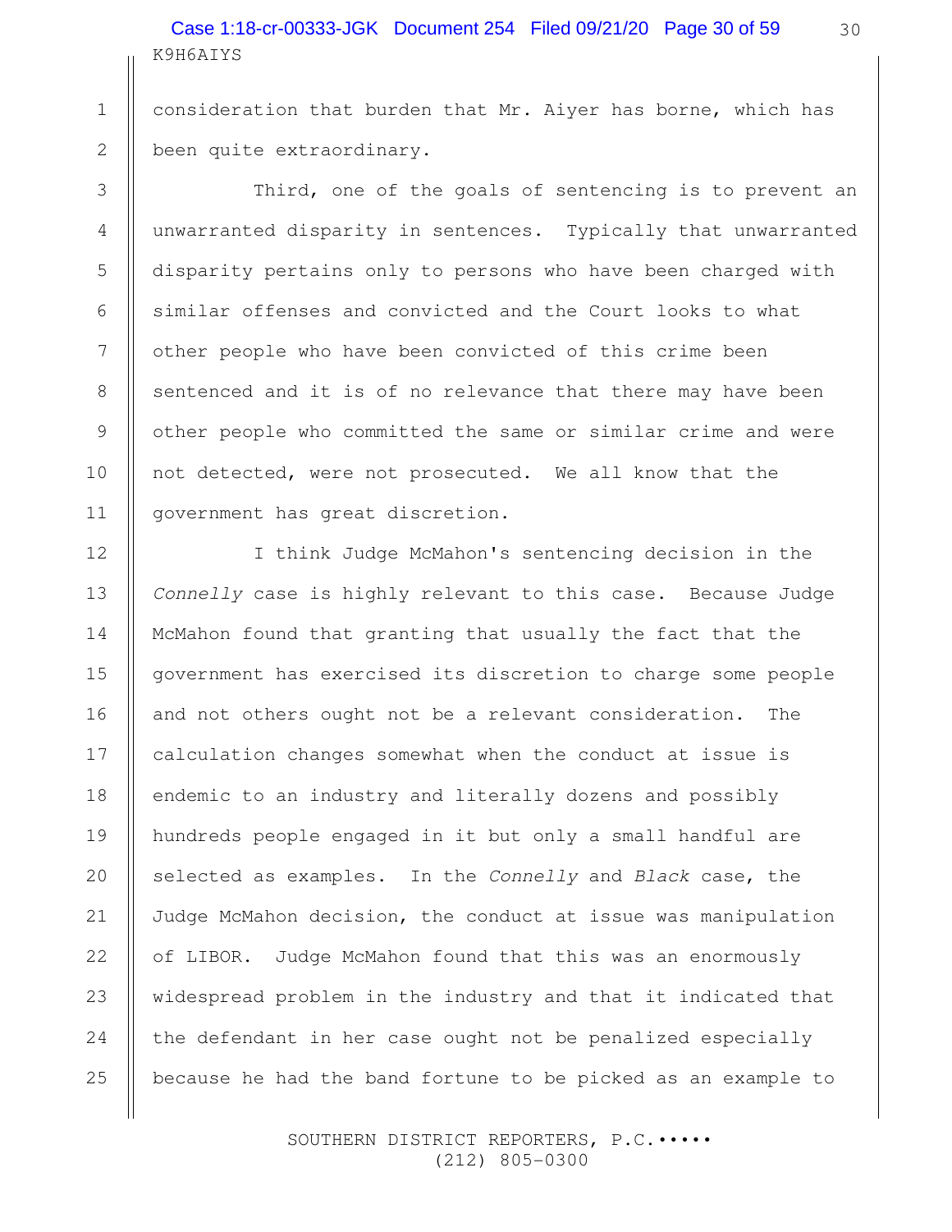consideration that burden that Mr. Aiyer has borne, which has been quite extraordinary.

Third, one of the goals of sentencing is to prevent an unwarranted disparity in sentences. Typically that unwarranted disparity pertains only to persons who have been charged with similar offenses and convicted and the Court looks to what other people who have been convicted of this crime been sentenced and it is of no relevance that there may have been other people who committed the same or similar crime and were not detected, were not prosecuted. We all know that the government has great discretion.

I think Judge McMahon's sentencing decision in the *Connelly* case is highly relevant to this case. Because Judge McMahon found that granting that usually the fact that the government has exercised its discretion to charge some people and not others ought not be a relevant consideration. The calculation changes somewhat when the conduct at issue is endemic to an industry and literally dozens and possibly hundreds people engaged in it but only a small handful are selected as examples. In the *Connelly* and *Black* case, the Judge McMahon decision, the conduct at issue was manipulation of LIBOR. Judge McMahon found that this was an enormously widespread problem in the industry and that it indicated that the defendant in her case ought not be penalized especially because he had the band fortune to be picked as an example to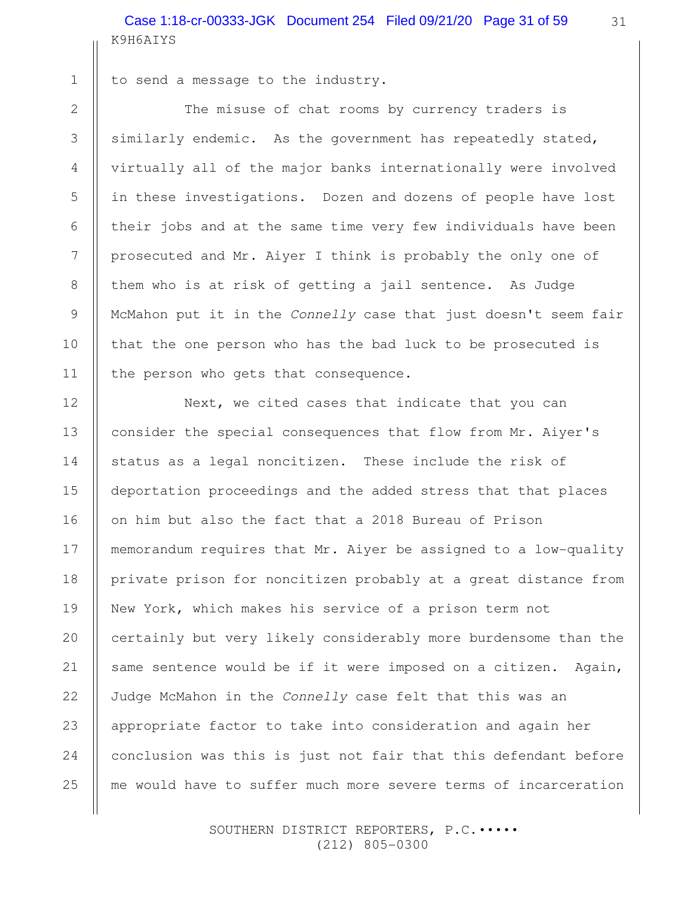to send a message to the industry.

The misuse of chat rooms by currency traders is similarly endemic. As the government has repeatedly stated, virtually all of the major banks internationally were involved in these investigations. Dozen and dozens of people have lost their jobs and at the same time very few individuals have been prosecuted and Mr. Aiyer I think is probably the only one of them who is at risk of getting a jail sentence. As Judge McMahon put it in the *Connelly* case that just doesn't seem fair that the one person who has the bad luck to be prosecuted is the person who gets that consequence.

Next, we cited cases that indicate that you can consider the special consequences that flow from Mr. Aiyer's status as a legal noncitizen. These include the risk of deportation proceedings and the added stress that that places on him but also the fact that a 2018 Bureau of Prison memorandum requires that Mr. Aiyer be assigned to a low-quality private prison for noncitizen probably at a great distance from New York, which makes his service of a prison term not certainly but very likely considerably more burdensome than the same sentence would be if it were imposed on a citizen. Again, Judge McMahon in the *Connelly* case felt that this was an appropriate factor to take into consideration and again her conclusion was this is just not fair that this defendant before me would have to suffer much more severe terms of incarceration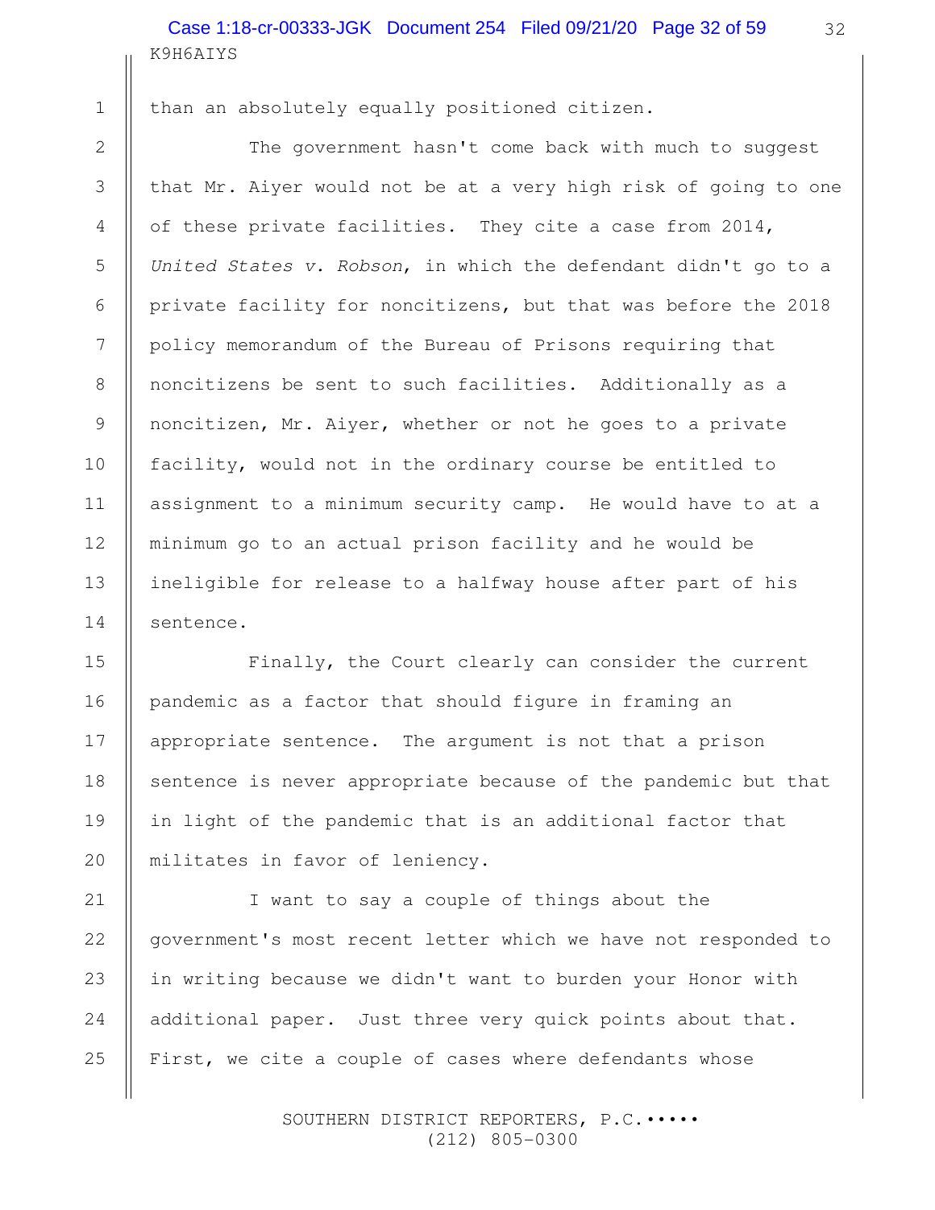than an absolutely equally positioned citizen.

The government hasn't come back with much to suggest that Mr. Aiyer would not be at a very high risk of going to one of these private facilities. They cite a case from 2014, *United States v. Robson*, in which the defendant didn't go to a private facility for noncitizens, but that was before the 2018 policy memorandum of the Bureau of Prisons requiring that noncitizens be sent to such facilities. Additionally as a noncitizen, Mr. Aiyer, whether or not he goes to a private facility, would not in the ordinary course be entitled to assignment to a minimum security camp. He would have to at a minimum go to an actual prison facility and he would be ineligible for release to a halfway house after part of his sentence.

Finally, the Court clearly can consider the current pandemic as a factor that should figure in framing an appropriate sentence. The argument is not that a prison sentence is never appropriate because of the pandemic but that in light of the pandemic that is an additional factor that militates in favor of leniency.

I want to say a couple of things about the government's most recent letter which we have not responded to in writing because we didn't want to burden your Honor with additional paper. Just three very quick points about that. First, we cite a couple of cases where defendants whose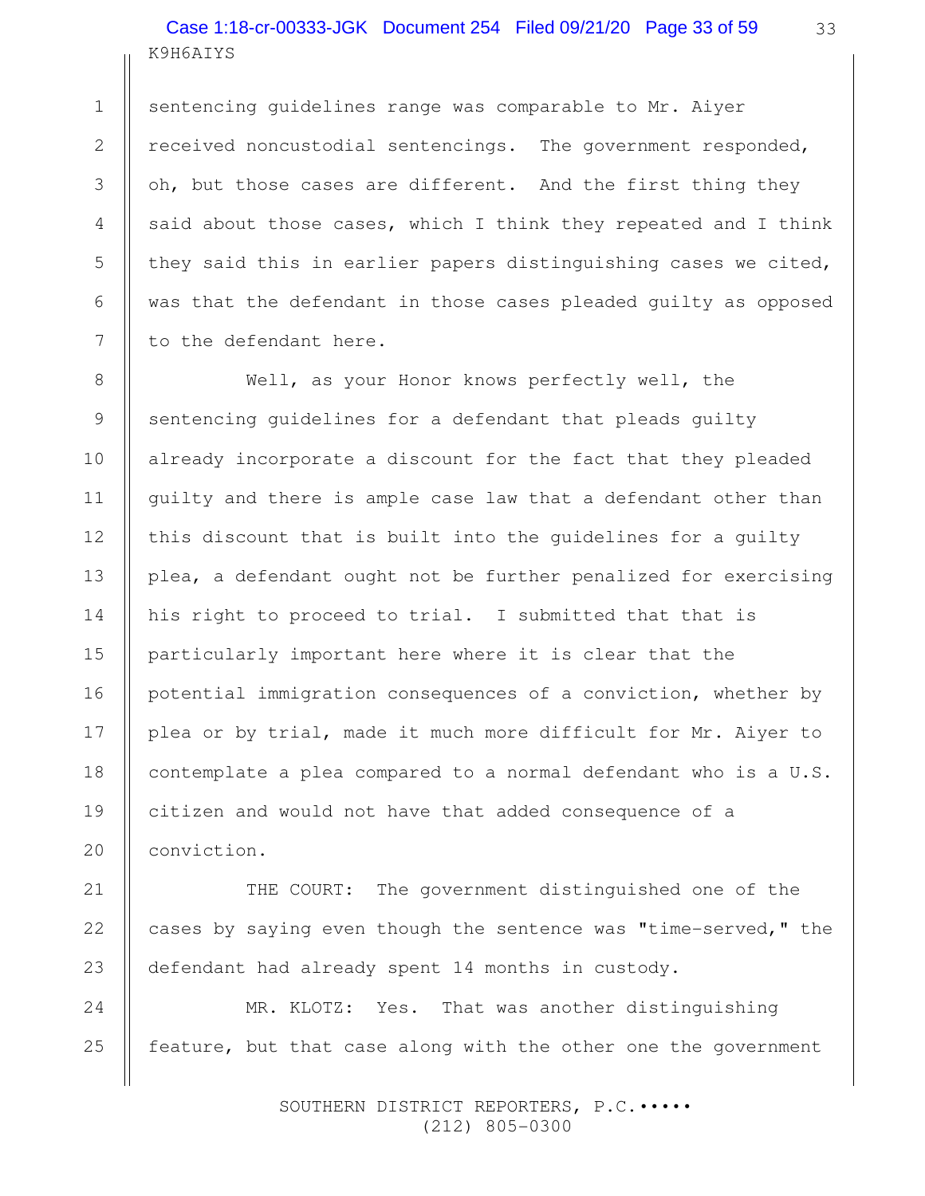sentencing guidelines range was comparable to Mr. Aiyer received noncustodial sentencings. The government responded, oh, but those cases are different. And the first thing they said about those cases, which I think they repeated and I think they said this in earlier papers distinguishing cases we cited, was that the defendant in those cases pleaded guilty as opposed to the defendant here.

Well, as your Honor knows perfectly well, the sentencing guidelines for a defendant that pleads guilty already incorporate a discount for the fact that they pleaded guilty and there is ample case law that a defendant other than this discount that is built into the guidelines for a guilty plea, a defendant ought not be further penalized for exercising his right to proceed to trial. I submitted that that is particularly important here where it is clear that the potential immigration consequences of a conviction, whether by plea or by trial, made it much more difficult for Mr. Aiyer to contemplate a plea compared to a normal defendant who is a U.S. citizen and would not have that added consequence of a conviction.

THE COURT: The government distinguished one of the cases by saying even though the sentence was "time-served," the defendant had already spent 14 months in custody.

MR. KLOTZ: Yes. That was another distinguishing feature, but that case along with the other one the government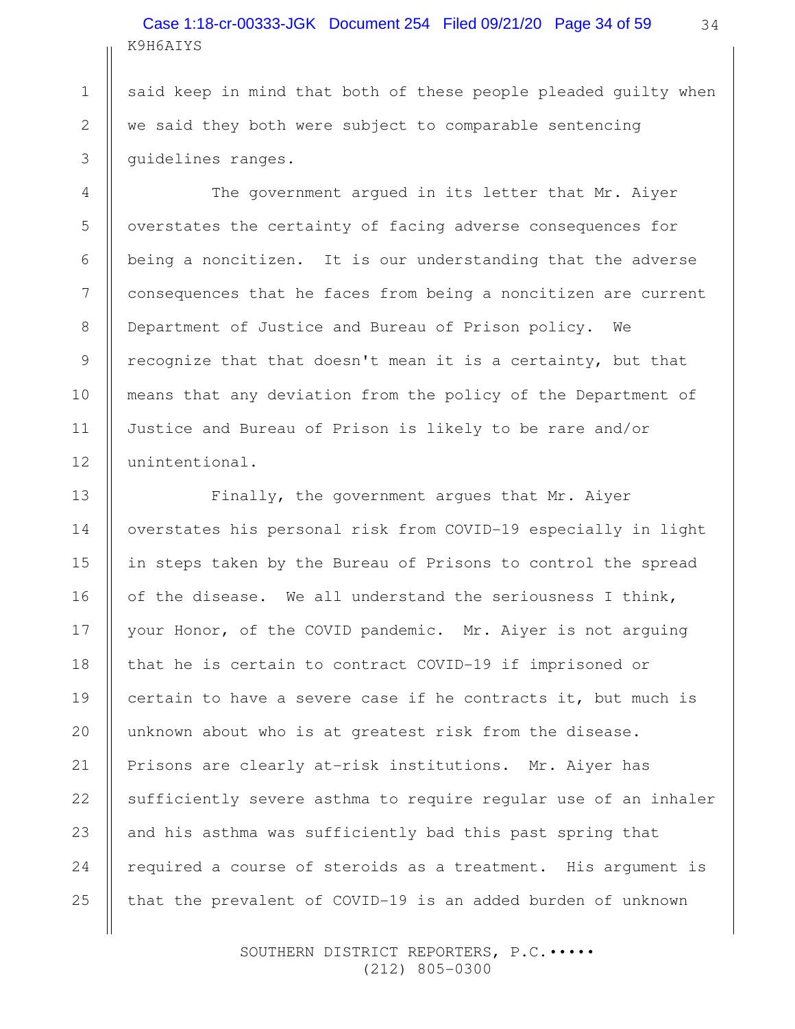said keep in mind that both of these people pleaded guilty when we said they both were subject to comparable sentencing guidelines ranges.

The government argued in its letter that Mr. Aiyer overstates the certainty of facing adverse consequences for being a noncitizen. It is our understanding that the adverse consequences that he faces from being a noncitizen are current Department of Justice and Bureau of Prison policy. We recognize that that doesn't mean it is a certainty, but that means that any deviation from the policy of the Department of Justice and Bureau of Prison is likely to be rare and/or unintentional.

Finally, the government argues that Mr. Aiyer overstates his personal risk from COVID-19 especially in light in steps taken by the Bureau of Prisons to control the spread of the disease. We all understand the seriousness I think, your Honor, of the COVID pandemic. Mr. Aiyer is not arguing that he is certain to contract COVID-19 if imprisoned or certain to have a severe case if he contracts it, but much is unknown about who is at greatest risk from the disease. Prisons are clearly at-risk institutions. Mr. Aiyer has sufficiently severe asthma to require regular use of an inhaler and his asthma was sufficiently bad this past spring that required a course of steroids as a treatment. His argument is that the prevalent of COVID-19 is an added burden of unknown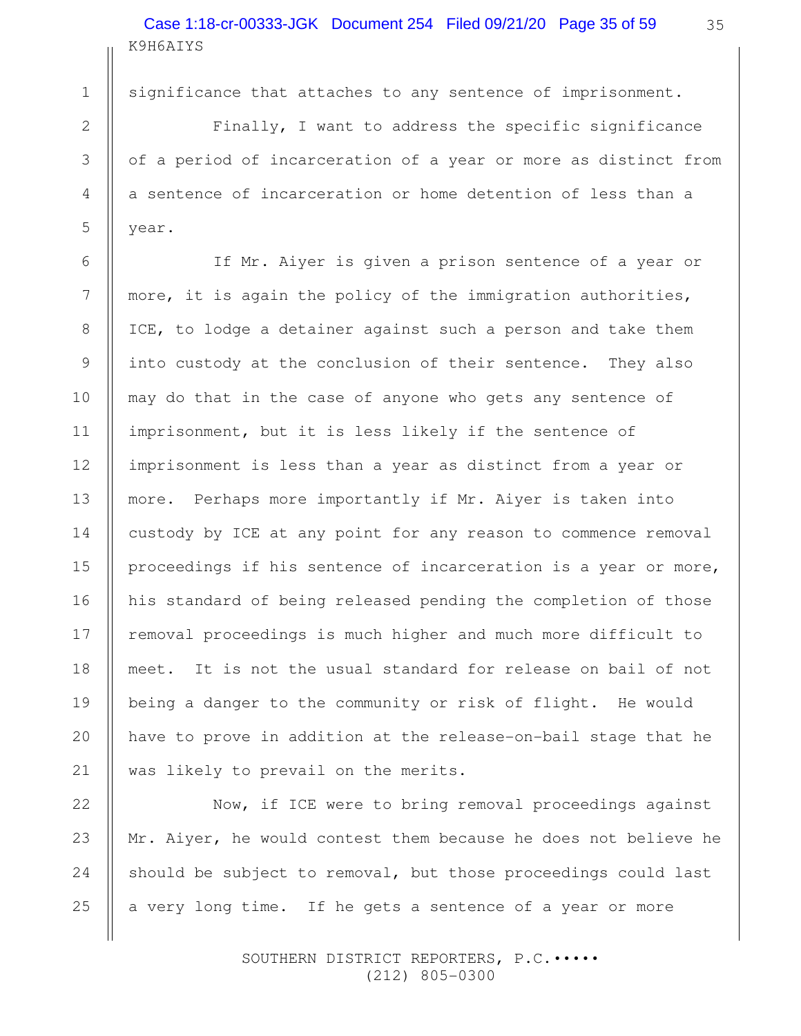significance that attaches to any sentence of imprisonment.

Finally, I want to address the specific significance of a period of incarceration of a year or more as distinct from a sentence of incarceration or home detention of less than a year.

If Mr. Aiyer is given a prison sentence of a year or more, it is again the policy of the immigration authorities, ICE, to lodge a detainer against such a person and take them into custody at the conclusion of their sentence. They also may do that in the case of anyone who gets any sentence of imprisonment, but it is less likely if the sentence of imprisonment is less than a year as distinct from a year or more. Perhaps more importantly if Mr. Aiyer is taken into custody by ICE at any point for any reason to commence removal proceedings if his sentence of incarceration is a year or more, his standard of being released pending the completion of those removal proceedings is much higher and much more difficult to meet. It is not the usual standard for release on bail of not being a danger to the community or risk of flight. He would have to prove in addition at the release-on-bail stage that he was likely to prevail on the merits.

Now, if ICE were to bring removal proceedings against Mr. Aiyer, he would contest them because he does not believe he should be subject to removal, but those proceedings could last a very long time. If he gets a sentence of a year or more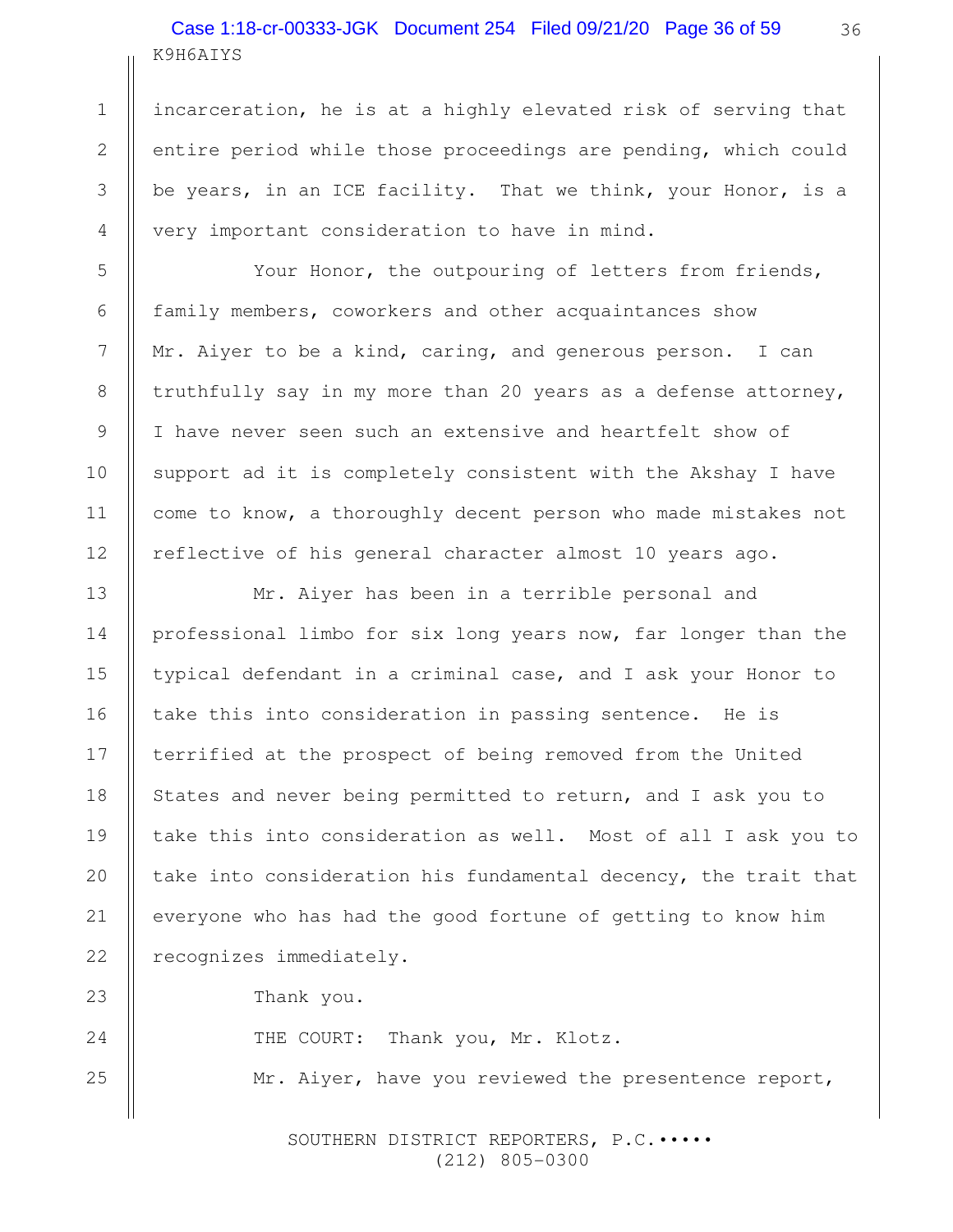K9H6AIYS

incarceration, he is at a highly elevated risk of serving that entire period while those proceedings are pending, which could be years, in an ICE facility. That we think, your Honor, is a very important consideration to have in mind.

Your Honor, the outpouring of letters from friends, family members, coworkers and other acquaintances show Mr. Aiyer to be a kind, caring, and generous person. I can truthfully say in my more than 20 years as a defense attorney, I have never seen such an extensive and heartfelt show of support ad it is completely consistent with the Akshay I have come to know, a thoroughly decent person who made mistakes not reflective of his general character almost 10 years ago.

Mr. Aiyer has been in a terrible personal and professional limbo for six long years now, far longer than the typical defendant in a criminal case, and I ask your Honor to take this into consideration in passing sentence. He is terrified at the prospect of being removed from the United States and never being permitted to return, and I ask you to take this into consideration as well. Most of all I ask you to take into consideration his fundamental decency, the trait that everyone who has had the good fortune of getting to know him recognizes immediately.

Thank you.

THE COURT: Thank you, Mr. Klotz.

Mr. Aiyer, have you reviewed the presentence report,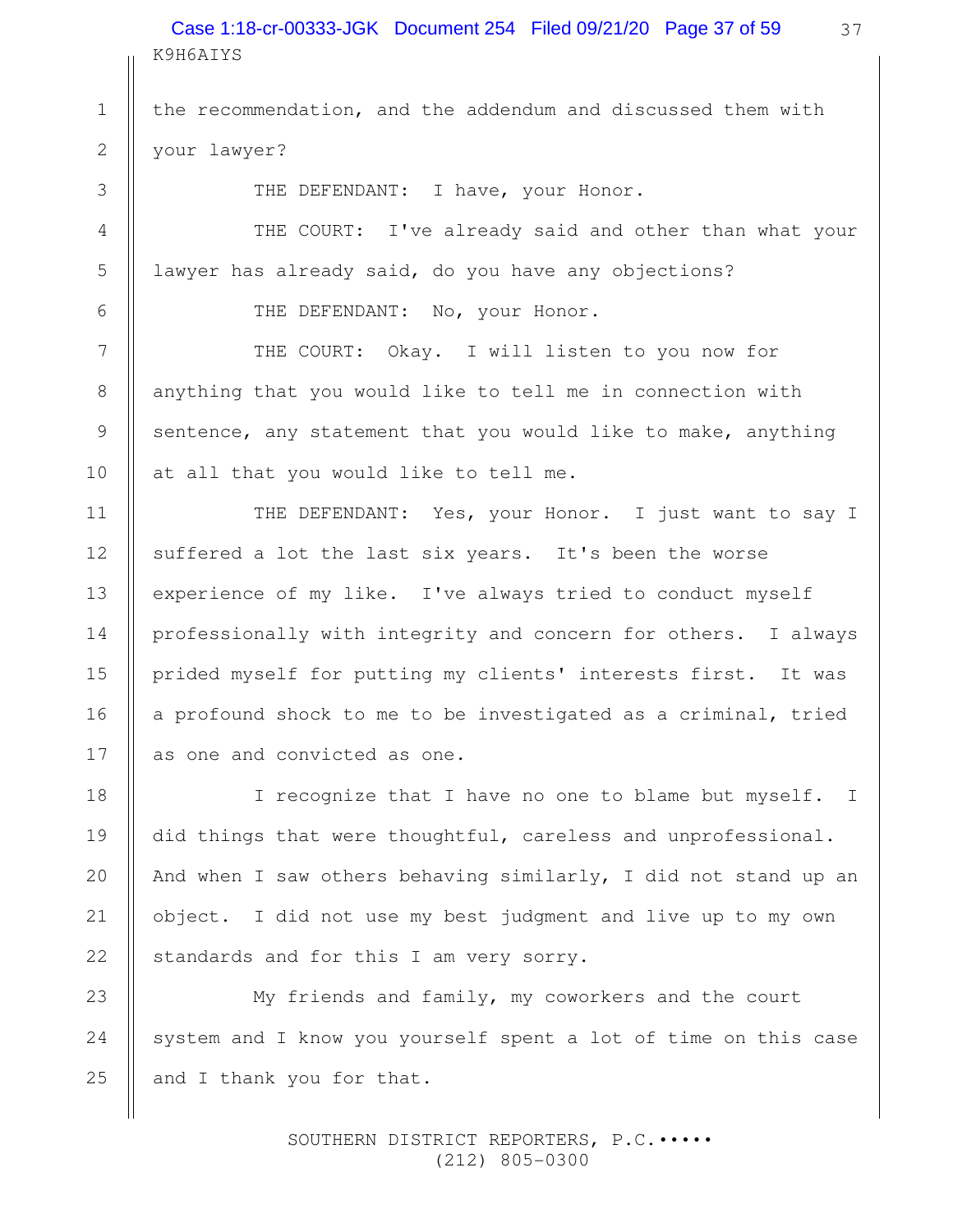the recommendation, and the addendum and discussed them with your lawyer?

THE DEFENDANT: I have, your Honor.

THE COURT: I've already said and other than what your lawyer has already said, do you have any objections?

THE DEFENDANT: No, your Honor.

THE COURT: Okay. I will listen to you now for anything that you would like to tell me in connection with sentence, any statement that you would like to make, anything at all that you would like to tell me.

THE DEFENDANT: Yes, your Honor. I just want to say I suffered a lot the last six years. It's been the worse experience of my like. I've always tried to conduct myself professionally with integrity and concern for others. I always prided myself for putting my clients' interests first. It was a profound shock to me to be investigated as a criminal, tried as one and convicted as one.

I recognize that I have no one to blame but myself. I did things that were thoughtful, careless and unprofessional. And when I saw others behaving similarly, I did not stand up an object. I did not use my best judgment and live up to my own standards and for this I am very sorry.

My friends and family, my coworkers and the court system and I know you yourself spent a lot of time on this case and I thank you for that.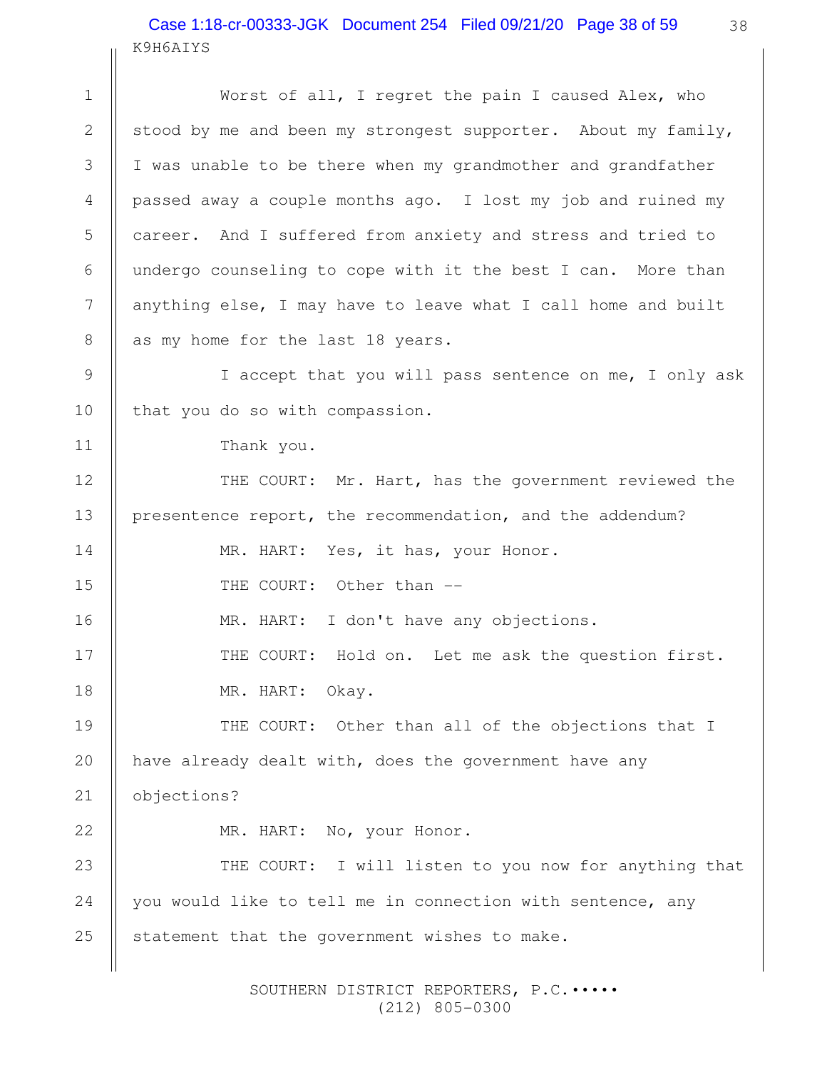Worst of all, I regret the pain I caused Alex, who stood by me and been my strongest supporter. About my family, I was unable to be there when my grandmother and grandfather passed away a couple months ago. I lost my job and ruined my career. And I suffered from anxiety and stress and tried to undergo counseling to cope with it the best I can. More than anything else, I may have to leave what I call home and built as my home for the last 18 years.

I accept that you will pass sentence on me, I only ask that you do so with compassion.

Thank you.

THE COURT: Mr. Hart, has the government reviewed the presentence report, the recommendation, and the addendum?

MR. HART: Yes, it has, your Honor.

THE COURT: Other than --

MR. HART: I don't have any objections.

THE COURT: Hold on. Let me ask the question first.

MR. HART: Okay.

THE COURT: Other than all of the objections that I have already dealt with, does the government have any objections?

MR. HART: No, your Honor.

THE COURT: I will listen to you now for anything that you would like to tell me in connection with sentence, any statement that the government wishes to make.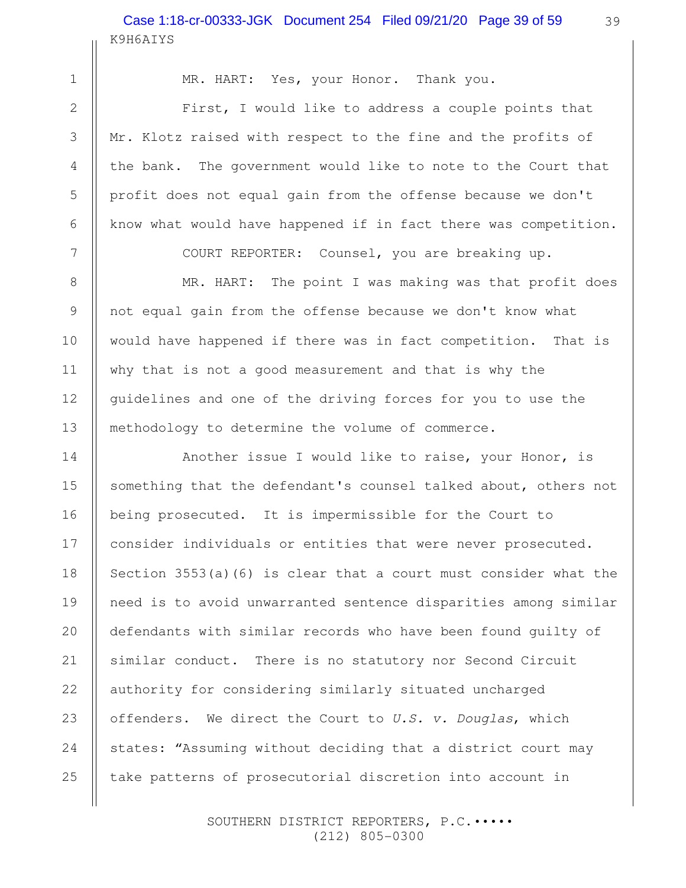MR. HART: Yes, your Honor. Thank you.

First, I would like to address a couple points that Mr. Klotz raised with respect to the fine and the profits of the bank. The government would like to note to the Court that profit does not equal gain from the offense because we don't know what would have happened if in fact there was competition.

COURT REPORTER: Counsel, you are breaking up.

MR. HART: The point I was making was that profit does not equal gain from the offense because we don't know what would have happened if there was in fact competition. That is why that is not a good measurement and that is why the guidelines and one of the driving forces for you to use the methodology to determine the volume of commerce.

Another issue I would like to raise, your Honor, is something that the defendant's counsel talked about, others not being prosecuted. It is impermissible for the Court to consider individuals or entities that were never prosecuted. Section 3553(a)(6) is clear that a court must consider what the need is to avoid unwarranted sentence disparities among similar defendants with similar records who have been found guilty of similar conduct. There is no statutory nor Second Circuit authority for considering similarly situated uncharged offenders. We direct the Court to *U.S. v. Douglas*, which states: "Assuming without deciding that a district court may take patterns of prosecutorial discretion into account in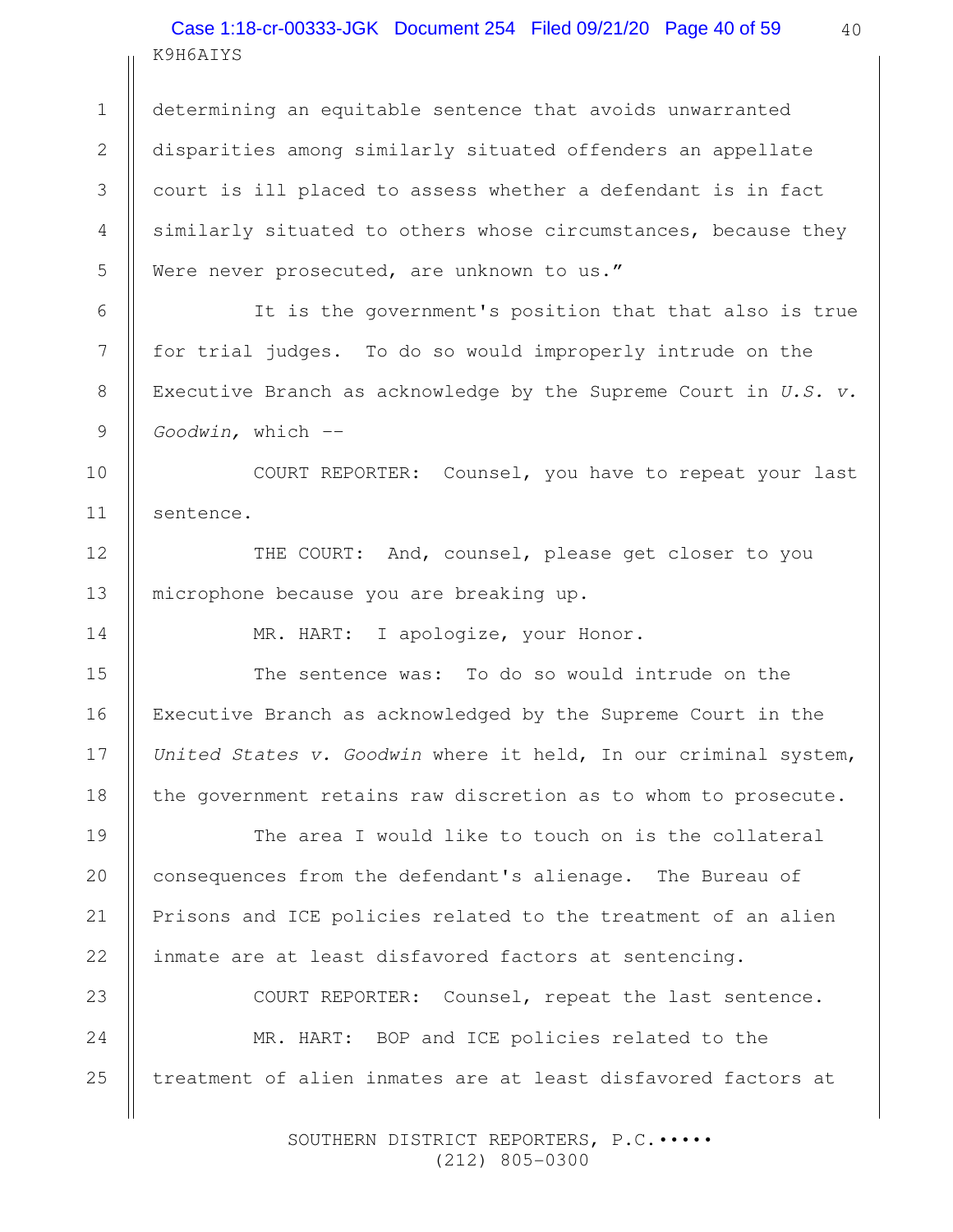determining an equitable sentence that avoids unwarranted disparities among similarly situated offenders an appellate court is ill placed to assess whether a defendant is in fact similarly situated to others whose circumstances, because they Were never prosecuted, are unknown to us."

It is the government's position that that also is true for trial judges. To do so would improperly intrude on the Executive Branch as acknowledge by the Supreme Court in *U.S. v. Goodwin,* which --

COURT REPORTER: Counsel, you have to repeat your last sentence.

THE COURT: And, counsel, please get closer to you microphone because you are breaking up.

MR. HART: I apologize, your Honor.

The sentence was: To do so would intrude on the Executive Branch as acknowledged by the Supreme Court in the *United States v. Goodwin* where it held, In our criminal system, the government retains raw discretion as to whom to prosecute.

The area I would like to touch on is the collateral consequences from the defendant's alienage. The Bureau of Prisons and ICE policies related to the treatment of an alien inmate are at least disfavored factors at sentencing.

COURT REPORTER: Counsel, repeat the last sentence.

MR. HART: BOP and ICE policies related to the treatment of alien inmates are at least disfavored factors at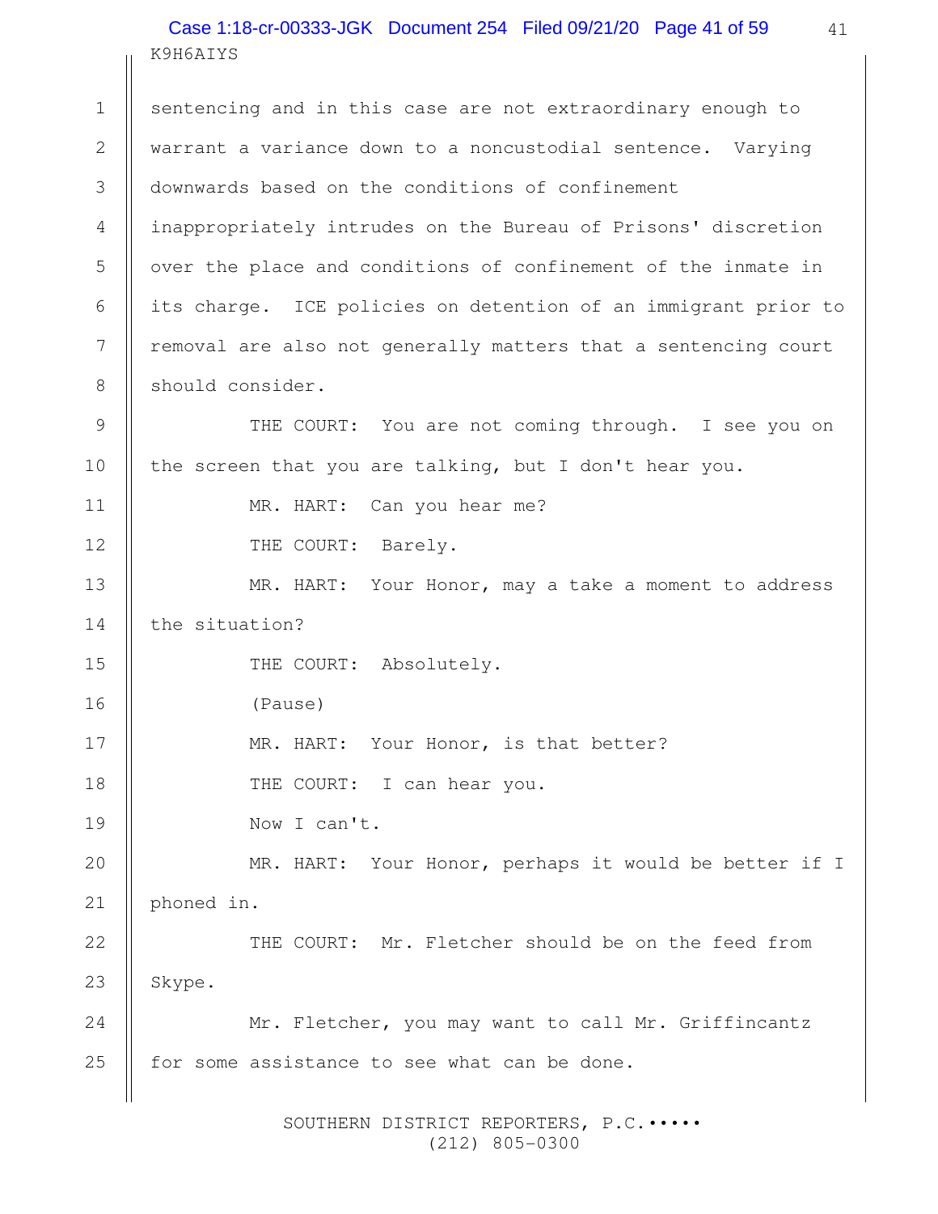sentencing and in this case are not extraordinary enough to warrant a variance down to a noncustodial sentence. Varying downwards based on the conditions of confinement inappropriately intrudes on the Bureau of Prisons' discretion over the place and conditions of confinement of the inmate in its charge. ICE policies on detention of an immigrant prior to removal are also not generally matters that a sentencing court should consider.

THE COURT: You are not coming through. I see you on the screen that you are talking, but I don't hear you.

MR. HART: Can you hear me?

THE COURT: Barely.

MR. HART: Your Honor, may a take a moment to address the situation?

THE COURT: Absolutely.

(Pause)

MR. HART: Your Honor, is that better?

THE COURT: I can hear you.

Now I can't.

MR. HART: Your Honor, perhaps it would be better if I phoned in.

THE COURT: Mr. Fletcher should be on the feed from Skype.

Mr. Fletcher, you may want to call Mr. Griffincantz for some assistance to see what can be done.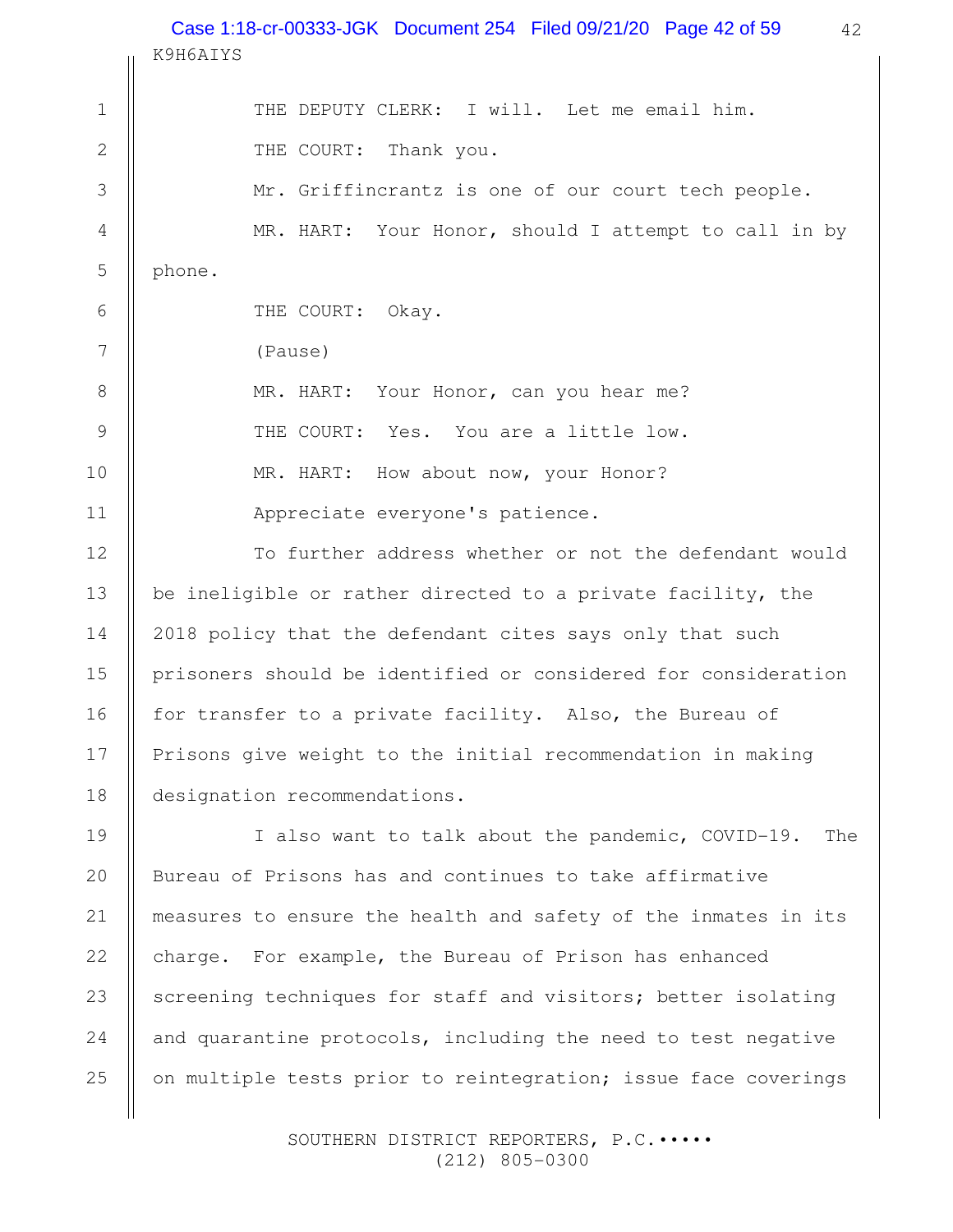THE DEPUTY CLERK: I will. Let me email him.

THE COURT: Thank you.

Mr. Griffincrantz is one of our court tech people.

MR. HART: Your Honor, should I attempt to call in by phone.

THE COURT: Okay.

(Pause)

MR. HART: Your Honor, can you hear me?

THE COURT: Yes. You are a little low.

MR. HART: How about now, your Honor?

Appreciate everyone's patience.

To further address whether or not the defendant would be ineligible or rather directed to a private facility, the 2018 policy that the defendant cites says only that such prisoners should be identified or considered for consideration for transfer to a private facility. Also, the Bureau of Prisons give weight to the initial recommendation in making designation recommendations.

I also want to talk about the pandemic, COVID-19. The Bureau of Prisons has and continues to take affirmative measures to ensure the health and safety of the inmates in its charge. For example, the Bureau of Prison has enhanced screening techniques for staff and visitors; better isolating and quarantine protocols, including the need to test negative on multiple tests prior to reintegration; issue face coverings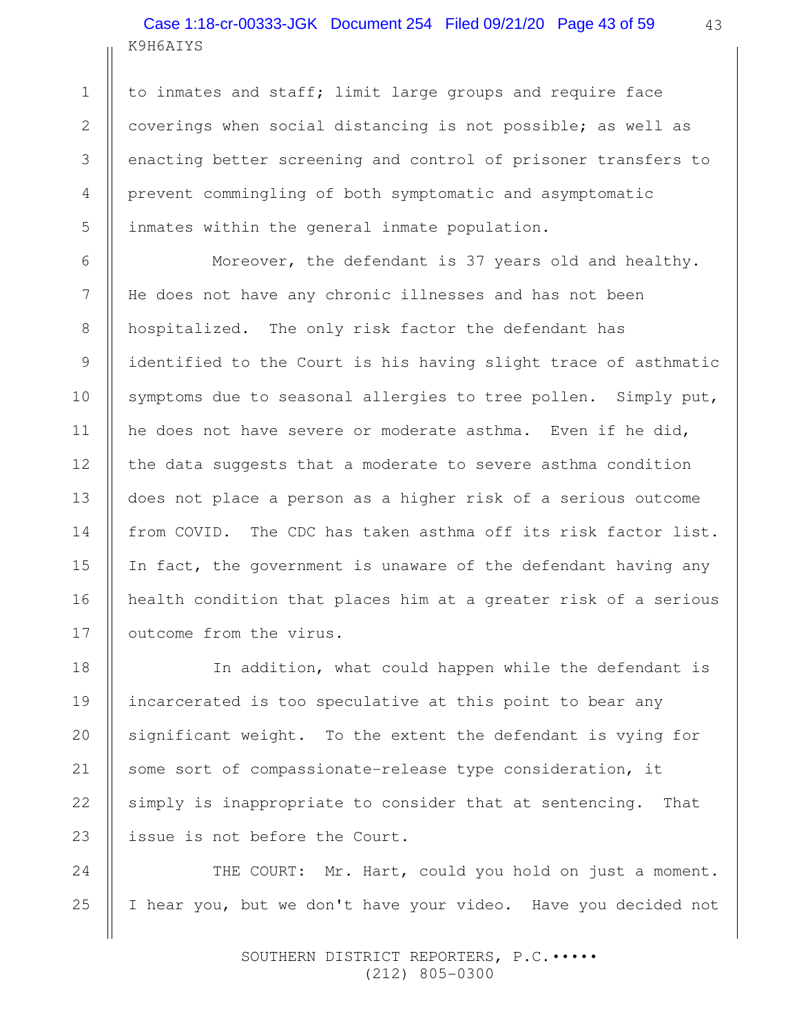to inmates and staff; limit large groups and require face coverings when social distancing is not possible; as well as enacting better screening and control of prisoner transfers to prevent commingling of both symptomatic and asymptomatic inmates within the general inmate population.

Moreover, the defendant is 37 years old and healthy. He does not have any chronic illnesses and has not been hospitalized. The only risk factor the defendant has identified to the Court is his having slight trace of asthmatic symptoms due to seasonal allergies to tree pollen. Simply put, he does not have severe or moderate asthma. Even if he did, the data suggests that a moderate to severe asthma condition does not place a person as a higher risk of a serious outcome from COVID. The CDC has taken asthma off its risk factor list. In fact, the government is unaware of the defendant having any health condition that places him at a greater risk of a serious outcome from the virus.

In addition, what could happen while the defendant is incarcerated is too speculative at this point to bear any significant weight. To the extent the defendant is vying for some sort of compassionate-release type consideration, it simply is inappropriate to consider that at sentencing. That issue is not before the Court.

THE COURT: Mr. Hart, could you hold on just a moment. I hear you, but we don't have your video. Have you decided not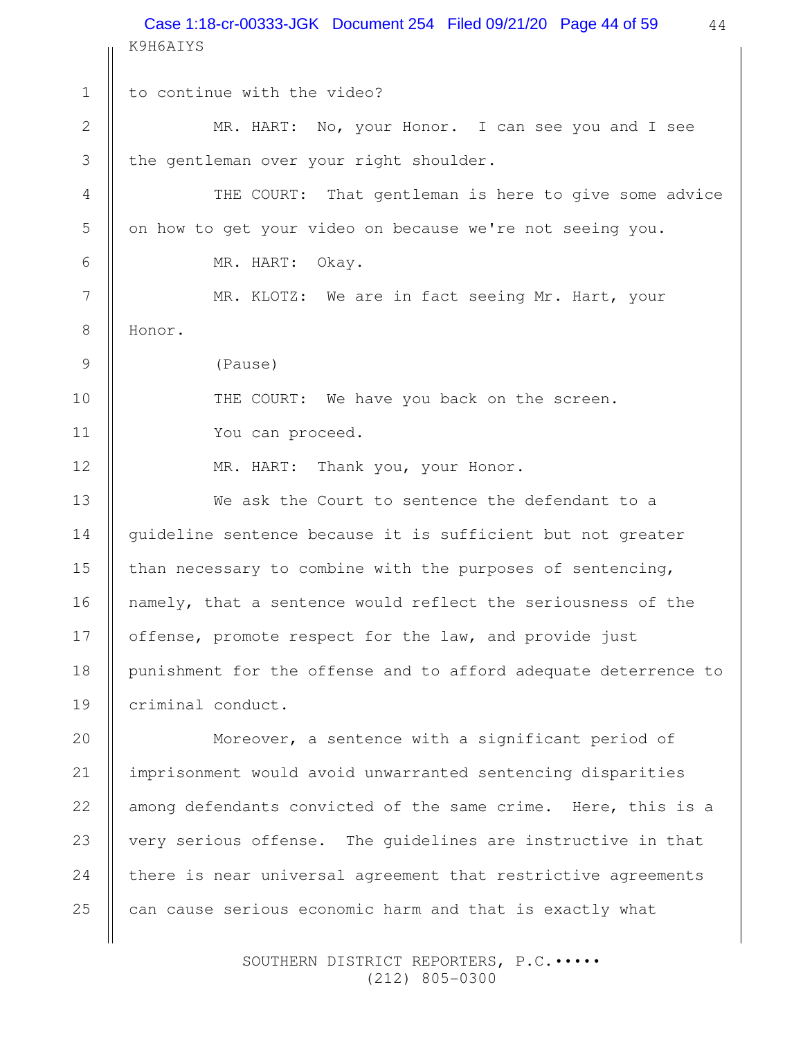to continue with the video?

MR. HART: No, your Honor. I can see you and I see the gentleman over your right shoulder.

THE COURT: That gentleman is here to give some advice on how to get your video on because we're not seeing you.

MR. HART: Okay.

MR. KLOTZ: We are in fact seeing Mr. Hart, your Honor.

(Pause)

THE COURT: We have you back on the screen.

You can proceed.

MR. HART: Thank you, your Honor.

We ask the Court to sentence the defendant to a guideline sentence because it is sufficient but not greater than necessary to combine with the purposes of sentencing, namely, that a sentence would reflect the seriousness of the offense, promote respect for the law, and provide just punishment for the offense and to afford adequate deterrence to criminal conduct.

Moreover, a sentence with a significant period of imprisonment would avoid unwarranted sentencing disparities among defendants convicted of the same crime. Here, this is a very serious offense. The guidelines are instructive in that there is near universal agreement that restrictive agreements can cause serious economic harm and that is exactly what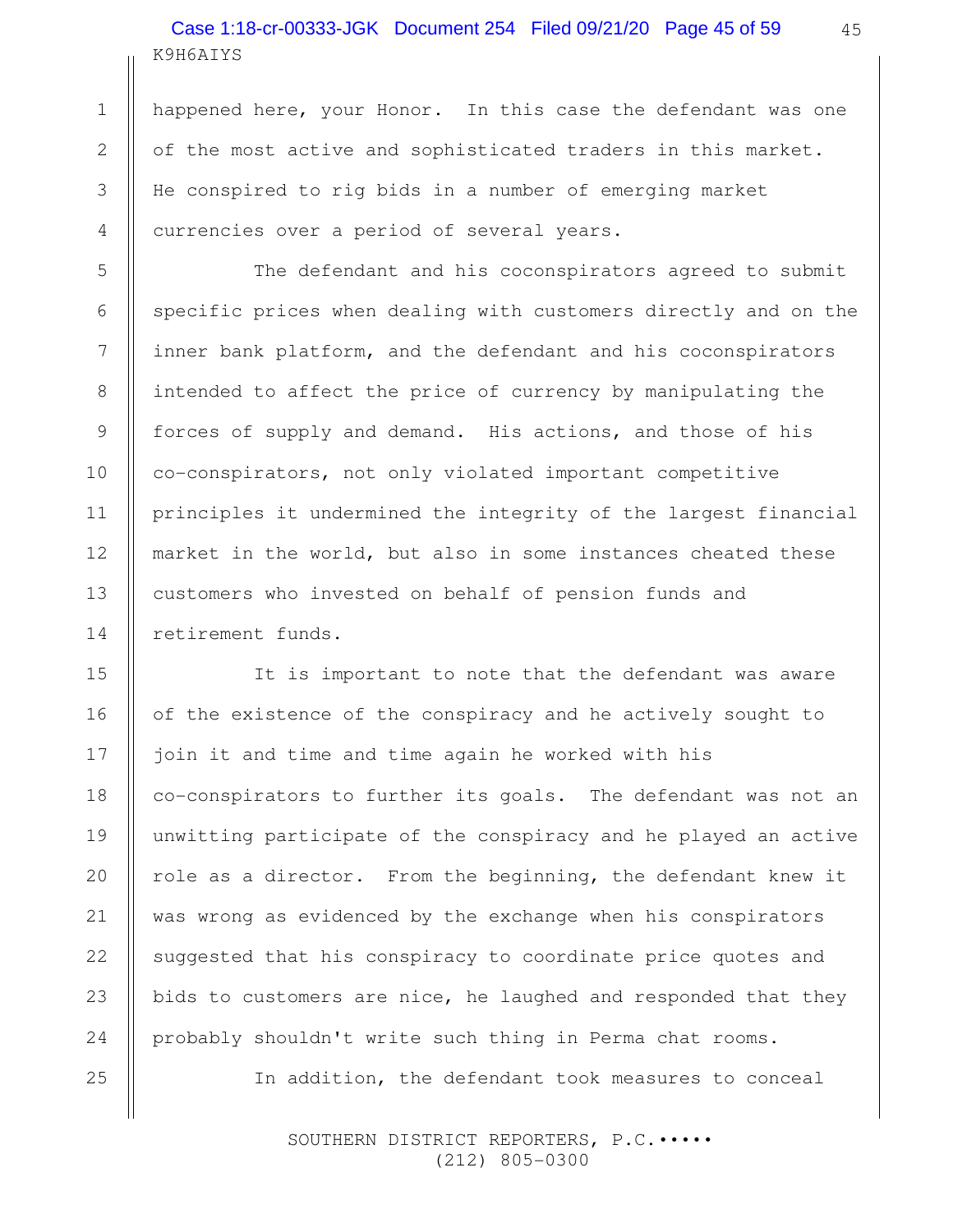happened here, your Honor. In this case the defendant was one of the most active and sophisticated traders in this market. He conspired to rig bids in a number of emerging market currencies over a period of several years.

The defendant and his coconspirators agreed to submit specific prices when dealing with customers directly and on the inner bank platform, and the defendant and his coconspirators intended to affect the price of currency by manipulating the forces of supply and demand. His actions, and those of his co-conspirators, not only violated important competitive principles it undermined the integrity of the largest financial market in the world, but also in some instances cheated these customers who invested on behalf of pension funds and retirement funds.

It is important to note that the defendant was aware of the existence of the conspiracy and he actively sought to join it and time and time again he worked with his co-conspirators to further its goals. The defendant was not an unwitting participate of the conspiracy and he played an active role as a director. From the beginning, the defendant knew it was wrong as evidenced by the exchange when his conspirators suggested that his conspiracy to coordinate price quotes and bids to customers are nice, he laughed and responded that they probably shouldn't write such thing in Perma chat rooms.

In addition, the defendant took measures to conceal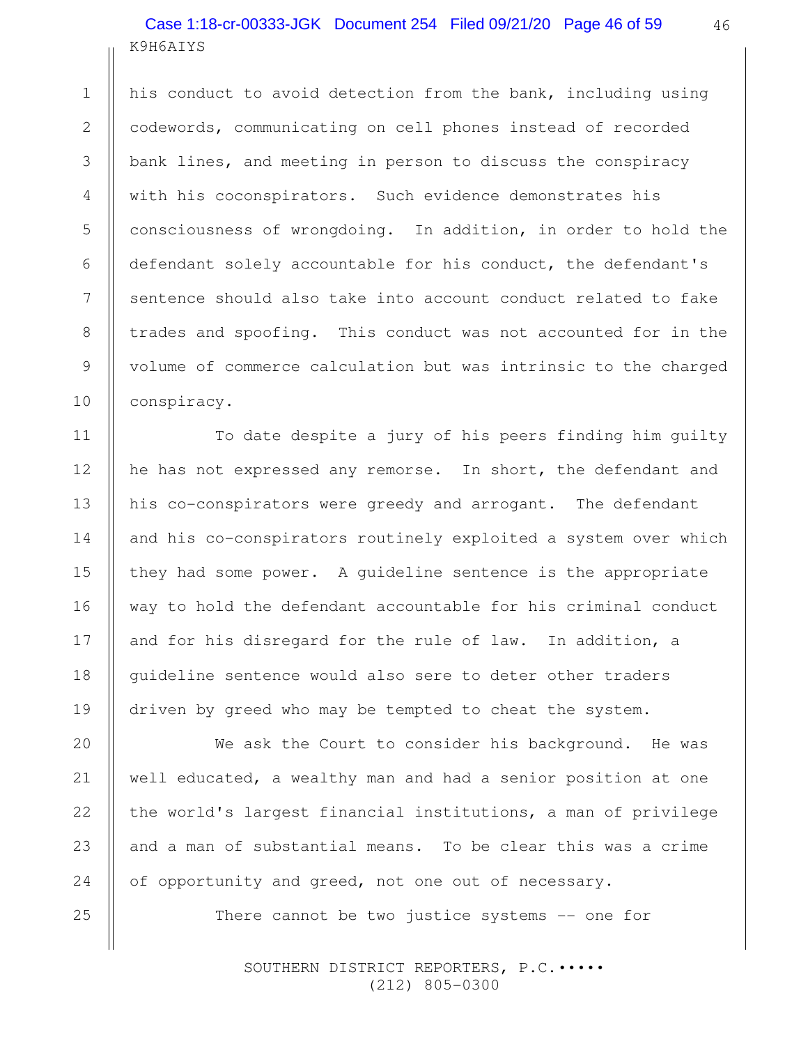his conduct to avoid detection from the bank, including using codewords, communicating on cell phones instead of recorded bank lines, and meeting in person to discuss the conspiracy with his coconspirators. Such evidence demonstrates his consciousness of wrongdoing. In addition, in order to hold the defendant solely accountable for his conduct, the defendant's sentence should also take into account conduct related to fake trades and spoofing. This conduct was not accounted for in the volume of commerce calculation but was intrinsic to the charged conspiracy.

To date despite a jury of his peers finding him guilty he has not expressed any remorse. In short, the defendant and his co-conspirators were greedy and arrogant. The defendant and his co-conspirators routinely exploited a system over which they had some power. A guideline sentence is the appropriate way to hold the defendant accountable for his criminal conduct and for his disregard for the rule of law. In addition, a guideline sentence would also sere to deter other traders driven by greed who may be tempted to cheat the system.

We ask the Court to consider his background. He was well educated, a wealthy man and had a senior position at one the world's largest financial institutions, a man of privilege and a man of substantial means. To be clear this was a crime of opportunity and greed, not one out of necessary.

There cannot be two justice systems -- one for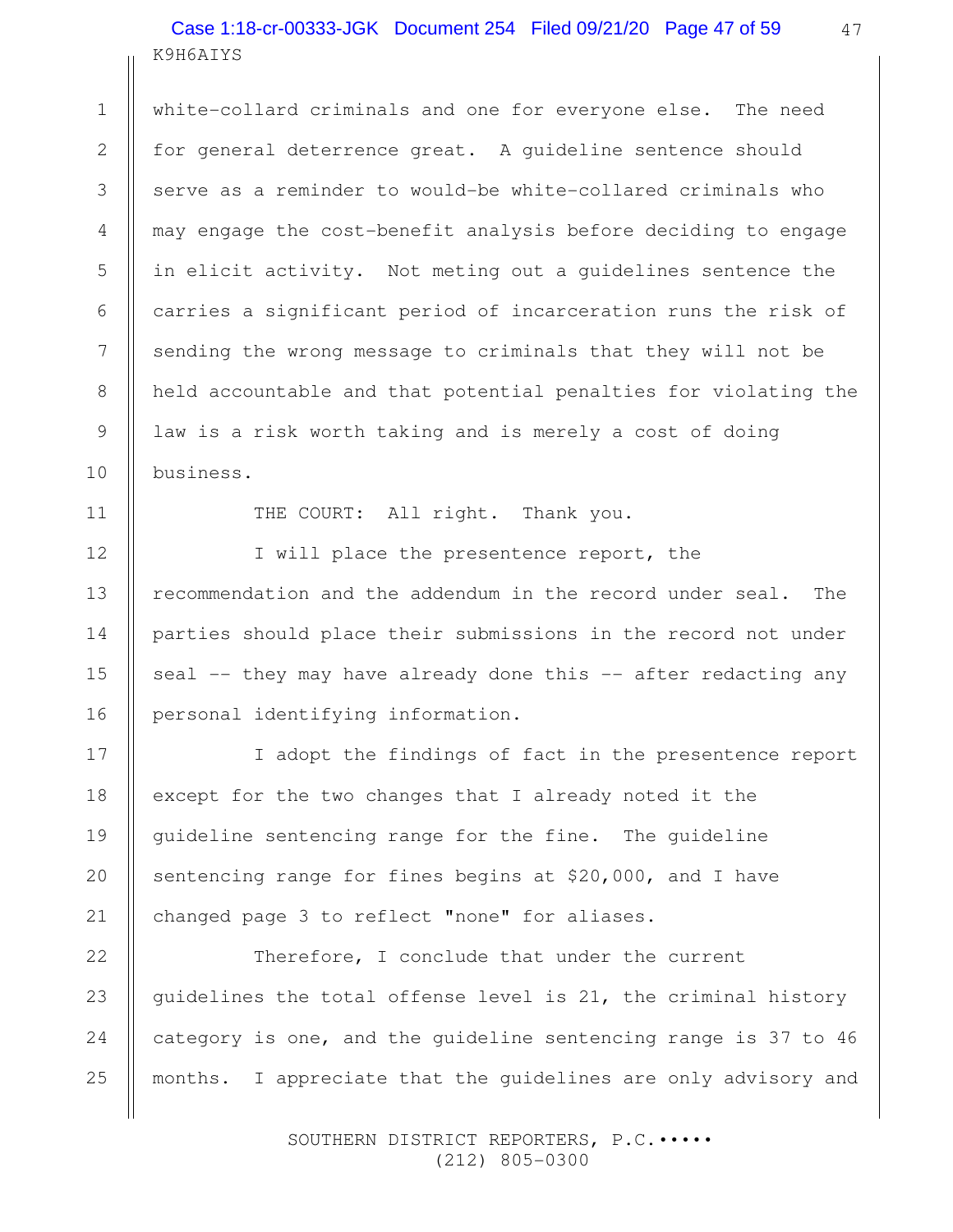white-collard criminals and one for everyone else. The need for general deterrence great. A guideline sentence should serve as a reminder to would-be white-collared criminals who may engage the cost-benefit analysis before deciding to engage in elicit activity. Not meting out a guidelines sentence the carries a significant period of incarceration runs the risk of sending the wrong message to criminals that they will not be held accountable and that potential penalties for violating the law is a risk worth taking and is merely a cost of doing business.

THE COURT: All right. Thank you.

I will place the presentence report, the recommendation and the addendum in the record under seal. The parties should place their submissions in the record not under seal -- they may have already done this -- after redacting any personal identifying information.

I adopt the findings of fact in the presentence report except for the two changes that I already noted it the guideline sentencing range for the fine. The guideline sentencing range for fines begins at $20,000, and I have changed page 3 to reflect "none" for aliases.

Therefore, I conclude that under the current guidelines the total offense level is 21, the criminal history category is one, and the guideline sentencing range is 37 to 46 months. I appreciate that the guidelines are only advisory and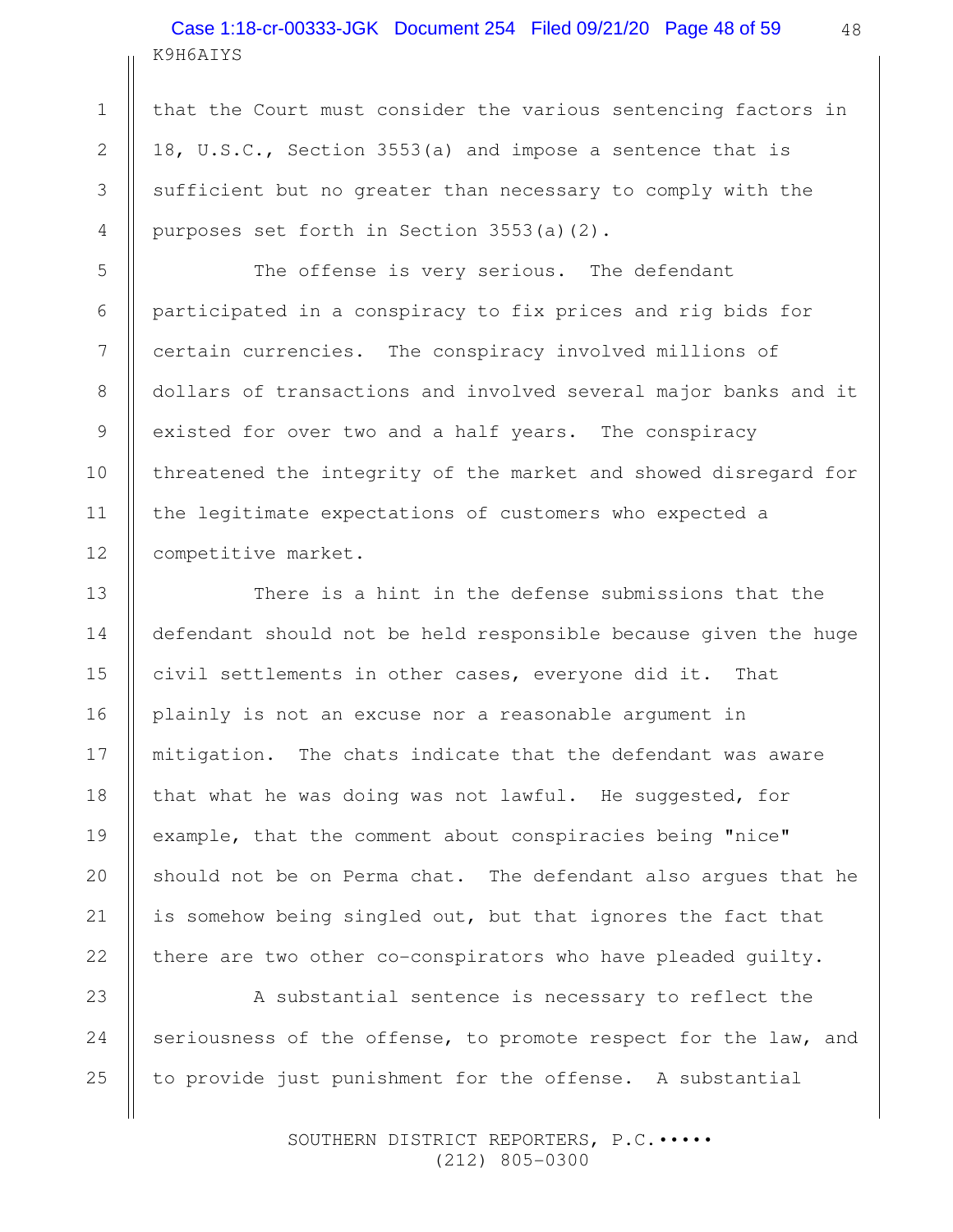that the Court must consider the various sentencing factors in 18, U.S.C., Section 3553(a) and impose a sentence that is sufficient but no greater than necessary to comply with the purposes set forth in Section 3553(a)(2).

The offense is very serious. The defendant participated in a conspiracy to fix prices and rig bids for certain currencies. The conspiracy involved millions of dollars of transactions and involved several major banks and it existed for over two and a half years. The conspiracy threatened the integrity of the market and showed disregard for the legitimate expectations of customers who expected a competitive market.

There is a hint in the defense submissions that the defendant should not be held responsible because given the huge civil settlements in other cases, everyone did it. That plainly is not an excuse nor a reasonable argument in mitigation. The chats indicate that the defendant was aware that what he was doing was not lawful. He suggested, for example, that the comment about conspiracies being "nice" should not be on Perma chat. The defendant also argues that he is somehow being singled out, but that ignores the fact that there are two other co-conspirators who have pleaded guilty.

A substantial sentence is necessary to reflect the seriousness of the offense, to promote respect for the law, and to provide just punishment for the offense. A substantial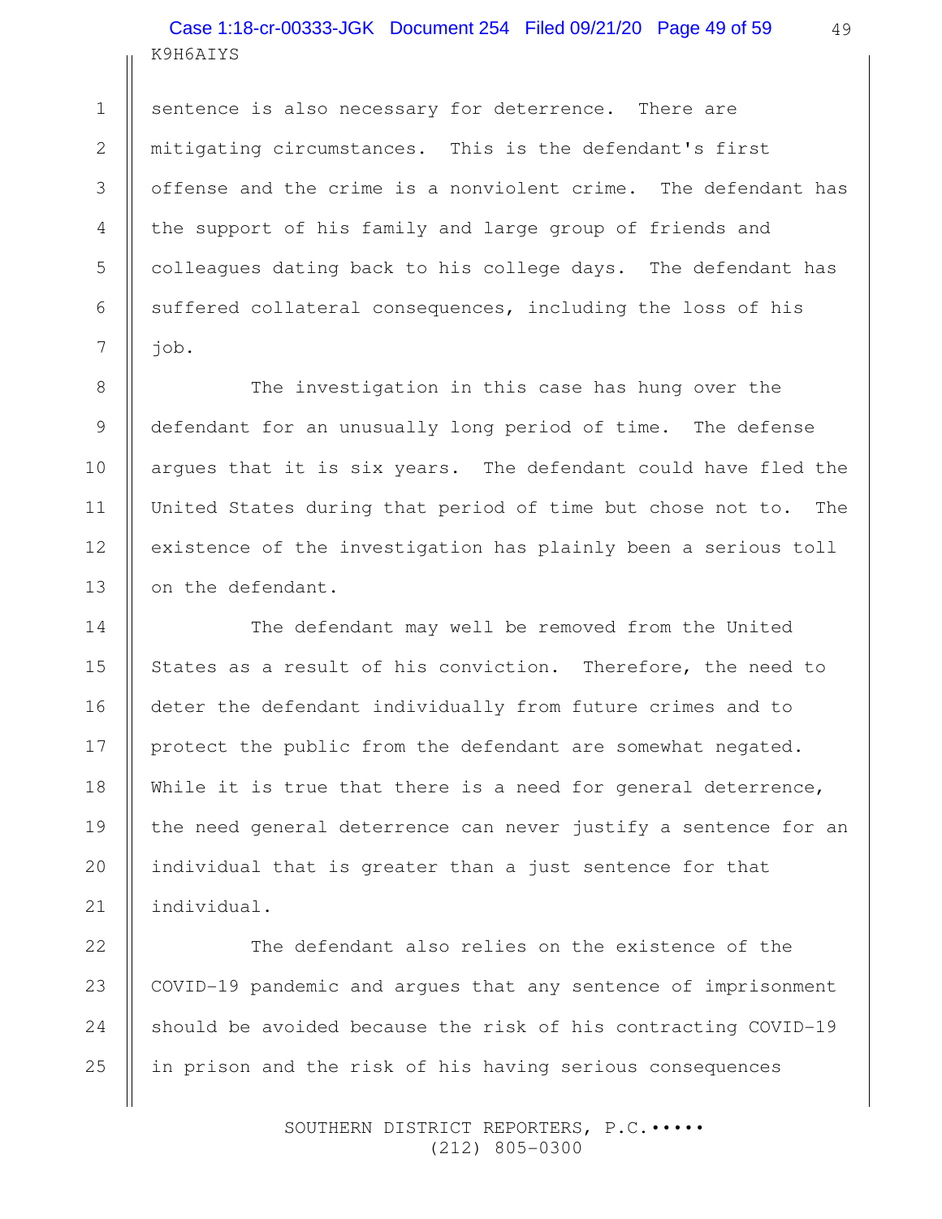sentence is also necessary for deterrence. There are mitigating circumstances. This is the defendant's first offense and the crime is a nonviolent crime. The defendant has the support of his family and large group of friends and colleagues dating back to his college days. The defendant has suffered collateral consequences, including the loss of his job.

The investigation in this case has hung over the defendant for an unusually long period of time. The defense argues that it is six years. The defendant could have fled the United States during that period of time but chose not to. The existence of the investigation has plainly been a serious toll on the defendant.

The defendant may well be removed from the United States as a result of his conviction. Therefore, the need to deter the defendant individually from future crimes and to protect the public from the defendant are somewhat negated. While it is true that there is a need for general deterrence, the need general deterrence can never justify a sentence for an individual that is greater than a just sentence for that individual.

The defendant also relies on the existence of the COVID-19 pandemic and argues that any sentence of imprisonment should be avoided because the risk of his contracting COVID-19 in prison and the risk of his having serious consequences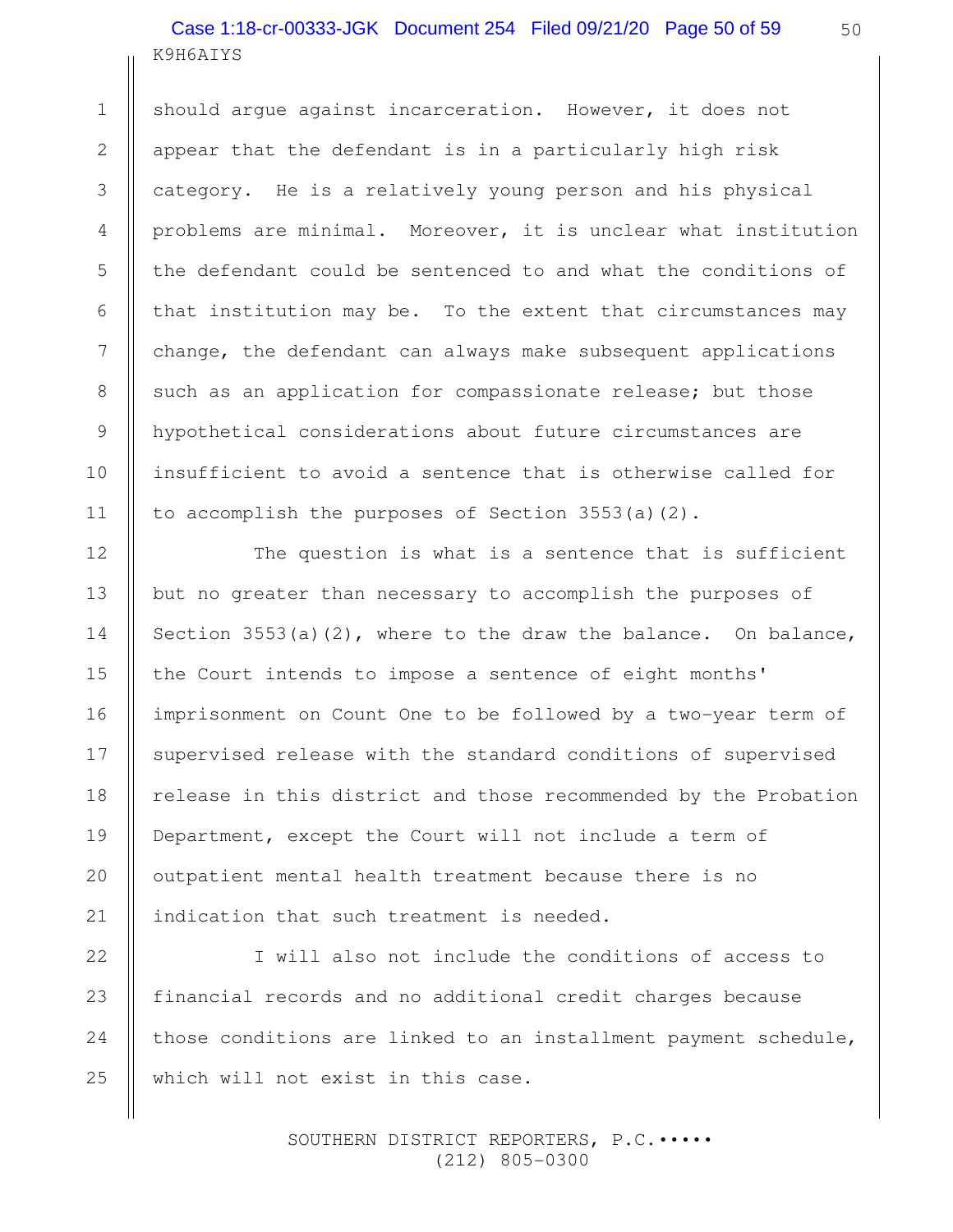should argue against incarceration. However, it does not appear that the defendant is in a particularly high risk category. He is a relatively young person and his physical problems are minimal. Moreover, it is unclear what institution the defendant could be sentenced to and what the conditions of that institution may be. To the extent that circumstances may change, the defendant can always make subsequent applications such as an application for compassionate release; but those hypothetical considerations about future circumstances are insufficient to avoid a sentence that is otherwise called for to accomplish the purposes of Section 3553(a)(2).

The question is what is a sentence that is sufficient but no greater than necessary to accomplish the purposes of Section 3553(a)(2), where to the draw the balance. On balance, the Court intends to impose a sentence of eight months' imprisonment on Count One to be followed by a two-year term of supervised release with the standard conditions of supervised release in this district and those recommended by the Probation Department, except the Court will not include a term of outpatient mental health treatment because there is no indication that such treatment is needed.

I will also not include the conditions of access to financial records and no additional credit charges because those conditions are linked to an installment payment schedule, which will not exist in this case.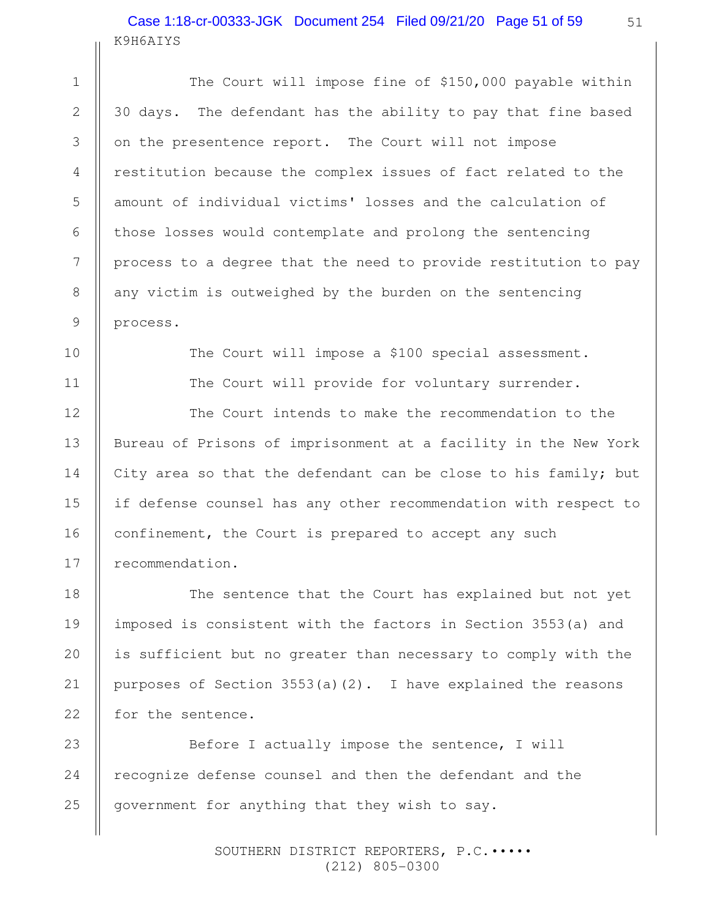The Court will impose fine of $150,000 payable within 30 days. The defendant has the ability to pay that fine based on the presentence report. The Court will not impose restitution because the complex issues of fact related to the amount of individual victims' losses and the calculation of those losses would contemplate and prolong the sentencing process to a degree that the need to provide restitution to pay any victim is outweighed by the burden on the sentencing process.

The Court will impose a $100 special assessment.

The Court will provide for voluntary surrender.

The Court intends to make the recommendation to the Bureau of Prisons of imprisonment at a facility in the New York City area so that the defendant can be close to his family; but if defense counsel has any other recommendation with respect to confinement, the Court is prepared to accept any such recommendation.

The sentence that the Court has explained but not yet imposed is consistent with the factors in Section 3553(a) and is sufficient but no greater than necessary to comply with the purposes of Section 3553(a)(2). I have explained the reasons for the sentence.

Before I actually impose the sentence, I will recognize defense counsel and then the defendant and the government for anything that they wish to say.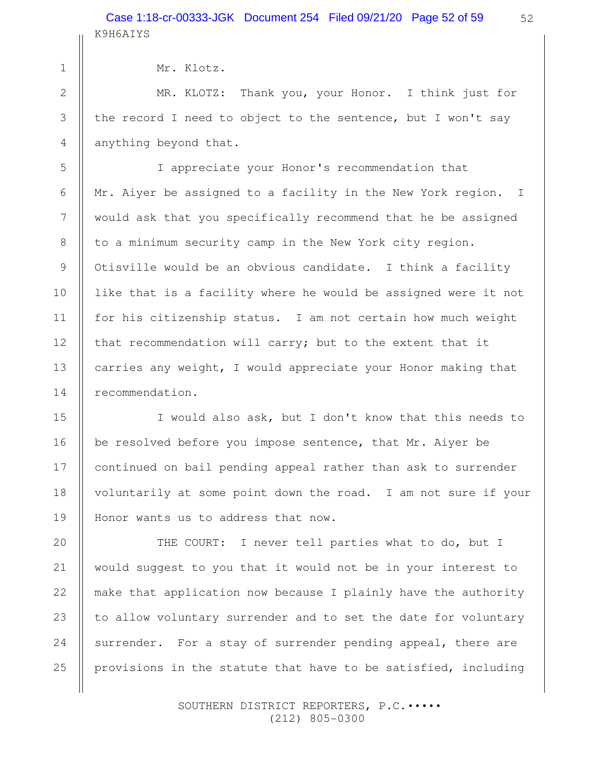Mr. Klotz.

MR. KLOTZ: Thank you, your Honor. I think just for the record I need to object to the sentence, but I won't say anything beyond that.

I appreciate your Honor's recommendation that Mr. Aiyer be assigned to a facility in the New York region. I would ask that you specifically recommend that he be assigned to a minimum security camp in the New York city region. Otisville would be an obvious candidate. I think a facility like that is a facility where he would be assigned were it not for his citizenship status. I am not certain how much weight that recommendation will carry; but to the extent that it carries any weight, I would appreciate your Honor making that recommendation.

I would also ask, but I don't know that this needs to be resolved before you impose sentence, that Mr. Aiyer be continued on bail pending appeal rather than ask to surrender voluntarily at some point down the road. I am not sure if your Honor wants us to address that now.

THE COURT: I never tell parties what to do, but I would suggest to you that it would not be in your interest to make that application now because I plainly have the authority to allow voluntary surrender and to set the date for voluntary surrender. For a stay of surrender pending appeal, there are provisions in the statute that have to be satisfied, including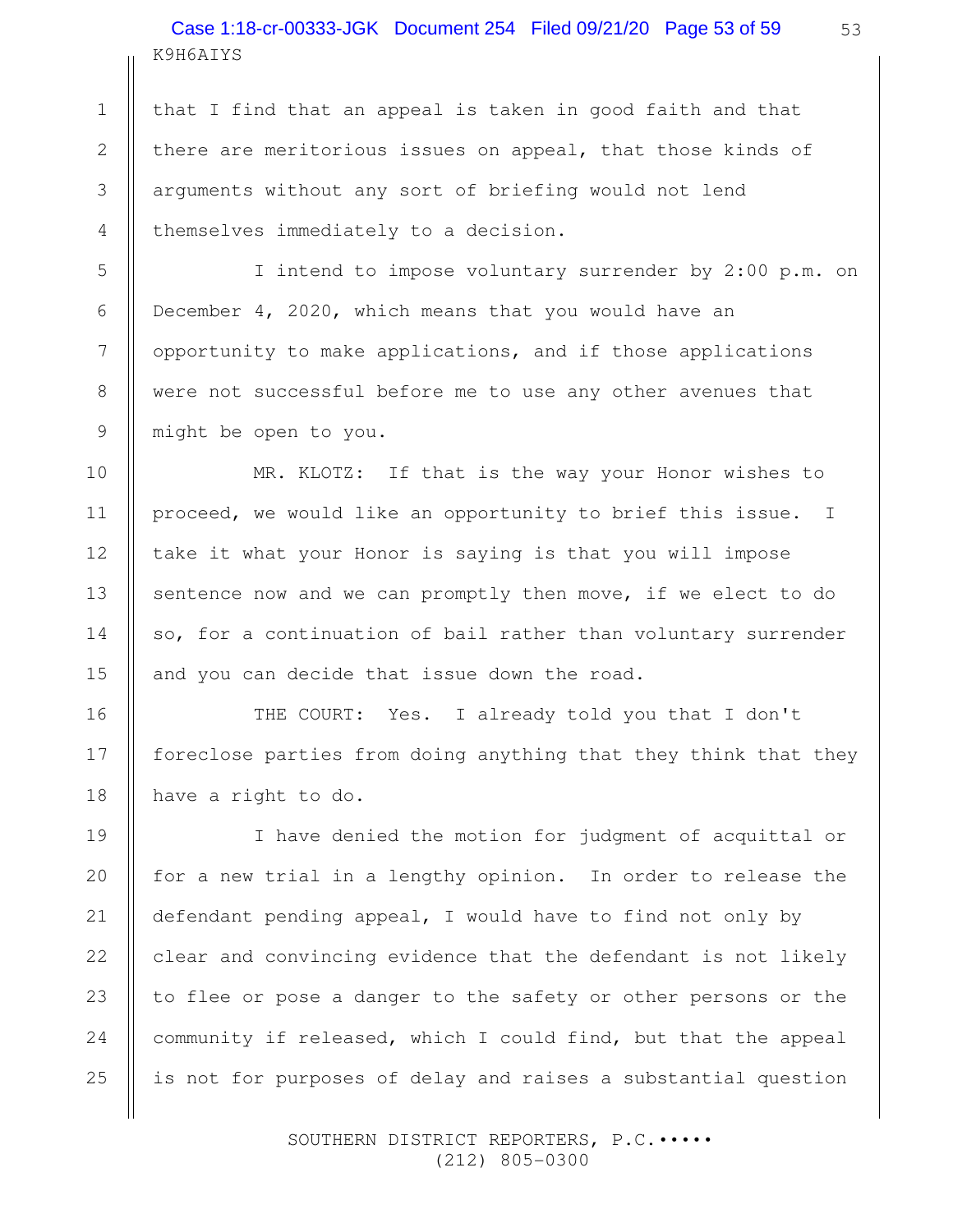that I find that an appeal is taken in good faith and that there are meritorious issues on appeal, that those kinds of arguments without any sort of briefing would not lend themselves immediately to a decision.

I intend to impose voluntary surrender by 2:00 p.m. on December 4, 2020, which means that you would have an opportunity to make applications, and if those applications were not successful before me to use any other avenues that might be open to you.

MR. KLOTZ: If that is the way your Honor wishes to proceed, we would like an opportunity to brief this issue. I take it what your Honor is saying is that you will impose sentence now and we can promptly then move, if we elect to do so, for a continuation of bail rather than voluntary surrender and you can decide that issue down the road.

THE COURT: Yes. I already told you that I don't foreclose parties from doing anything that they think that they have a right to do.

I have denied the motion for judgment of acquittal or for a new trial in a lengthy opinion. In order to release the defendant pending appeal, I would have to find not only by clear and convincing evidence that the defendant is not likely to flee or pose a danger to the safety or other persons or the community if released, which I could find, but that the appeal is not for purposes of delay and raises a substantial question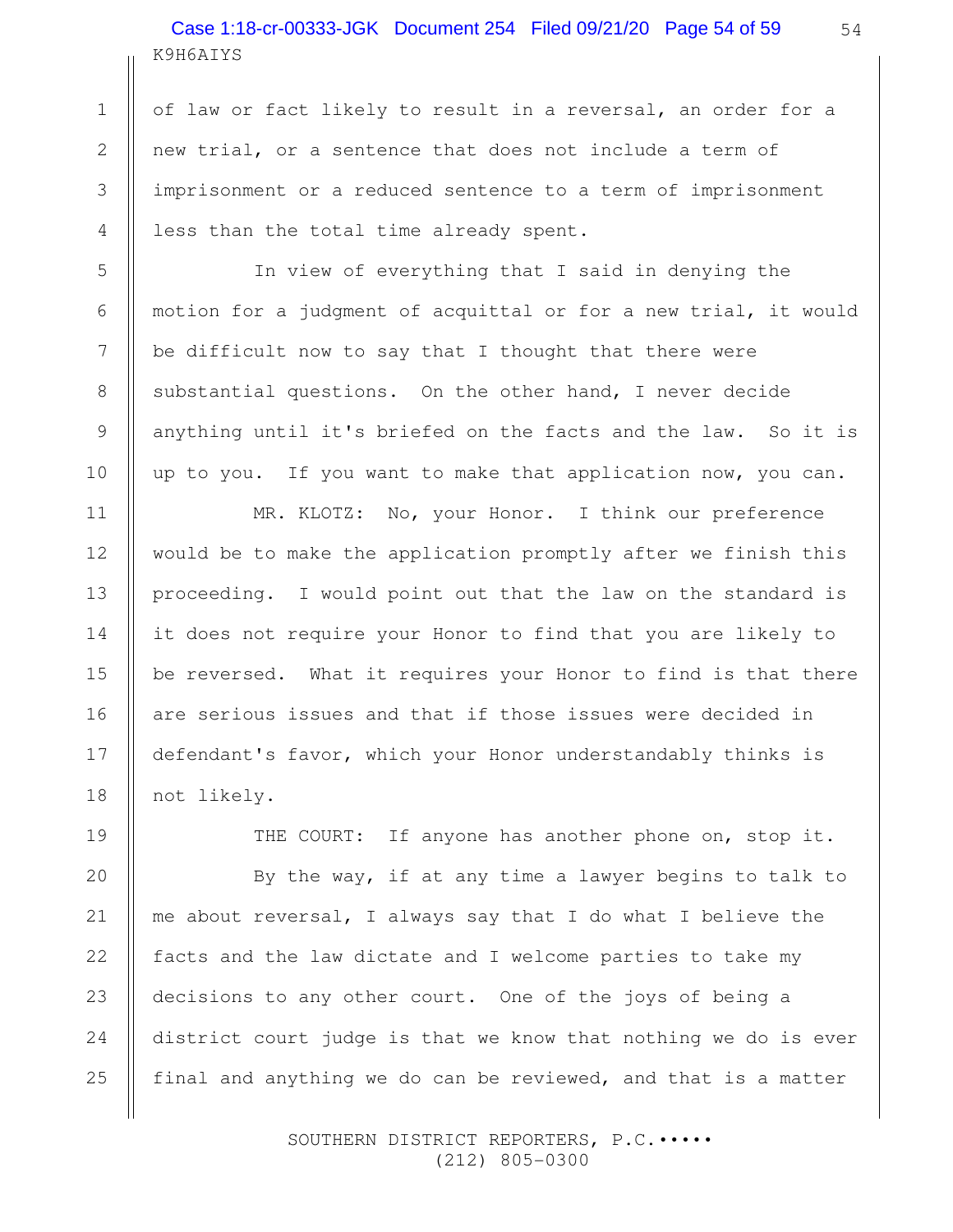of law or fact likely to result in a reversal, an order for a new trial, or a sentence that does not include a term of imprisonment or a reduced sentence to a term of imprisonment less than the total time already spent.

In view of everything that I said in denying the motion for a judgment of acquittal or for a new trial, it would be difficult now to say that I thought that there were substantial questions. On the other hand, I never decide anything until it's briefed on the facts and the law. So it is up to you. If you want to make that application now, you can.

MR. KLOTZ: No, your Honor. I think our preference would be to make the application promptly after we finish this proceeding. I would point out that the law on the standard is it does not require your Honor to find that you are likely to be reversed. What it requires your Honor to find is that there are serious issues and that if those issues were decided in defendant's favor, which your Honor understandably thinks is not likely.

THE COURT: If anyone has another phone on, stop it.

By the way, if at any time a lawyer begins to talk to me about reversal, I always say that I do what I believe the facts and the law dictate and I welcome parties to take my decisions to any other court. One of the joys of being a district court judge is that we know that nothing we do is ever final and anything we do can be reviewed, and that is a matter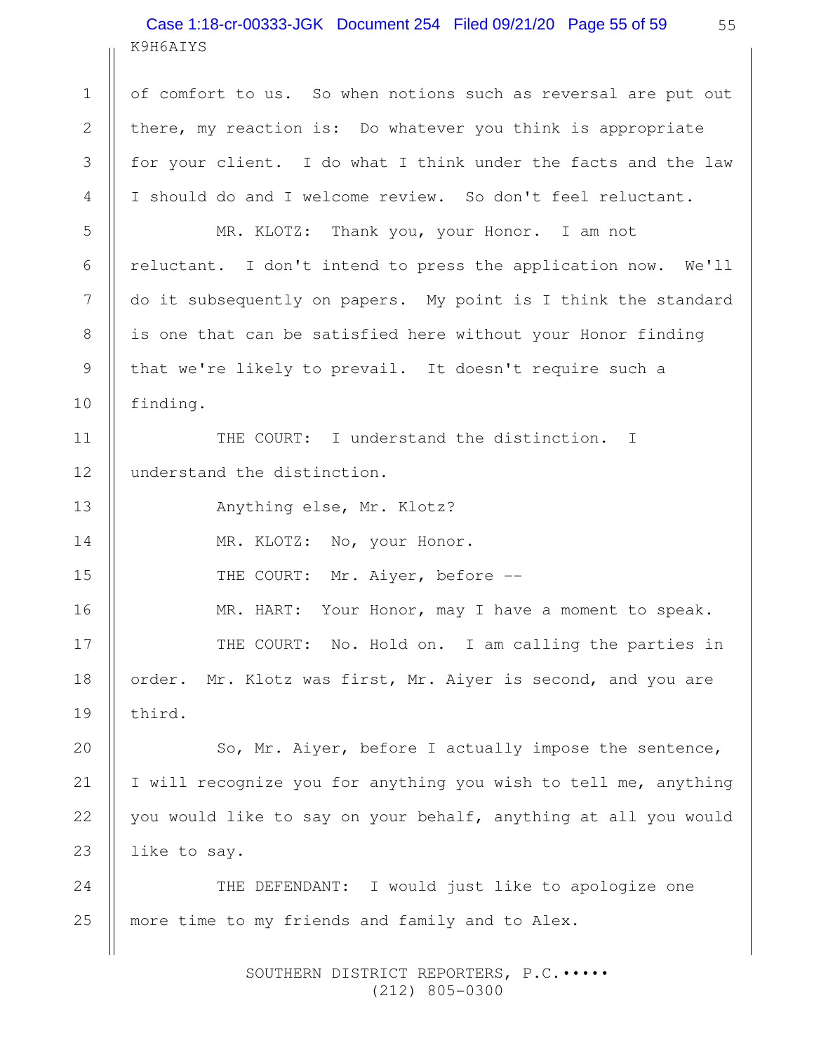of comfort to us. So when notions such as reversal are put out there, my reaction is: Do whatever you think is appropriate for your client. I do what I think under the facts and the law I should do and I welcome review. So don't feel reluctant.

MR. KLOTZ: Thank you, your Honor. I am not reluctant. I don't intend to press the application now. We'll do it subsequently on papers. My point is I think the standard is one that can be satisfied here without your Honor finding that we're likely to prevail. It doesn't require such a finding.

THE COURT: I understand the distinction. I understand the distinction.

Anything else, Mr. Klotz?

MR. KLOTZ: No, your Honor.

THE COURT: Mr. Aiyer, before --

MR. HART: Your Honor, may I have a moment to speak.

THE COURT: No. Hold on. I am calling the parties in order. Mr. Klotz was first, Mr. Aiyer is second, and you are third.

So, Mr. Aiyer, before I actually impose the sentence, I will recognize you for anything you wish to tell me, anything you would like to say on your behalf, anything at all you would like to say.

THE DEFENDANT: I would just like to apologize one more time to my friends and family and to Alex.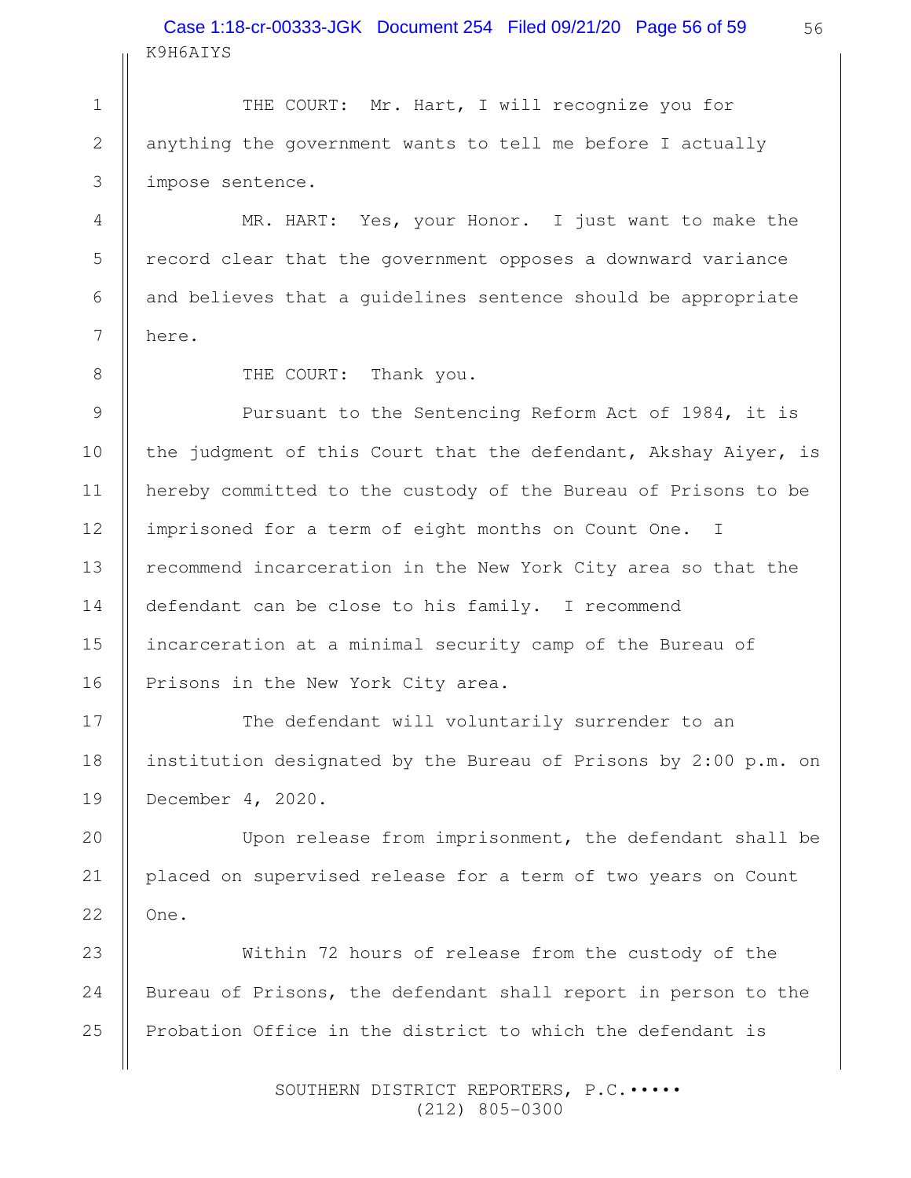THE COURT: Mr. Hart, I will recognize you for anything the government wants to tell me before I actually impose sentence.

MR. HART: Yes, your Honor. I just want to make the record clear that the government opposes a downward variance and believes that a guidelines sentence should be appropriate here.

THE COURT: Thank you.

Pursuant to the Sentencing Reform Act of 1984, it is the judgment of this Court that the defendant, Akshay Aiyer, is hereby committed to the custody of the Bureau of Prisons to be imprisoned for a term of eight months on Count One. I recommend incarceration in the New York City area so that the defendant can be close to his family. I recommend incarceration at a minimal security camp of the Bureau of Prisons in the New York City area.

The defendant will voluntarily surrender to an institution designated by the Bureau of Prisons by 2:00 p.m. on December 4, 2020.

Upon release from imprisonment, the defendant shall be placed on supervised release for a term of two years on Count One.

Within 72 hours of release from the custody of the Bureau of Prisons, the defendant shall report in person to the Probation Office in the district to which the defendant is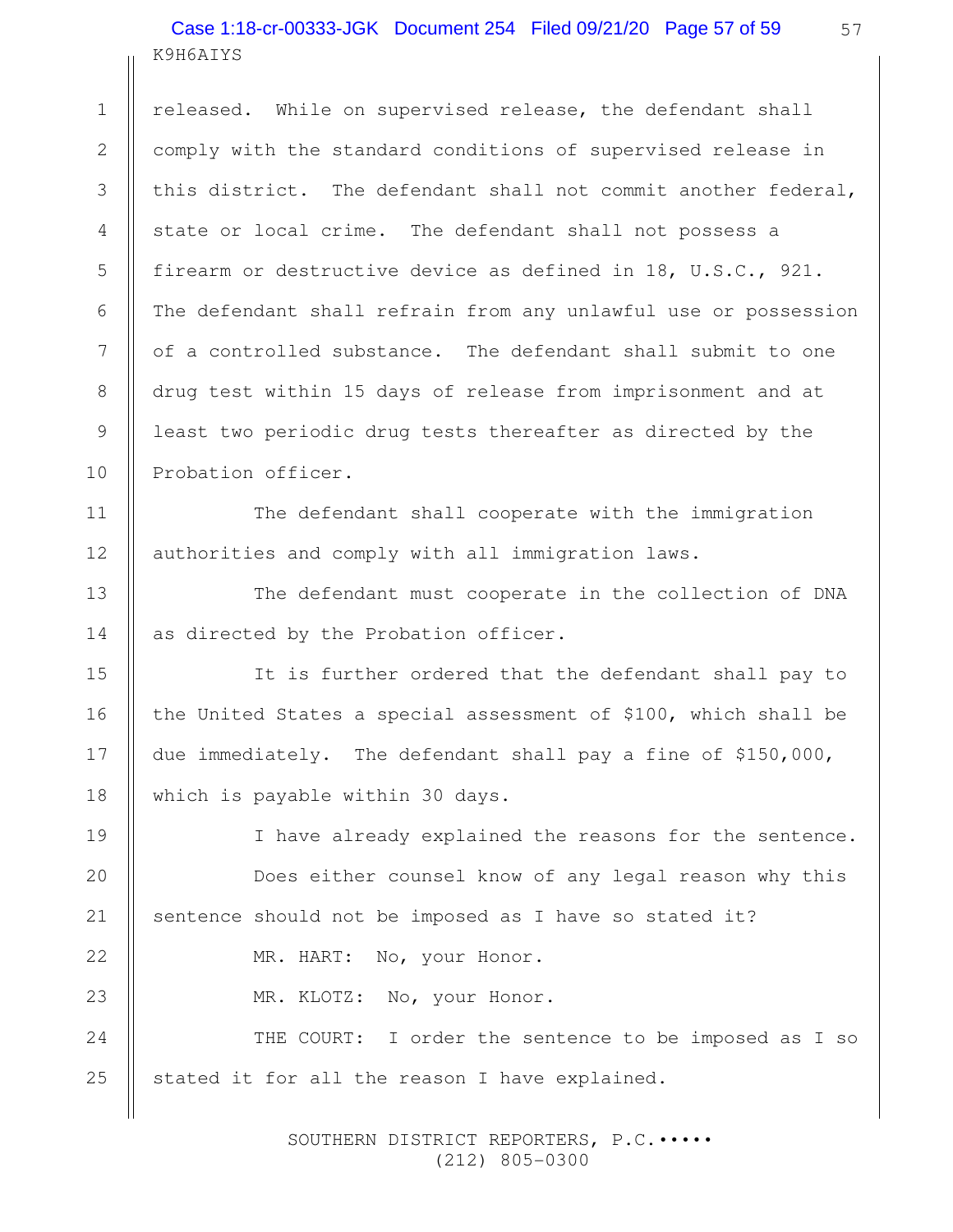released. While on supervised release, the defendant shall comply with the standard conditions of supervised release in this district. The defendant shall not commit another federal, state or local crime. The defendant shall not possess a firearm or destructive device as defined in 18, U.S.C., 921. The defendant shall refrain from any unlawful use or possession of a controlled substance. The defendant shall submit to one drug test within 15 days of release from imprisonment and at least two periodic drug tests thereafter as directed by the Probation officer.

The defendant shall cooperate with the immigration authorities and comply with all immigration laws.

The defendant must cooperate in the collection of DNA as directed by the Probation officer.

It is further ordered that the defendant shall pay to the United States a special assessment of $100, which shall be due immediately. The defendant shall pay a fine of $150,000, which is payable within 30 days.

I have already explained the reasons for the sentence.

Does either counsel know of any legal reason why this sentence should not be imposed as I have so stated it?

MR. HART: No, your Honor.

MR. KLOTZ: No, your Honor.

THE COURT: I order the sentence to be imposed as I so stated it for all the reason I have explained.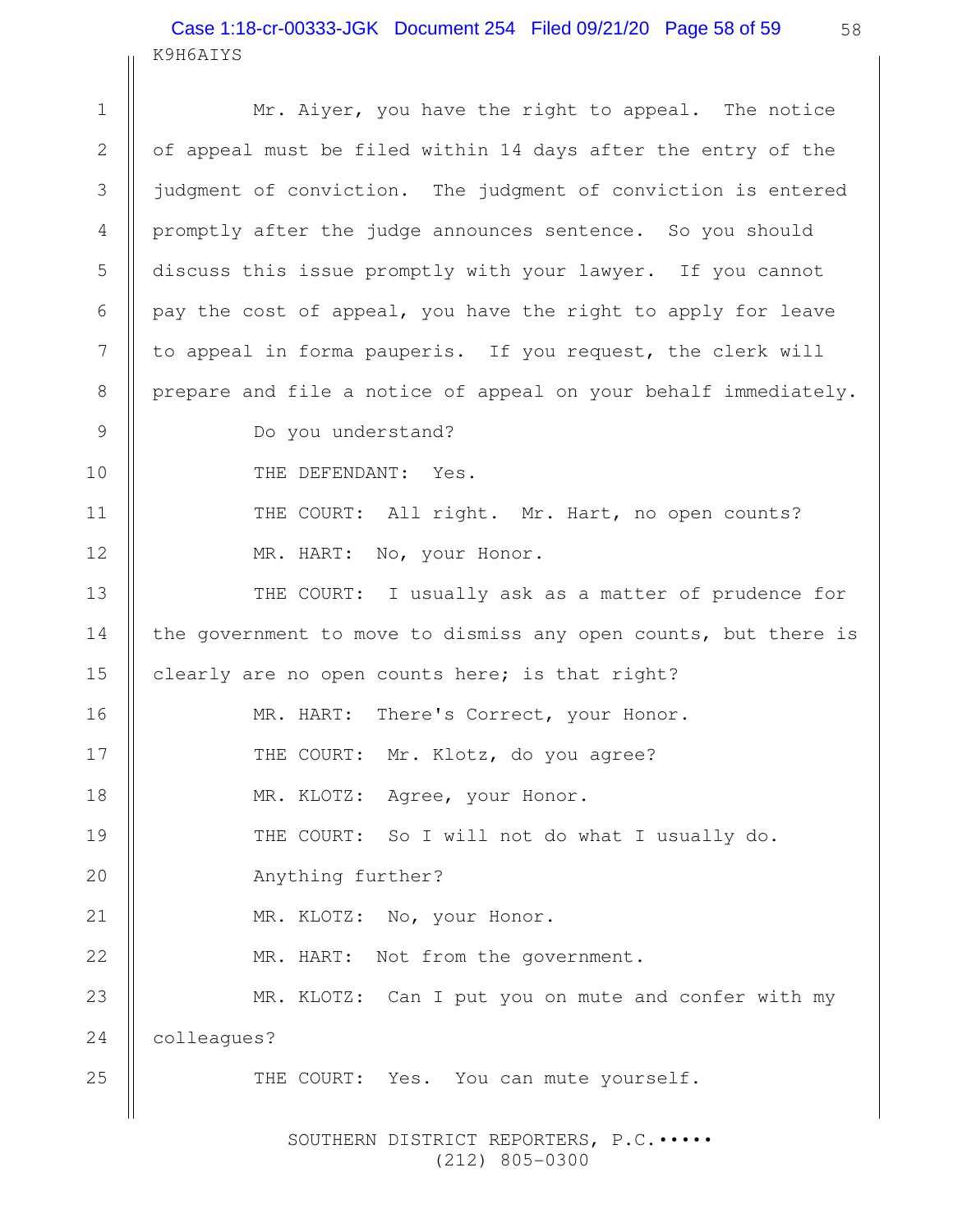K9H6AIYS

Mr. Aiyer, you have the right to appeal. The notice of appeal must be filed within 14 days after the entry of the judgment of conviction. The judgment of conviction is entered promptly after the judge announces sentence. So you should discuss this issue promptly with your lawyer. If you cannot pay the cost of appeal, you have the right to apply for leave to appeal in forma pauperis. If you request, the clerk will prepare and file a notice of appeal on your behalf immediately.

Do you understand?

THE DEFENDANT: Yes.

THE COURT: All right. Mr. Hart, no open counts?

MR. HART: No, your Honor.

THE COURT: I usually ask as a matter of prudence for the government to move to dismiss any open counts, but there is clearly are no open counts here; is that right?

MR. HART: There's Correct, your Honor.

THE COURT: Mr. Klotz, do you agree?

MR. KLOTZ: Agree, your Honor.

THE COURT: So I will not do what I usually do.

Anything further?

MR. KLOTZ: No, your Honor.

MR. HART: Not from the government.

MR. KLOTZ: Can I put you on mute and confer with my colleagues?

THE COURT: Yes. You can mute yourself.

SOUTHERN DISTRICT REPORTERS, P.C.•••••
(212) 805-0300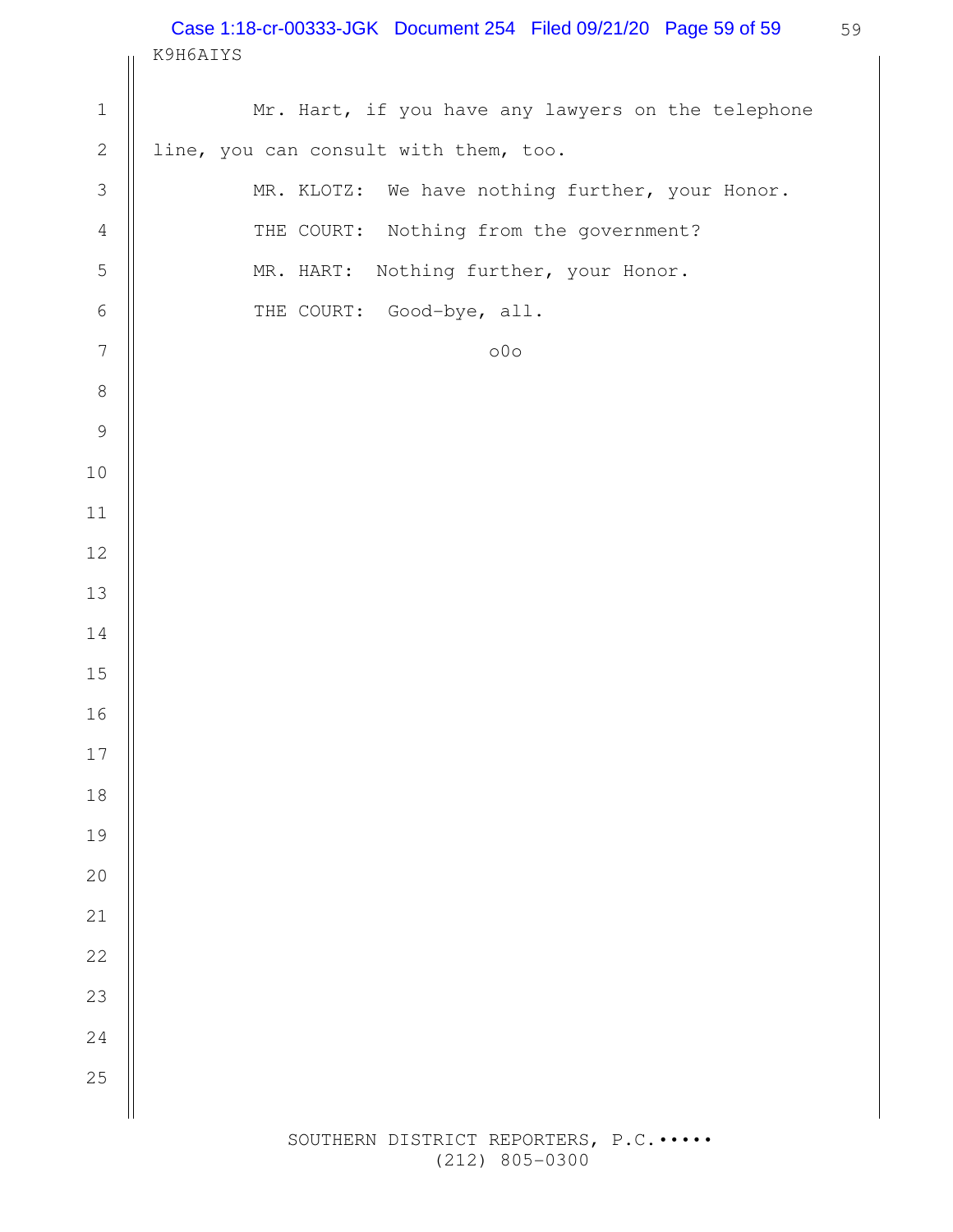Mr. Hart, if you have any lawyers on the telephone line, you can consult with them, too.

MR. KLOTZ: We have nothing further, your Honor.

THE COURT: Nothing from the government?

MR. HART: Nothing further, your Honor.

THE COURT: Good-bye, all.

o0o